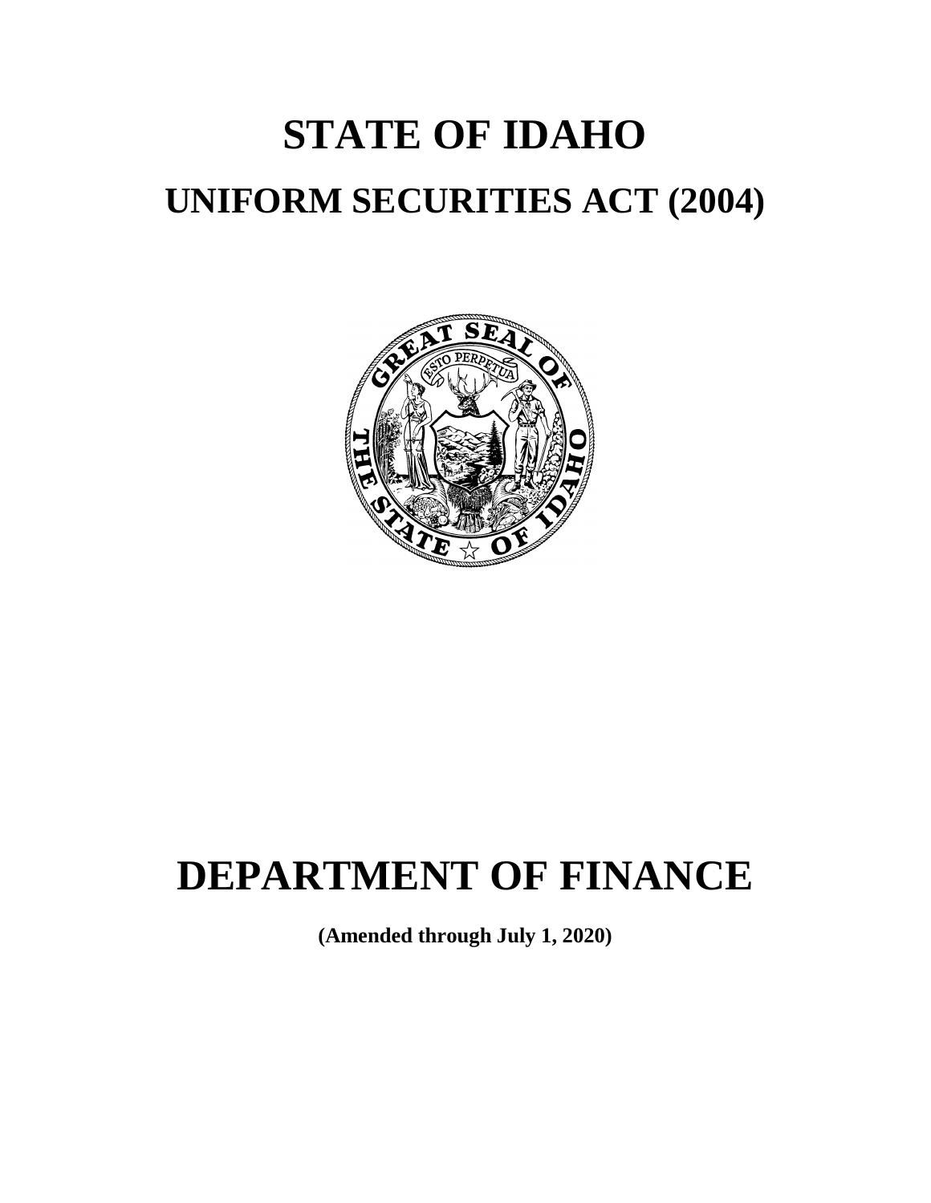# STATE OF IDAHO

## UNIFORM SECURITIES ACT (2004)

# DEPARTMENT OF FINANCE

**(Amended through July 1, 2020)**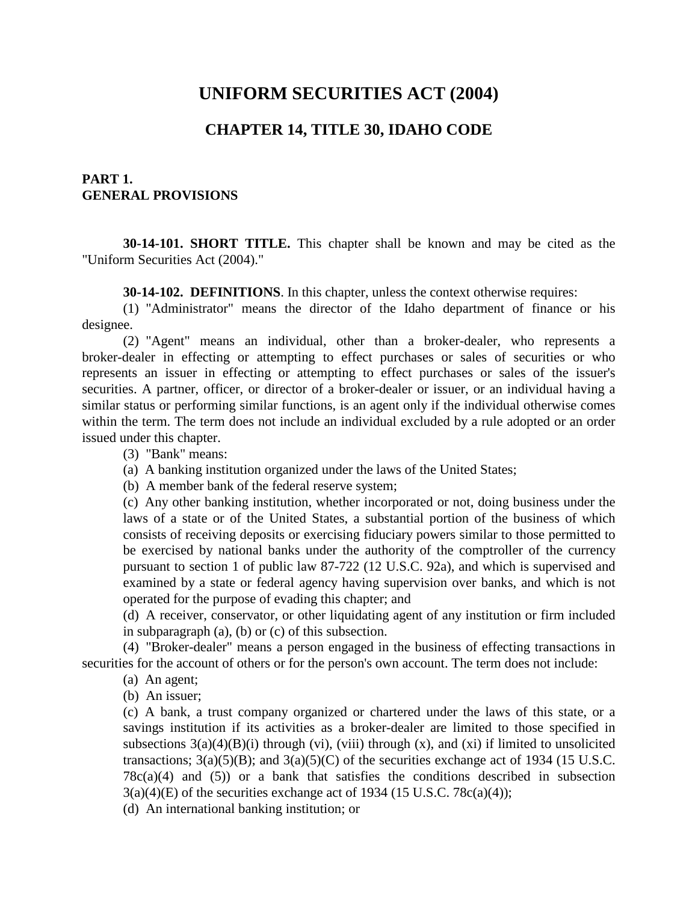# UNIFORM SECURITIES ACT (2004)

## CHAPTER 14, TITLE 30, IDAHO CODE

### PART 1.
### GENERAL PROVISIONS

**30-14-101. SHORT TITLE.** This chapter shall be known and may be cited as the "Uniform Securities Act (2004)."

**30-14-102. DEFINITIONS**. In this chapter, unless the context otherwise requires:

(1) "Administrator" means the director of the Idaho department of finance or his designee.

(2) "Agent" means an individual, other than a broker-dealer, who represents a broker-dealer in effecting or attempting to effect purchases or sales of securities or who represents an issuer in effecting or attempting to effect purchases or sales of the issuer's securities. A partner, officer, or director of a broker-dealer or issuer, or an individual having a similar status or performing similar functions, is an agent only if the individual otherwise comes within the term. The term does not include an individual excluded by a rule adopted or an order issued under this chapter.

(3) "Bank" means:

(a) A banking institution organized under the laws of the United States;

(b) A member bank of the federal reserve system;

(c) Any other banking institution, whether incorporated or not, doing business under the laws of a state or of the United States, a substantial portion of the business of which consists of receiving deposits or exercising fiduciary powers similar to those permitted to be exercised by national banks under the authority of the comptroller of the currency pursuant to section 1 of public law 87-722 (12 U.S.C. 92a), and which is supervised and examined by a state or federal agency having supervision over banks, and which is not operated for the purpose of evading this chapter; and

(d) A receiver, conservator, or other liquidating agent of any institution or firm included in subparagraph (a), (b) or (c) of this subsection.

(4) "Broker-dealer" means a person engaged in the business of effecting transactions in securities for the account of others or for the person's own account. The term does not include:

(a) An agent;

(b) An issuer;

(c) A bank, a trust company organized or chartered under the laws of this state, or a savings institution if its activities as a broker-dealer are limited to those specified in subsections 3(a)(4)(B)(i) through (vi), (viii) through (x), and (xi) if limited to unsolicited transactions; 3(a)(5)(B); and 3(a)(5)(C) of the securities exchange act of 1934 (15 U.S.C. 78c(a)(4) and (5)) or a bank that satisfies the conditions described in subsection 3(a)(4)(E) of the securities exchange act of 1934 (15 U.S.C. 78c(a)(4));

(d) An international banking institution; or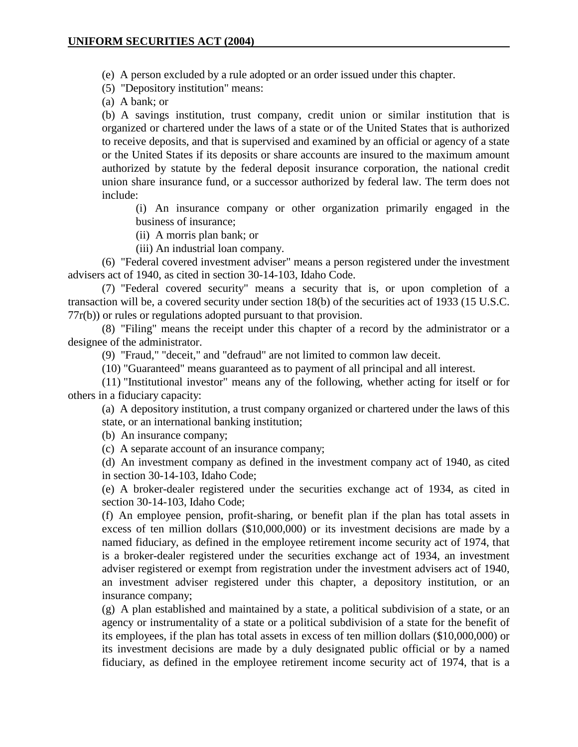(e) A person excluded by a rule adopted or an order issued under this chapter.

(5) "Depository institution" means:

(a) A bank; or

(b) A savings institution, trust company, credit union or similar institution that is organized or chartered under the laws of a state or of the United States that is authorized to receive deposits, and that is supervised and examined by an official or agency of a state or the United States if its deposits or share accounts are insured to the maximum amount authorized by statute by the federal deposit insurance corporation, the national credit union share insurance fund, or a successor authorized by federal law. The term does not include:

(i) An insurance company or other organization primarily engaged in the business of insurance;

(ii) A morris plan bank; or

(iii) An industrial loan company.

(6) "Federal covered investment adviser" means a person registered under the investment advisers act of 1940, as cited in section 30-14-103, Idaho Code.

(7) "Federal covered security" means a security that is, or upon completion of a transaction will be, a covered security under section 18(b) of the securities act of 1933 (15 U.S.C. 77r(b)) or rules or regulations adopted pursuant to that provision.

(8) "Filing" means the receipt under this chapter of a record by the administrator or a designee of the administrator.

(9) "Fraud," "deceit," and "defraud" are not limited to common law deceit.

(10) "Guaranteed" means guaranteed as to payment of all principal and all interest.

(11) "Institutional investor" means any of the following, whether acting for itself or for others in a fiduciary capacity:

(a) A depository institution, a trust company organized or chartered under the laws of this state, or an international banking institution;

(b) An insurance company;

(c) A separate account of an insurance company;

(d) An investment company as defined in the investment company act of 1940, as cited in section 30-14-103, Idaho Code;

(e) A broker-dealer registered under the securities exchange act of 1934, as cited in section 30-14-103, Idaho Code;

(f) An employee pension, profit-sharing, or benefit plan if the plan has total assets in excess of ten million dollars ($10,000,000) or its investment decisions are made by a named fiduciary, as defined in the employee retirement income security act of 1974, that is a broker-dealer registered under the securities exchange act of 1934, an investment adviser registered or exempt from registration under the investment advisers act of 1940, an investment adviser registered under this chapter, a depository institution, or an insurance company;

(g) A plan established and maintained by a state, a political subdivision of a state, or an agency or instrumentality of a state or a political subdivision of a state for the benefit of its employees, if the plan has total assets in excess of ten million dollars ($10,000,000) or its investment decisions are made by a duly designated public official or by a named fiduciary, as defined in the employee retirement income security act of 1974, that is a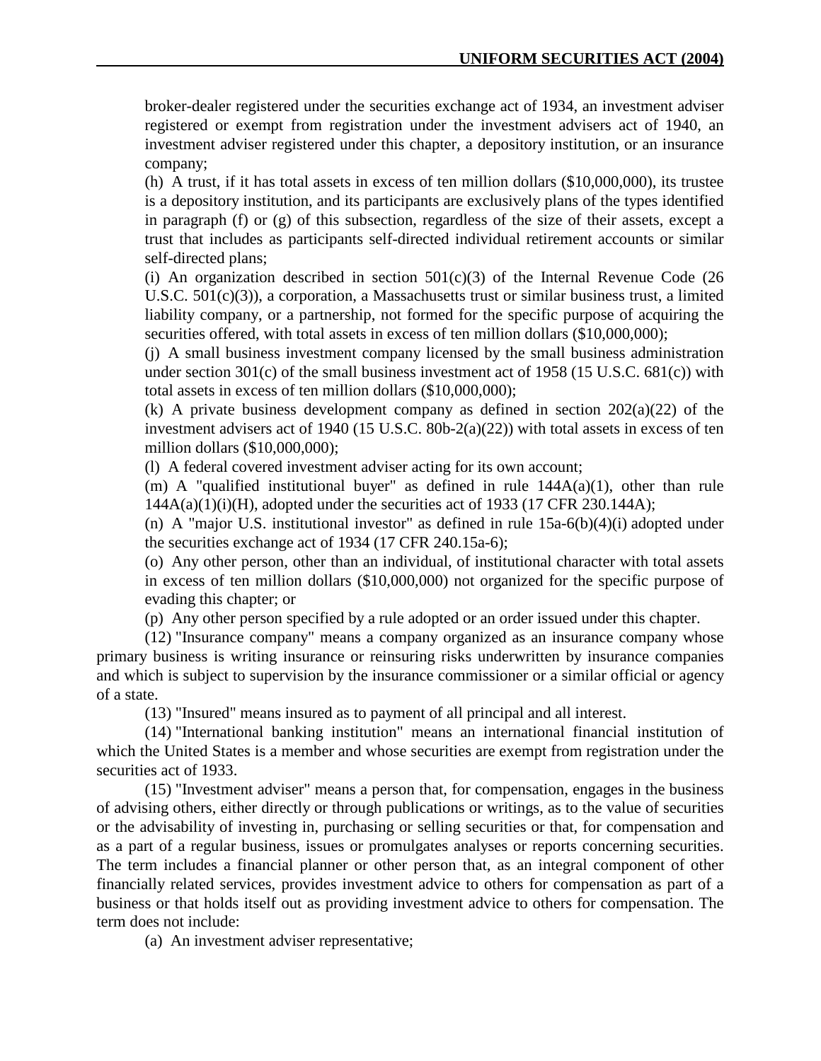broker-dealer registered under the securities exchange act of 1934, an investment adviser registered or exempt from registration under the investment advisers act of 1940, an investment adviser registered under this chapter, a depository institution, or an insurance company;

(h) A trust, if it has total assets in excess of ten million dollars ($10,000,000), its trustee is a depository institution, and its participants are exclusively plans of the types identified in paragraph (f) or (g) of this subsection, regardless of the size of their assets, except a trust that includes as participants self-directed individual retirement accounts or similar self-directed plans;

(i) An organization described in section 501(c)(3) of the Internal Revenue Code (26 U.S.C. 501(c)(3)), a corporation, a Massachusetts trust or similar business trust, a limited liability company, or a partnership, not formed for the specific purpose of acquiring the securities offered, with total assets in excess of ten million dollars ($10,000,000);

(j) A small business investment company licensed by the small business administration under section 301(c) of the small business investment act of 1958 (15 U.S.C. 681(c)) with total assets in excess of ten million dollars ($10,000,000);

(k) A private business development company as defined in section 202(a)(22) of the investment advisers act of 1940 (15 U.S.C. 80b-2(a)(22)) with total assets in excess of ten million dollars ($10,000,000);

(l) A federal covered investment adviser acting for its own account;

(m) A "qualified institutional buyer" as defined in rule 144A(a)(1), other than rule 144A(a)(1)(i)(H), adopted under the securities act of 1933 (17 CFR 230.144A);

(n) A "major U.S. institutional investor" as defined in rule 15a-6(b)(4)(i) adopted under the securities exchange act of 1934 (17 CFR 240.15a-6);

(o) Any other person, other than an individual, of institutional character with total assets in excess of ten million dollars ($10,000,000) not organized for the specific purpose of evading this chapter; or

(p) Any other person specified by a rule adopted or an order issued under this chapter.

(12) "Insurance company" means a company organized as an insurance company whose primary business is writing insurance or reinsuring risks underwritten by insurance companies and which is subject to supervision by the insurance commissioner or a similar official or agency of a state.

(13) "Insured" means insured as to payment of all principal and all interest.

(14) "International banking institution" means an international financial institution of which the United States is a member and whose securities are exempt from registration under the securities act of 1933.

(15) "Investment adviser" means a person that, for compensation, engages in the business of advising others, either directly or through publications or writings, as to the value of securities or the advisability of investing in, purchasing or selling securities or that, for compensation and as a part of a regular business, issues or promulgates analyses or reports concerning securities. The term includes a financial planner or other person that, as an integral component of other financially related services, provides investment advice to others for compensation as part of a business or that holds itself out as providing investment advice to others for compensation. The term does not include:

(a) An investment adviser representative;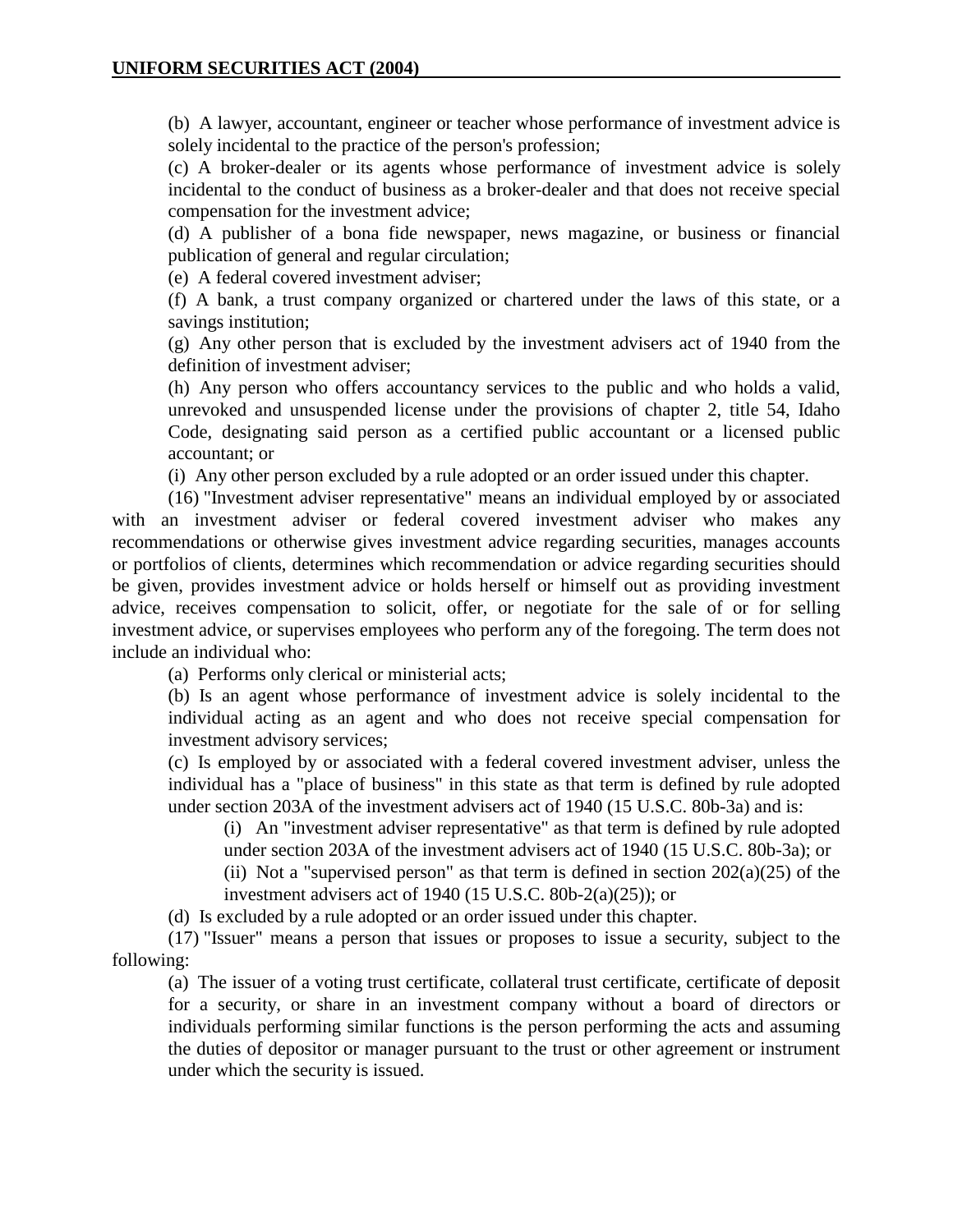(b) A lawyer, accountant, engineer or teacher whose performance of investment advice is solely incidental to the practice of the person's profession;

(c) A broker-dealer or its agents whose performance of investment advice is solely incidental to the conduct of business as a broker-dealer and that does not receive special compensation for the investment advice;

(d) A publisher of a bona fide newspaper, news magazine, or business or financial publication of general and regular circulation;

(e) A federal covered investment adviser;

(f) A bank, a trust company organized or chartered under the laws of this state, or a savings institution;

(g) Any other person that is excluded by the investment advisers act of 1940 from the definition of investment adviser;

(h) Any person who offers accountancy services to the public and who holds a valid, unrevoked and unsuspended license under the provisions of chapter 2, title 54, Idaho Code, designating said person as a certified public accountant or a licensed public accountant; or

(i) Any other person excluded by a rule adopted or an order issued under this chapter.

(16) "Investment adviser representative" means an individual employed by or associated with an investment adviser or federal covered investment adviser who makes any recommendations or otherwise gives investment advice regarding securities, manages accounts or portfolios of clients, determines which recommendation or advice regarding securities should be given, provides investment advice or holds herself or himself out as providing investment advice, receives compensation to solicit, offer, or negotiate for the sale of or for selling investment advice, or supervises employees who perform any of the foregoing. The term does not include an individual who:

(a) Performs only clerical or ministerial acts;

(b) Is an agent whose performance of investment advice is solely incidental to the individual acting as an agent and who does not receive special compensation for investment advisory services;

(c) Is employed by or associated with a federal covered investment adviser, unless the individual has a "place of business" in this state as that term is defined by rule adopted under section 203A of the investment advisers act of 1940 (15 U.S.C. 80b-3a) and is:

(i) An "investment adviser representative" as that term is defined by rule adopted under section 203A of the investment advisers act of 1940 (15 U.S.C. 80b-3a); or

(ii) Not a "supervised person" as that term is defined in section 202(a)(25) of the investment advisers act of 1940 (15 U.S.C. 80b-2(a)(25)); or

(d) Is excluded by a rule adopted or an order issued under this chapter.

(17) "Issuer" means a person that issues or proposes to issue a security, subject to the following:

(a) The issuer of a voting trust certificate, collateral trust certificate, certificate of deposit for a security, or share in an investment company without a board of directors or individuals performing similar functions is the person performing the acts and assuming the duties of depositor or manager pursuant to the trust or other agreement or instrument under which the security is issued.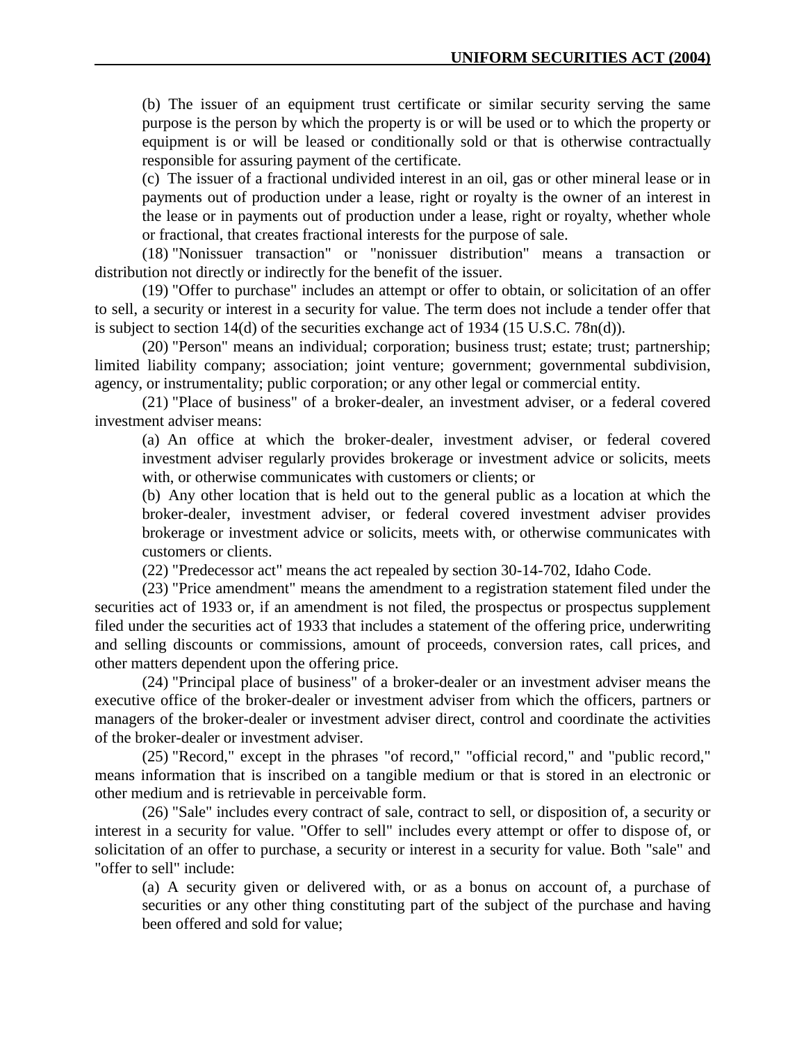(b) The issuer of an equipment trust certificate or similar security serving the same purpose is the person by which the property is or will be used or to which the property or equipment is or will be leased or conditionally sold or that is otherwise contractually responsible for assuring payment of the certificate.

(c) The issuer of a fractional undivided interest in an oil, gas or other mineral lease or in payments out of production under a lease, right or royalty is the owner of an interest in the lease or in payments out of production under a lease, right or royalty, whether whole or fractional, that creates fractional interests for the purpose of sale.

(18) "Nonissuer transaction" or "nonissuer distribution" means a transaction or distribution not directly or indirectly for the benefit of the issuer.

(19) "Offer to purchase" includes an attempt or offer to obtain, or solicitation of an offer to sell, a security or interest in a security for value. The term does not include a tender offer that is subject to section 14(d) of the securities exchange act of 1934 (15 U.S.C. 78n(d)).

(20) "Person" means an individual; corporation; business trust; estate; trust; partnership; limited liability company; association; joint venture; government; governmental subdivision, agency, or instrumentality; public corporation; or any other legal or commercial entity.

(21) "Place of business" of a broker-dealer, an investment adviser, or a federal covered investment adviser means:

(a) An office at which the broker-dealer, investment adviser, or federal covered investment adviser regularly provides brokerage or investment advice or solicits, meets with, or otherwise communicates with customers or clients; or

(b) Any other location that is held out to the general public as a location at which the broker-dealer, investment adviser, or federal covered investment adviser provides brokerage or investment advice or solicits, meets with, or otherwise communicates with customers or clients.

(22) "Predecessor act" means the act repealed by section 30-14-702, Idaho Code.

(23) "Price amendment" means the amendment to a registration statement filed under the securities act of 1933 or, if an amendment is not filed, the prospectus or prospectus supplement filed under the securities act of 1933 that includes a statement of the offering price, underwriting and selling discounts or commissions, amount of proceeds, conversion rates, call prices, and other matters dependent upon the offering price.

(24) "Principal place of business" of a broker-dealer or an investment adviser means the executive office of the broker-dealer or investment adviser from which the officers, partners or managers of the broker-dealer or investment adviser direct, control and coordinate the activities of the broker-dealer or investment adviser.

(25) "Record," except in the phrases "of record," "official record," and "public record," means information that is inscribed on a tangible medium or that is stored in an electronic or other medium and is retrievable in perceivable form.

(26) "Sale" includes every contract of sale, contract to sell, or disposition of, a security or interest in a security for value. "Offer to sell" includes every attempt or offer to dispose of, or solicitation of an offer to purchase, a security or interest in a security for value. Both "sale" and "offer to sell" include:

(a) A security given or delivered with, or as a bonus on account of, a purchase of securities or any other thing constituting part of the subject of the purchase and having been offered and sold for value;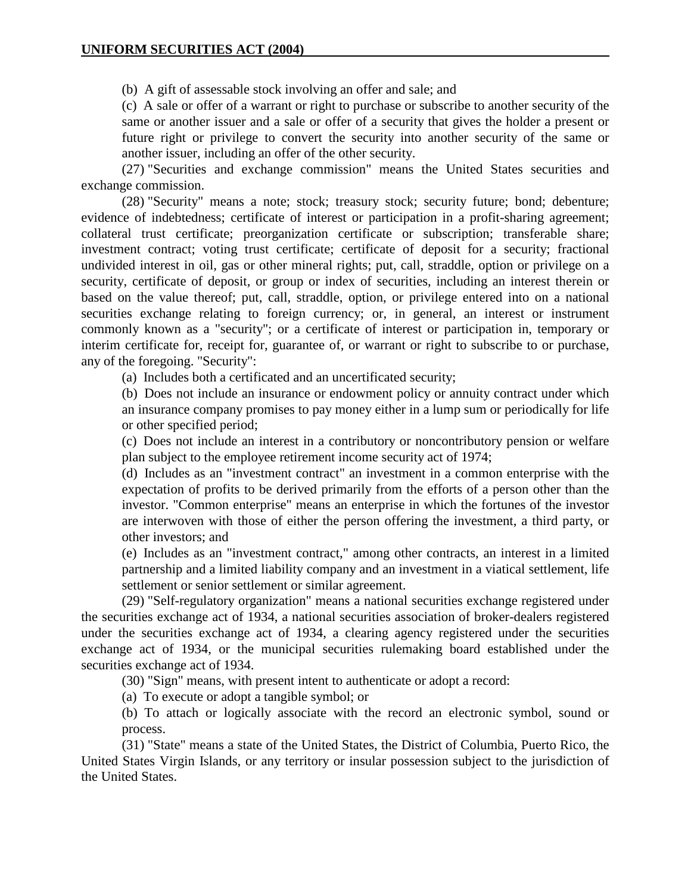(b) A gift of assessable stock involving an offer and sale; and

(c) A sale or offer of a warrant or right to purchase or subscribe to another security of the same or another issuer and a sale or offer of a security that gives the holder a present or future right or privilege to convert the security into another security of the same or another issuer, including an offer of the other security.

(27) "Securities and exchange commission" means the United States securities and exchange commission.

(28) "Security" means a note; stock; treasury stock; security future; bond; debenture; evidence of indebtedness; certificate of interest or participation in a profit-sharing agreement; collateral trust certificate; preorganization certificate or subscription; transferable share; investment contract; voting trust certificate; certificate of deposit for a security; fractional undivided interest in oil, gas or other mineral rights; put, call, straddle, option or privilege on a security, certificate of deposit, or group or index of securities, including an interest therein or based on the value thereof; put, call, straddle, option, or privilege entered into on a national securities exchange relating to foreign currency; or, in general, an interest or instrument commonly known as a "security"; or a certificate of interest or participation in, temporary or interim certificate for, receipt for, guarantee of, or warrant or right to subscribe to or purchase, any of the foregoing. "Security":

(a) Includes both a certificated and an uncertificated security;

(b) Does not include an insurance or endowment policy or annuity contract under which an insurance company promises to pay money either in a lump sum or periodically for life or other specified period;

(c) Does not include an interest in a contributory or noncontributory pension or welfare plan subject to the employee retirement income security act of 1974;

(d) Includes as an "investment contract" an investment in a common enterprise with the expectation of profits to be derived primarily from the efforts of a person other than the investor. "Common enterprise" means an enterprise in which the fortunes of the investor are interwoven with those of either the person offering the investment, a third party, or other investors; and

(e) Includes as an "investment contract," among other contracts, an interest in a limited partnership and a limited liability company and an investment in a viatical settlement, life settlement or senior settlement or similar agreement.

(29) "Self-regulatory organization" means a national securities exchange registered under the securities exchange act of 1934, a national securities association of broker-dealers registered under the securities exchange act of 1934, a clearing agency registered under the securities exchange act of 1934, or the municipal securities rulemaking board established under the securities exchange act of 1934.

(30) "Sign" means, with present intent to authenticate or adopt a record:

(a) To execute or adopt a tangible symbol; or

(b) To attach or logically associate with the record an electronic symbol, sound or process.

(31) "State" means a state of the United States, the District of Columbia, Puerto Rico, the United States Virgin Islands, or any territory or insular possession subject to the jurisdiction of the United States.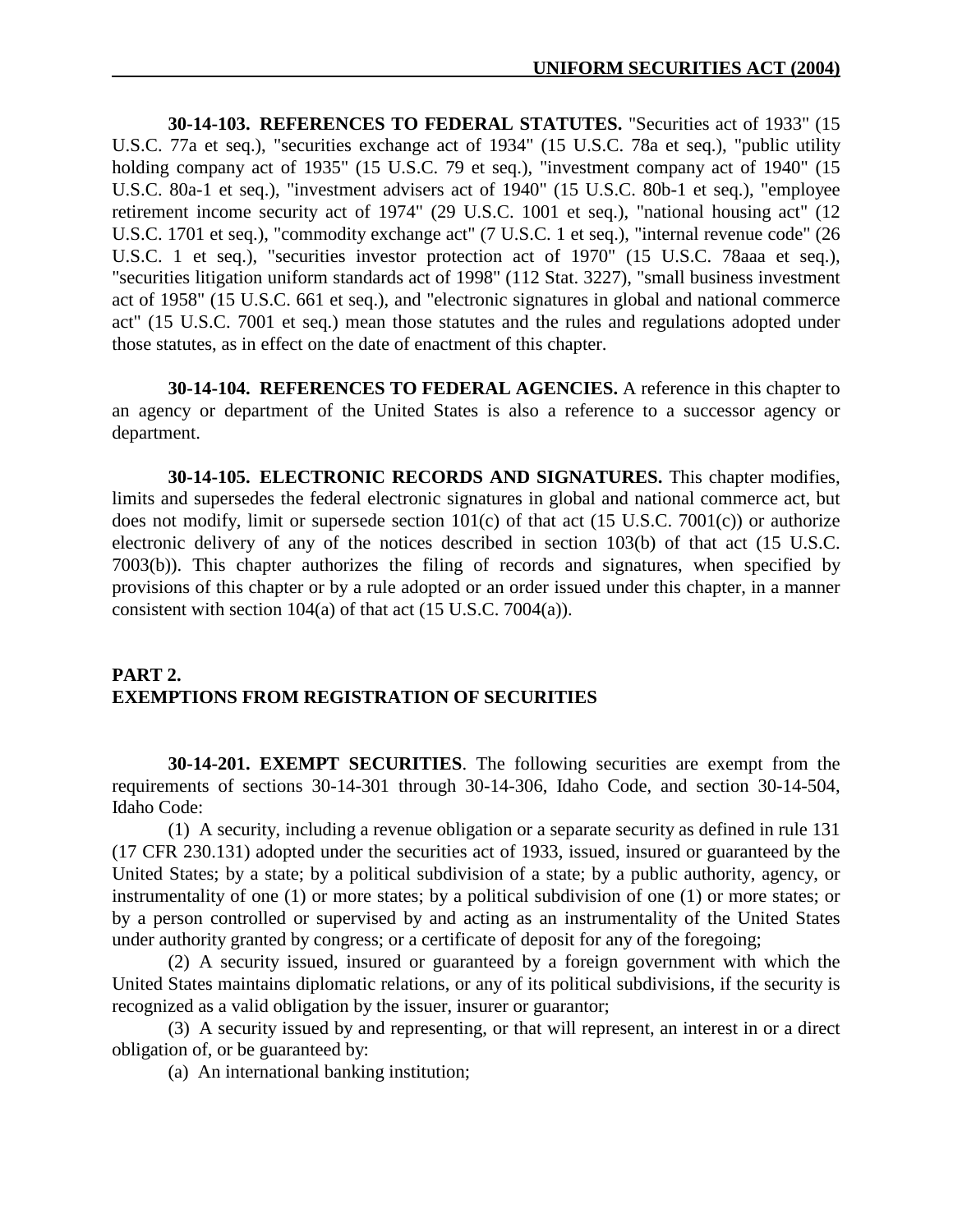**30-14-103. REFERENCES TO FEDERAL STATUTES.** "Securities act of 1933" (15 U.S.C. 77a et seq.), "securities exchange act of 1934" (15 U.S.C. 78a et seq.), "public utility holding company act of 1935" (15 U.S.C. 79 et seq.), "investment company act of 1940" (15 U.S.C. 80a-1 et seq.), "investment advisers act of 1940" (15 U.S.C. 80b-1 et seq.), "employee retirement income security act of 1974" (29 U.S.C. 1001 et seq.), "national housing act" (12 U.S.C. 1701 et seq.), "commodity exchange act" (7 U.S.C. 1 et seq.), "internal revenue code" (26 U.S.C. 1 et seq.), "securities investor protection act of 1970" (15 U.S.C. 78aaa et seq.), "securities litigation uniform standards act of 1998" (112 Stat. 3227), "small business investment act of 1958" (15 U.S.C. 661 et seq.), and "electronic signatures in global and national commerce act" (15 U.S.C. 7001 et seq.) mean those statutes and the rules and regulations adopted under those statutes, as in effect on the date of enactment of this chapter.

**30-14-104. REFERENCES TO FEDERAL AGENCIES.** A reference in this chapter to an agency or department of the United States is also a reference to a successor agency or department.

**30-14-105. ELECTRONIC RECORDS AND SIGNATURES.** This chapter modifies, limits and supersedes the federal electronic signatures in global and national commerce act, but does not modify, limit or supersede section 101(c) of that act (15 U.S.C. 7001(c)) or authorize electronic delivery of any of the notices described in section 103(b) of that act (15 U.S.C. 7003(b)). This chapter authorizes the filing of records and signatures, when specified by provisions of this chapter or by a rule adopted or an order issued under this chapter, in a manner consistent with section 104(a) of that act (15 U.S.C. 7004(a)).

## PART 2.
## EXEMPTIONS FROM REGISTRATION OF SECURITIES

**30-14-201. EXEMPT SECURITIES**. The following securities are exempt from the requirements of sections 30-14-301 through 30-14-306, Idaho Code, and section 30-14-504, Idaho Code:

(1) A security, including a revenue obligation or a separate security as defined in rule 131 (17 CFR 230.131) adopted under the securities act of 1933, issued, insured or guaranteed by the United States; by a state; by a political subdivision of a state; by a public authority, agency, or instrumentality of one (1) or more states; by a political subdivision of one (1) or more states; or by a person controlled or supervised by and acting as an instrumentality of the United States under authority granted by congress; or a certificate of deposit for any of the foregoing;

(2) A security issued, insured or guaranteed by a foreign government with which the United States maintains diplomatic relations, or any of its political subdivisions, if the security is recognized as a valid obligation by the issuer, insurer or guarantor;

(3) A security issued by and representing, or that will represent, an interest in or a direct obligation of, or be guaranteed by:

(a) An international banking institution;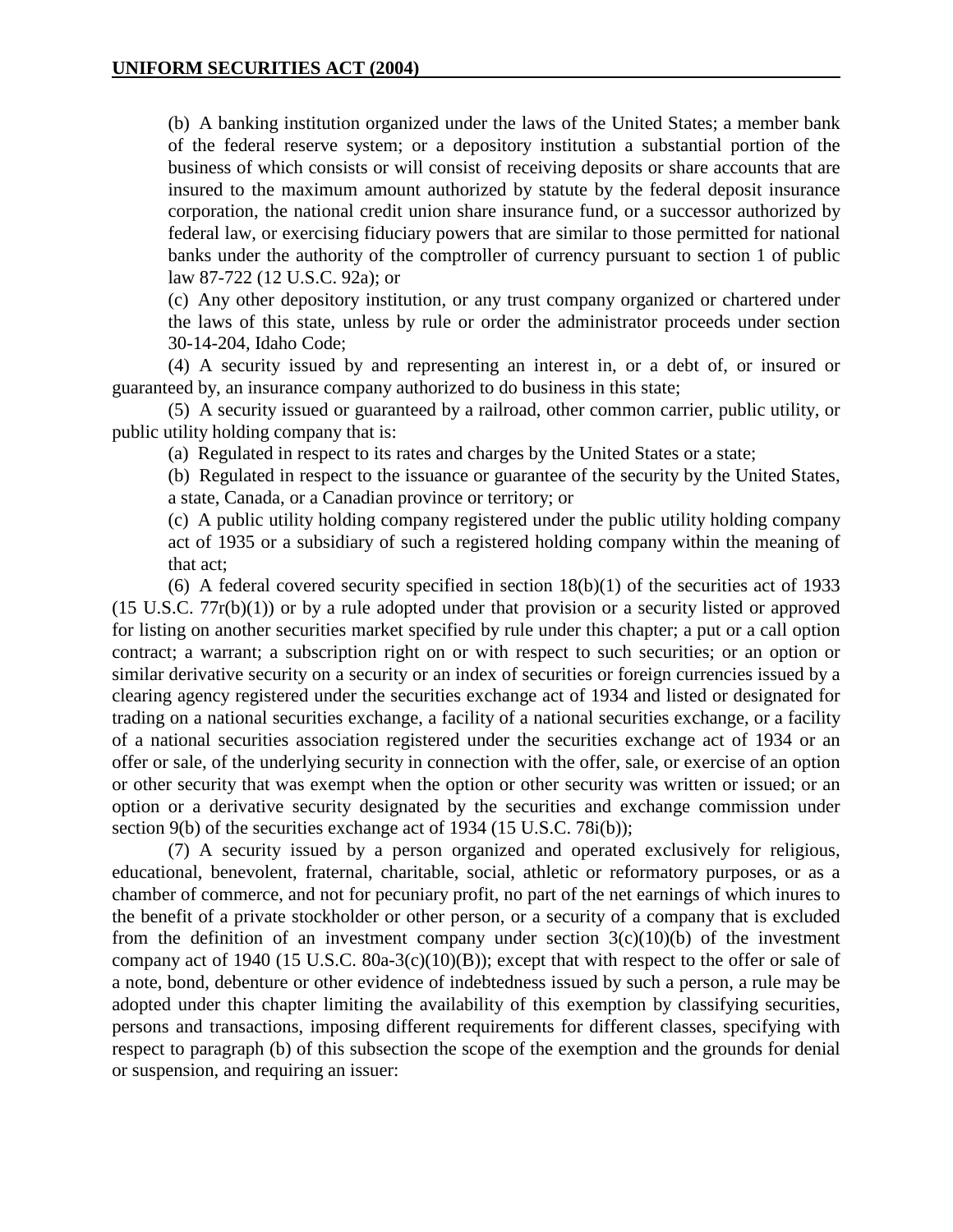(b) A banking institution organized under the laws of the United States; a member bank of the federal reserve system; or a depository institution a substantial portion of the business of which consists or will consist of receiving deposits or share accounts that are insured to the maximum amount authorized by statute by the federal deposit insurance corporation, the national credit union share insurance fund, or a successor authorized by federal law, or exercising fiduciary powers that are similar to those permitted for national banks under the authority of the comptroller of currency pursuant to section 1 of public law 87-722 (12 U.S.C. 92a); or

(c) Any other depository institution, or any trust company organized or chartered under the laws of this state, unless by rule or order the administrator proceeds under section 30-14-204, Idaho Code;

(4) A security issued by and representing an interest in, or a debt of, or insured or guaranteed by, an insurance company authorized to do business in this state;

(5) A security issued or guaranteed by a railroad, other common carrier, public utility, or public utility holding company that is:

(a) Regulated in respect to its rates and charges by the United States or a state;

(b) Regulated in respect to the issuance or guarantee of the security by the United States, a state, Canada, or a Canadian province or territory; or

(c) A public utility holding company registered under the public utility holding company act of 1935 or a subsidiary of such a registered holding company within the meaning of that act;

(6) A federal covered security specified in section 18(b)(1) of the securities act of 1933 (15 U.S.C. 77r(b)(1)) or by a rule adopted under that provision or a security listed or approved for listing on another securities market specified by rule under this chapter; a put or a call option contract; a warrant; a subscription right on or with respect to such securities; or an option or similar derivative security on a security or an index of securities or foreign currencies issued by a clearing agency registered under the securities exchange act of 1934 and listed or designated for trading on a national securities exchange, a facility of a national securities exchange, or a facility of a national securities association registered under the securities exchange act of 1934 or an offer or sale, of the underlying security in connection with the offer, sale, or exercise of an option or other security that was exempt when the option or other security was written or issued; or an option or a derivative security designated by the securities and exchange commission under section 9(b) of the securities exchange act of 1934 (15 U.S.C. 78i(b));

(7) A security issued by a person organized and operated exclusively for religious, educational, benevolent, fraternal, charitable, social, athletic or reformatory purposes, or as a chamber of commerce, and not for pecuniary profit, no part of the net earnings of which inures to the benefit of a private stockholder or other person, or a security of a company that is excluded from the definition of an investment company under section 3(c)(10)(b) of the investment company act of 1940 (15 U.S.C. 80a-3(c)(10)(B)); except that with respect to the offer or sale of a note, bond, debenture or other evidence of indebtedness issued by such a person, a rule may be adopted under this chapter limiting the availability of this exemption by classifying securities, persons and transactions, imposing different requirements for different classes, specifying with respect to paragraph (b) of this subsection the scope of the exemption and the grounds for denial or suspension, and requiring an issuer: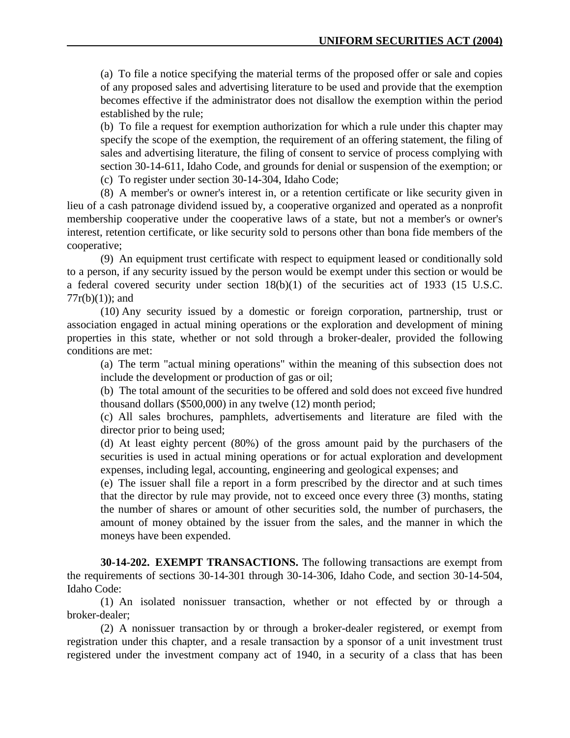(a) To file a notice specifying the material terms of the proposed offer or sale and copies of any proposed sales and advertising literature to be used and provide that the exemption becomes effective if the administrator does not disallow the exemption within the period established by the rule;

(b) To file a request for exemption authorization for which a rule under this chapter may specify the scope of the exemption, the requirement of an offering statement, the filing of sales and advertising literature, the filing of consent to service of process complying with section 30-14-611, Idaho Code, and grounds for denial or suspension of the exemption; or

(c) To register under section 30-14-304, Idaho Code;

(8) A member's or owner's interest in, or a retention certificate or like security given in lieu of a cash patronage dividend issued by, a cooperative organized and operated as a nonprofit membership cooperative under the cooperative laws of a state, but not a member's or owner's interest, retention certificate, or like security sold to persons other than bona fide members of the cooperative;

(9) An equipment trust certificate with respect to equipment leased or conditionally sold to a person, if any security issued by the person would be exempt under this section or would be a federal covered security under section 18(b)(1) of the securities act of 1933 (15 U.S.C. 77r(b)(1)); and

(10) Any security issued by a domestic or foreign corporation, partnership, trust or association engaged in actual mining operations or the exploration and development of mining properties in this state, whether or not sold through a broker-dealer, provided the following conditions are met:

(a) The term "actual mining operations" within the meaning of this subsection does not include the development or production of gas or oil;

(b) The total amount of the securities to be offered and sold does not exceed five hundred thousand dollars ($500,000) in any twelve (12) month period;

(c) All sales brochures, pamphlets, advertisements and literature are filed with the director prior to being used;

(d) At least eighty percent (80%) of the gross amount paid by the purchasers of the securities is used in actual mining operations or for actual exploration and development expenses, including legal, accounting, engineering and geological expenses; and

(e) The issuer shall file a report in a form prescribed by the director and at such times that the director by rule may provide, not to exceed once every three (3) months, stating the number of shares or amount of other securities sold, the number of purchasers, the amount of money obtained by the issuer from the sales, and the manner in which the moneys have been expended.

**30-14-202. EXEMPT TRANSACTIONS.** The following transactions are exempt from the requirements of sections 30-14-301 through 30-14-306, Idaho Code, and section 30-14-504, Idaho Code:

(1) An isolated nonissuer transaction, whether or not effected by or through a broker-dealer;

(2) A nonissuer transaction by or through a broker-dealer registered, or exempt from registration under this chapter, and a resale transaction by a sponsor of a unit investment trust registered under the investment company act of 1940, in a security of a class that has been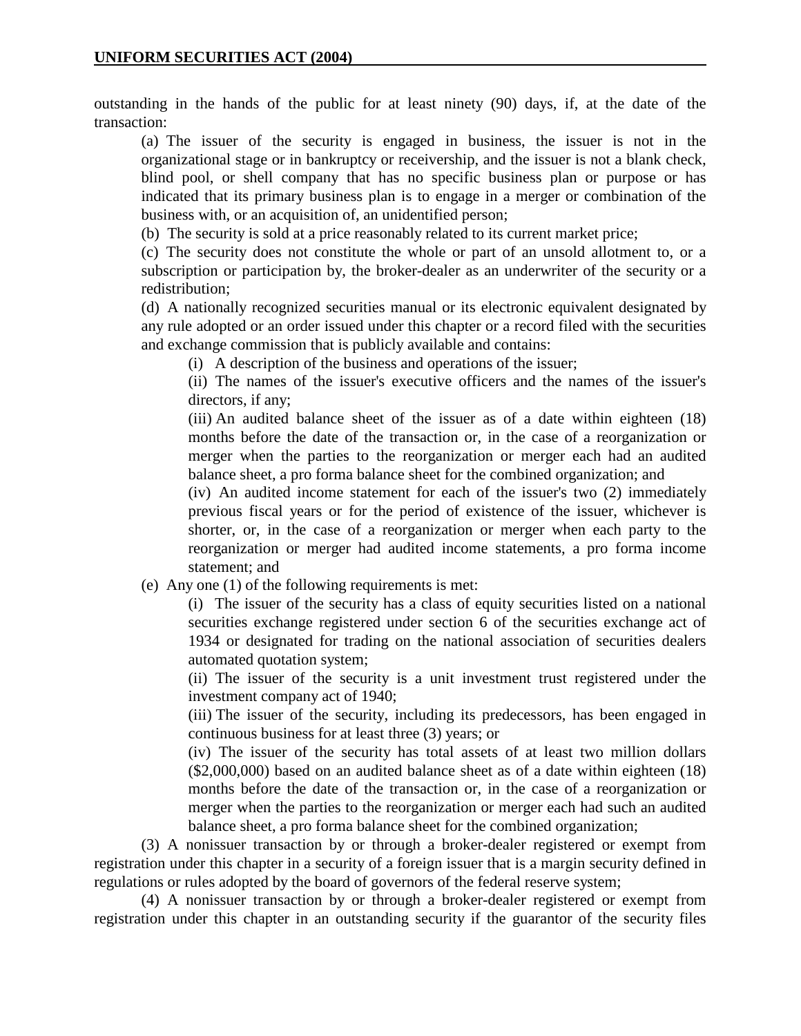outstanding in the hands of the public for at least ninety (90) days, if, at the date of the transaction:

(a) The issuer of the security is engaged in business, the issuer is not in the organizational stage or in bankruptcy or receivership, and the issuer is not a blank check, blind pool, or shell company that has no specific business plan or purpose or has indicated that its primary business plan is to engage in a merger or combination of the business with, or an acquisition of, an unidentified person;

(b) The security is sold at a price reasonably related to its current market price;

(c) The security does not constitute the whole or part of an unsold allotment to, or a subscription or participation by, the broker-dealer as an underwriter of the security or a redistribution;

(d) A nationally recognized securities manual or its electronic equivalent designated by any rule adopted or an order issued under this chapter or a record filed with the securities and exchange commission that is publicly available and contains:

(i) A description of the business and operations of the issuer;

(ii) The names of the issuer's executive officers and the names of the issuer's directors, if any;

(iii) An audited balance sheet of the issuer as of a date within eighteen (18) months before the date of the transaction or, in the case of a reorganization or merger when the parties to the reorganization or merger each had an audited balance sheet, a pro forma balance sheet for the combined organization; and

(iv) An audited income statement for each of the issuer's two (2) immediately previous fiscal years or for the period of existence of the issuer, whichever is shorter, or, in the case of a reorganization or merger when each party to the reorganization or merger had audited income statements, a pro forma income statement; and

(e) Any one (1) of the following requirements is met:

(i) The issuer of the security has a class of equity securities listed on a national securities exchange registered under section 6 of the securities exchange act of 1934 or designated for trading on the national association of securities dealers automated quotation system;

(ii) The issuer of the security is a unit investment trust registered under the investment company act of 1940;

(iii) The issuer of the security, including its predecessors, has been engaged in continuous business for at least three (3) years; or

(iv) The issuer of the security has total assets of at least two million dollars ($2,000,000) based on an audited balance sheet as of a date within eighteen (18) months before the date of the transaction or, in the case of a reorganization or merger when the parties to the reorganization or merger each had such an audited balance sheet, a pro forma balance sheet for the combined organization;

(3) A nonissuer transaction by or through a broker-dealer registered or exempt from registration under this chapter in a security of a foreign issuer that is a margin security defined in regulations or rules adopted by the board of governors of the federal reserve system;

(4) A nonissuer transaction by or through a broker-dealer registered or exempt from registration under this chapter in an outstanding security if the guarantor of the security files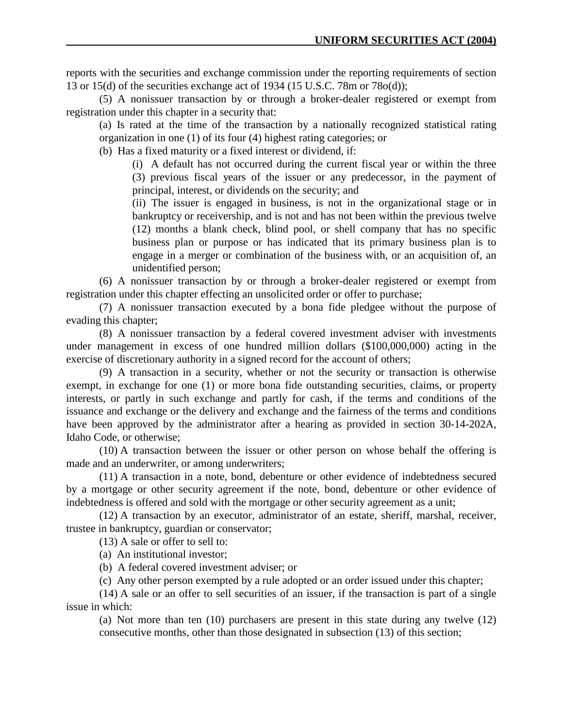reports with the securities and exchange commission under the reporting requirements of section 13 or 15(d) of the securities exchange act of 1934 (15 U.S.C. 78m or 78o(d));

(5) A nonissuer transaction by or through a broker-dealer registered or exempt from registration under this chapter in a security that:

(a) Is rated at the time of the transaction by a nationally recognized statistical rating organization in one (1) of its four (4) highest rating categories; or

(b) Has a fixed maturity or a fixed interest or dividend, if:

(i) A default has not occurred during the current fiscal year or within the three (3) previous fiscal years of the issuer or any predecessor, in the payment of principal, interest, or dividends on the security; and

(ii) The issuer is engaged in business, is not in the organizational stage or in bankruptcy or receivership, and is not and has not been within the previous twelve (12) months a blank check, blind pool, or shell company that has no specific business plan or purpose or has indicated that its primary business plan is to engage in a merger or combination of the business with, or an acquisition of, an unidentified person;

(6) A nonissuer transaction by or through a broker-dealer registered or exempt from registration under this chapter effecting an unsolicited order or offer to purchase;

(7) A nonissuer transaction executed by a bona fide pledgee without the purpose of evading this chapter;

(8) A nonissuer transaction by a federal covered investment adviser with investments under management in excess of one hundred million dollars ($100,000,000) acting in the exercise of discretionary authority in a signed record for the account of others;

(9) A transaction in a security, whether or not the security or transaction is otherwise exempt, in exchange for one (1) or more bona fide outstanding securities, claims, or property interests, or partly in such exchange and partly for cash, if the terms and conditions of the issuance and exchange or the delivery and exchange and the fairness of the terms and conditions have been approved by the administrator after a hearing as provided in section 30-14-202A, Idaho Code, or otherwise;

(10) A transaction between the issuer or other person on whose behalf the offering is made and an underwriter, or among underwriters;

(11) A transaction in a note, bond, debenture or other evidence of indebtedness secured by a mortgage or other security agreement if the note, bond, debenture or other evidence of indebtedness is offered and sold with the mortgage or other security agreement as a unit;

(12) A transaction by an executor, administrator of an estate, sheriff, marshal, receiver, trustee in bankruptcy, guardian or conservator;

(13) A sale or offer to sell to:

(a) An institutional investor;

(b) A federal covered investment adviser; or

(c) Any other person exempted by a rule adopted or an order issued under this chapter;

(14) A sale or an offer to sell securities of an issuer, if the transaction is part of a single issue in which:

(a) Not more than ten (10) purchasers are present in this state during any twelve (12) consecutive months, other than those designated in subsection (13) of this section;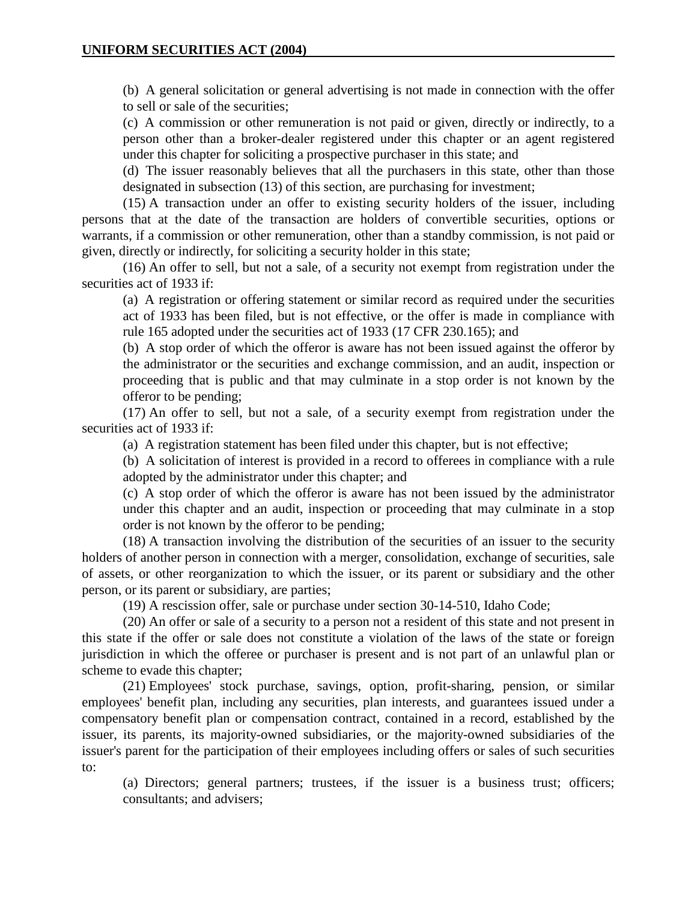(b) A general solicitation or general advertising is not made in connection with the offer to sell or sale of the securities;

(c) A commission or other remuneration is not paid or given, directly or indirectly, to a person other than a broker-dealer registered under this chapter or an agent registered under this chapter for soliciting a prospective purchaser in this state; and

(d) The issuer reasonably believes that all the purchasers in this state, other than those designated in subsection (13) of this section, are purchasing for investment;

(15) A transaction under an offer to existing security holders of the issuer, including persons that at the date of the transaction are holders of convertible securities, options or warrants, if a commission or other remuneration, other than a standby commission, is not paid or given, directly or indirectly, for soliciting a security holder in this state;

(16) An offer to sell, but not a sale, of a security not exempt from registration under the securities act of 1933 if:

(a) A registration or offering statement or similar record as required under the securities act of 1933 has been filed, but is not effective, or the offer is made in compliance with rule 165 adopted under the securities act of 1933 (17 CFR 230.165); and

(b) A stop order of which the offeror is aware has not been issued against the offeror by the administrator or the securities and exchange commission, and an audit, inspection or proceeding that is public and that may culminate in a stop order is not known by the offeror to be pending;

(17) An offer to sell, but not a sale, of a security exempt from registration under the securities act of 1933 if:

(a) A registration statement has been filed under this chapter, but is not effective;

(b) A solicitation of interest is provided in a record to offerees in compliance with a rule adopted by the administrator under this chapter; and

(c) A stop order of which the offeror is aware has not been issued by the administrator under this chapter and an audit, inspection or proceeding that may culminate in a stop order is not known by the offeror to be pending;

(18) A transaction involving the distribution of the securities of an issuer to the security holders of another person in connection with a merger, consolidation, exchange of securities, sale of assets, or other reorganization to which the issuer, or its parent or subsidiary and the other person, or its parent or subsidiary, are parties;

(19) A rescission offer, sale or purchase under section 30-14-510, Idaho Code;

(20) An offer or sale of a security to a person not a resident of this state and not present in this state if the offer or sale does not constitute a violation of the laws of the state or foreign jurisdiction in which the offeree or purchaser is present and is not part of an unlawful plan or scheme to evade this chapter;

(21) Employees' stock purchase, savings, option, profit-sharing, pension, or similar employees' benefit plan, including any securities, plan interests, and guarantees issued under a compensatory benefit plan or compensation contract, contained in a record, established by the issuer, its parents, its majority-owned subsidiaries, or the majority-owned subsidiaries of the issuer's parent for the participation of their employees including offers or sales of such securities to:

(a) Directors; general partners; trustees, if the issuer is a business trust; officers; consultants; and advisers;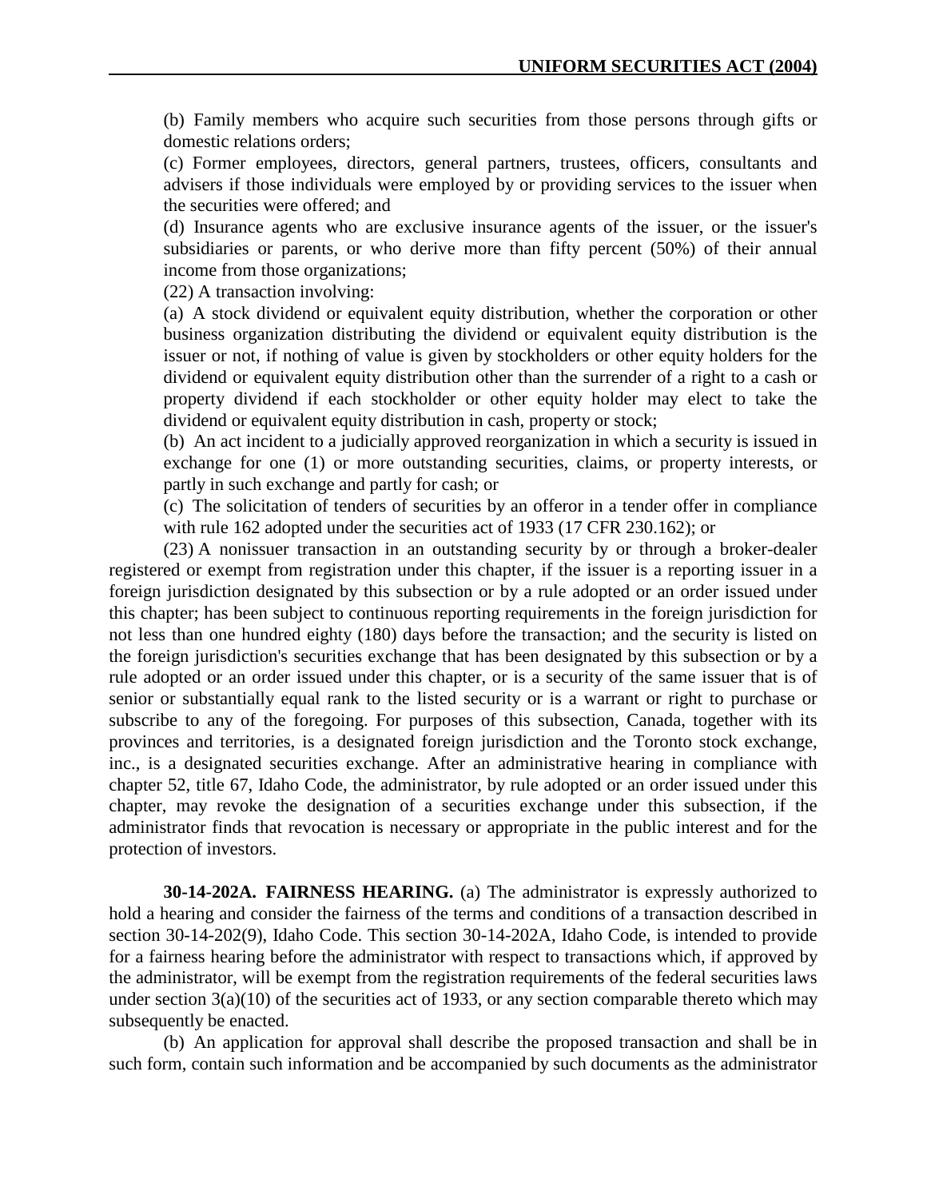(b) Family members who acquire such securities from those persons through gifts or domestic relations orders;

(c) Former employees, directors, general partners, trustees, officers, consultants and advisers if those individuals were employed by or providing services to the issuer when the securities were offered; and

(d) Insurance agents who are exclusive insurance agents of the issuer, or the issuer's subsidiaries or parents, or who derive more than fifty percent (50%) of their annual income from those organizations;

(22) A transaction involving:

(a) A stock dividend or equivalent equity distribution, whether the corporation or other business organization distributing the dividend or equivalent equity distribution is the issuer or not, if nothing of value is given by stockholders or other equity holders for the dividend or equivalent equity distribution other than the surrender of a right to a cash or property dividend if each stockholder or other equity holder may elect to take the dividend or equivalent equity distribution in cash, property or stock;

(b) An act incident to a judicially approved reorganization in which a security is issued in exchange for one (1) or more outstanding securities, claims, or property interests, or partly in such exchange and partly for cash; or

(c) The solicitation of tenders of securities by an offeror in a tender offer in compliance with rule 162 adopted under the securities act of 1933 (17 CFR 230.162); or

(23) A nonissuer transaction in an outstanding security by or through a broker-dealer registered or exempt from registration under this chapter, if the issuer is a reporting issuer in a foreign jurisdiction designated by this subsection or by a rule adopted or an order issued under this chapter; has been subject to continuous reporting requirements in the foreign jurisdiction for not less than one hundred eighty (180) days before the transaction; and the security is listed on the foreign jurisdiction's securities exchange that has been designated by this subsection or by a rule adopted or an order issued under this chapter, or is a security of the same issuer that is of senior or substantially equal rank to the listed security or is a warrant or right to purchase or subscribe to any of the foregoing. For purposes of this subsection, Canada, together with its provinces and territories, is a designated foreign jurisdiction and the Toronto stock exchange, inc., is a designated securities exchange. After an administrative hearing in compliance with chapter 52, title 67, Idaho Code, the administrator, by rule adopted or an order issued under this chapter, may revoke the designation of a securities exchange under this subsection, if the administrator finds that revocation is necessary or appropriate in the public interest and for the protection of investors.

**30-14-202A. FAIRNESS HEARING.** (a) The administrator is expressly authorized to hold a hearing and consider the fairness of the terms and conditions of a transaction described in section 30-14-202(9), Idaho Code. This section 30-14-202A, Idaho Code, is intended to provide for a fairness hearing before the administrator with respect to transactions which, if approved by the administrator, will be exempt from the registration requirements of the federal securities laws under section 3(a)(10) of the securities act of 1933, or any section comparable thereto which may subsequently be enacted.

(b) An application for approval shall describe the proposed transaction and shall be in such form, contain such information and be accompanied by such documents as the administrator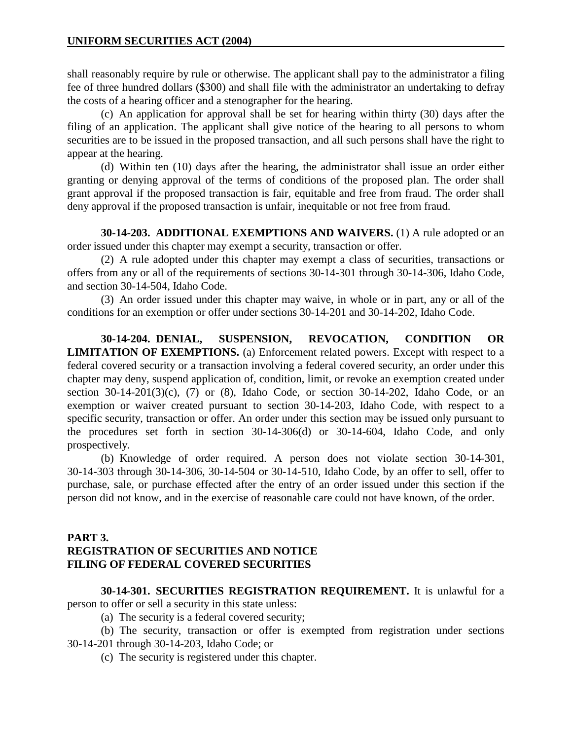shall reasonably require by rule or otherwise. The applicant shall pay to the administrator a filing fee of three hundred dollars ($300) and shall file with the administrator an undertaking to defray the costs of a hearing officer and a stenographer for the hearing.

(c) An application for approval shall be set for hearing within thirty (30) days after the filing of an application. The applicant shall give notice of the hearing to all persons to whom securities are to be issued in the proposed transaction, and all such persons shall have the right to appear at the hearing.

(d) Within ten (10) days after the hearing, the administrator shall issue an order either granting or denying approval of the terms of conditions of the proposed plan. The order shall grant approval if the proposed transaction is fair, equitable and free from fraud. The order shall deny approval if the proposed transaction is unfair, inequitable or not free from fraud.

**30-14-203. ADDITIONAL EXEMPTIONS AND WAIVERS.** (1) A rule adopted or an order issued under this chapter may exempt a security, transaction or offer.

(2) A rule adopted under this chapter may exempt a class of securities, transactions or offers from any or all of the requirements of sections 30-14-301 through 30-14-306, Idaho Code, and section 30-14-504, Idaho Code.

(3) An order issued under this chapter may waive, in whole or in part, any or all of the conditions for an exemption or offer under sections 30-14-201 and 30-14-202, Idaho Code.

**30-14-204. DENIAL, SUSPENSION, REVOCATION, CONDITION OR LIMITATION OF EXEMPTIONS.** (a) Enforcement related powers. Except with respect to a federal covered security or a transaction involving a federal covered security, an order under this chapter may deny, suspend application of, condition, limit, or revoke an exemption created under section 30-14-201(3)(c), (7) or (8), Idaho Code, or section 30-14-202, Idaho Code, or an exemption or waiver created pursuant to section 30-14-203, Idaho Code, with respect to a specific security, transaction or offer. An order under this section may be issued only pursuant to the procedures set forth in section 30-14-306(d) or 30-14-604, Idaho Code, and only prospectively.

(b) Knowledge of order required. A person does not violate section 30-14-301, 30-14-303 through 30-14-306, 30-14-504 or 30-14-510, Idaho Code, by an offer to sell, offer to purchase, sale, or purchase effected after the entry of an order issued under this section if the person did not know, and in the exercise of reasonable care could not have known, of the order.

## PART 3.
## REGISTRATION OF SECURITIES AND NOTICE FILING OF FEDERAL COVERED SECURITIES

**30-14-301. SECURITIES REGISTRATION REQUIREMENT.** It is unlawful for a person to offer or sell a security in this state unless:

(a) The security is a federal covered security;

(b) The security, transaction or offer is exempted from registration under sections 30-14-201 through 30-14-203, Idaho Code; or

(c) The security is registered under this chapter.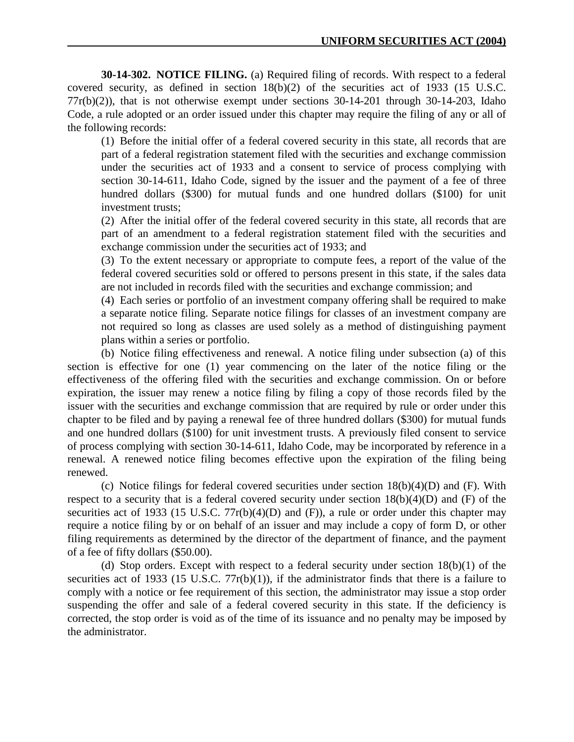**30-14-302. NOTICE FILING.** (a) Required filing of records. With respect to a federal covered security, as defined in section 18(b)(2) of the securities act of 1933 (15 U.S.C. 77r(b)(2)), that is not otherwise exempt under sections 30-14-201 through 30-14-203, Idaho Code, a rule adopted or an order issued under this chapter may require the filing of any or all of the following records:

(1) Before the initial offer of a federal covered security in this state, all records that are part of a federal registration statement filed with the securities and exchange commission under the securities act of 1933 and a consent to service of process complying with section 30-14-611, Idaho Code, signed by the issuer and the payment of a fee of three hundred dollars ($300) for mutual funds and one hundred dollars ($100) for unit investment trusts;

(2) After the initial offer of the federal covered security in this state, all records that are part of an amendment to a federal registration statement filed with the securities and exchange commission under the securities act of 1933; and

(3) To the extent necessary or appropriate to compute fees, a report of the value of the federal covered securities sold or offered to persons present in this state, if the sales data are not included in records filed with the securities and exchange commission; and

(4) Each series or portfolio of an investment company offering shall be required to make a separate notice filing. Separate notice filings for classes of an investment company are not required so long as classes are used solely as a method of distinguishing payment plans within a series or portfolio.

(b) Notice filing effectiveness and renewal. A notice filing under subsection (a) of this section is effective for one (1) year commencing on the later of the notice filing or the effectiveness of the offering filed with the securities and exchange commission. On or before expiration, the issuer may renew a notice filing by filing a copy of those records filed by the issuer with the securities and exchange commission that are required by rule or order under this chapter to be filed and by paying a renewal fee of three hundred dollars ($300) for mutual funds and one hundred dollars ($100) for unit investment trusts. A previously filed consent to service of process complying with section 30-14-611, Idaho Code, may be incorporated by reference in a renewal. A renewed notice filing becomes effective upon the expiration of the filing being renewed.

(c) Notice filings for federal covered securities under section 18(b)(4)(D) and (F). With respect to a security that is a federal covered security under section 18(b)(4)(D) and (F) of the securities act of 1933 (15 U.S.C. 77r(b)(4)(D) and (F)), a rule or order under this chapter may require a notice filing by or on behalf of an issuer and may include a copy of form D, or other filing requirements as determined by the director of the department of finance, and the payment of a fee of fifty dollars ($50.00).

(d) Stop orders. Except with respect to a federal security under section 18(b)(1) of the securities act of 1933 (15 U.S.C. 77r(b)(1)), if the administrator finds that there is a failure to comply with a notice or fee requirement of this section, the administrator may issue a stop order suspending the offer and sale of a federal covered security in this state. If the deficiency is corrected, the stop order is void as of the time of its issuance and no penalty may be imposed by the administrator.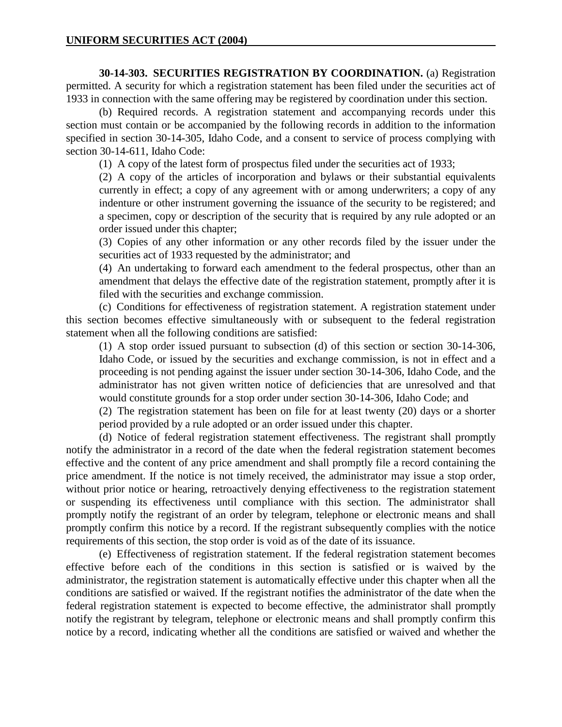**30-14-303. SECURITIES REGISTRATION BY COORDINATION.** (a) Registration permitted. A security for which a registration statement has been filed under the securities act of 1933 in connection with the same offering may be registered by coordination under this section.

(b) Required records. A registration statement and accompanying records under this section must contain or be accompanied by the following records in addition to the information specified in section 30-14-305, Idaho Code, and a consent to service of process complying with section 30-14-611, Idaho Code:

(1) A copy of the latest form of prospectus filed under the securities act of 1933;

(2) A copy of the articles of incorporation and bylaws or their substantial equivalents currently in effect; a copy of any agreement with or among underwriters; a copy of any indenture or other instrument governing the issuance of the security to be registered; and a specimen, copy or description of the security that is required by any rule adopted or an order issued under this chapter;

(3) Copies of any other information or any other records filed by the issuer under the securities act of 1933 requested by the administrator; and

(4) An undertaking to forward each amendment to the federal prospectus, other than an amendment that delays the effective date of the registration statement, promptly after it is filed with the securities and exchange commission.

(c) Conditions for effectiveness of registration statement. A registration statement under this section becomes effective simultaneously with or subsequent to the federal registration statement when all the following conditions are satisfied:

(1) A stop order issued pursuant to subsection (d) of this section or section 30-14-306, Idaho Code, or issued by the securities and exchange commission, is not in effect and a proceeding is not pending against the issuer under section 30-14-306, Idaho Code, and the administrator has not given written notice of deficiencies that are unresolved and that would constitute grounds for a stop order under section 30-14-306, Idaho Code; and

(2) The registration statement has been on file for at least twenty (20) days or a shorter period provided by a rule adopted or an order issued under this chapter.

(d) Notice of federal registration statement effectiveness. The registrant shall promptly notify the administrator in a record of the date when the federal registration statement becomes effective and the content of any price amendment and shall promptly file a record containing the price amendment. If the notice is not timely received, the administrator may issue a stop order, without prior notice or hearing, retroactively denying effectiveness to the registration statement or suspending its effectiveness until compliance with this section. The administrator shall promptly notify the registrant of an order by telegram, telephone or electronic means and shall promptly confirm this notice by a record. If the registrant subsequently complies with the notice requirements of this section, the stop order is void as of the date of its issuance.

(e) Effectiveness of registration statement. If the federal registration statement becomes effective before each of the conditions in this section is satisfied or is waived by the administrator, the registration statement is automatically effective under this chapter when all the conditions are satisfied or waived. If the registrant notifies the administrator of the date when the federal registration statement is expected to become effective, the administrator shall promptly notify the registrant by telegram, telephone or electronic means and shall promptly confirm this notice by a record, indicating whether all the conditions are satisfied or waived and whether the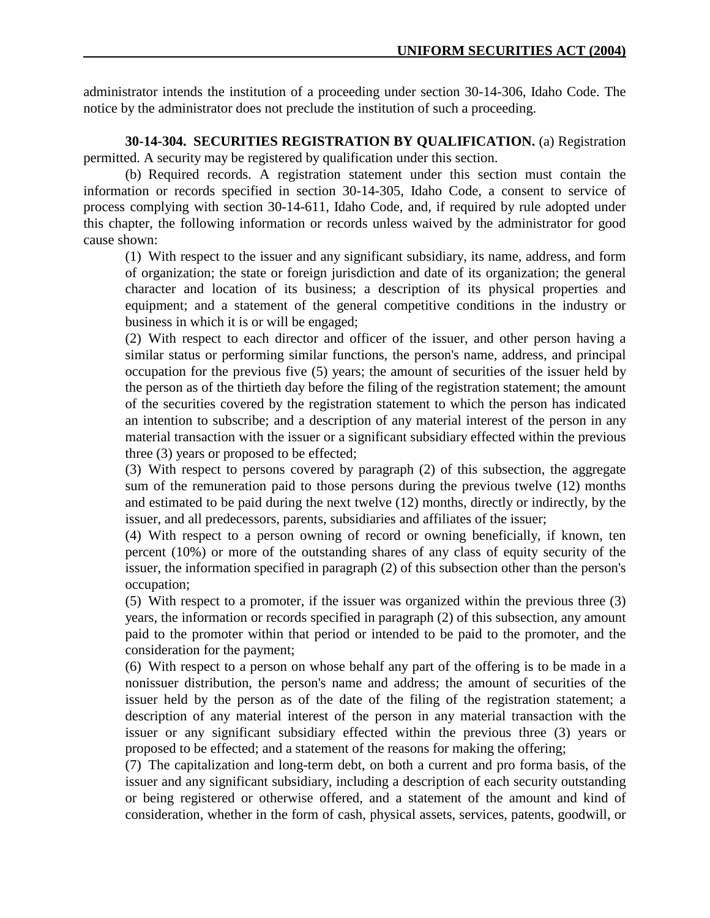administrator intends the institution of a proceeding under section 30-14-306, Idaho Code. The notice by the administrator does not preclude the institution of such a proceeding.

**30-14-304. SECURITIES REGISTRATION BY QUALIFICATION.** (a) Registration permitted. A security may be registered by qualification under this section.

(b) Required records. A registration statement under this section must contain the information or records specified in section 30-14-305, Idaho Code, a consent to service of process complying with section 30-14-611, Idaho Code, and, if required by rule adopted under this chapter, the following information or records unless waived by the administrator for good cause shown:

(1) With respect to the issuer and any significant subsidiary, its name, address, and form of organization; the state or foreign jurisdiction and date of its organization; the general character and location of its business; a description of its physical properties and equipment; and a statement of the general competitive conditions in the industry or business in which it is or will be engaged;

(2) With respect to each director and officer of the issuer, and other person having a similar status or performing similar functions, the person's name, address, and principal occupation for the previous five (5) years; the amount of securities of the issuer held by the person as of the thirtieth day before the filing of the registration statement; the amount of the securities covered by the registration statement to which the person has indicated an intention to subscribe; and a description of any material interest of the person in any material transaction with the issuer or a significant subsidiary effected within the previous three (3) years or proposed to be effected;

(3) With respect to persons covered by paragraph (2) of this subsection, the aggregate sum of the remuneration paid to those persons during the previous twelve (12) months and estimated to be paid during the next twelve (12) months, directly or indirectly, by the issuer, and all predecessors, parents, subsidiaries and affiliates of the issuer;

(4) With respect to a person owning of record or owning beneficially, if known, ten percent (10%) or more of the outstanding shares of any class of equity security of the issuer, the information specified in paragraph (2) of this subsection other than the person's occupation;

(5) With respect to a promoter, if the issuer was organized within the previous three (3) years, the information or records specified in paragraph (2) of this subsection, any amount paid to the promoter within that period or intended to be paid to the promoter, and the consideration for the payment;

(6) With respect to a person on whose behalf any part of the offering is to be made in a nonissuer distribution, the person's name and address; the amount of securities of the issuer held by the person as of the date of the filing of the registration statement; a description of any material interest of the person in any material transaction with the issuer or any significant subsidiary effected within the previous three (3) years or proposed to be effected; and a statement of the reasons for making the offering;

(7) The capitalization and long-term debt, on both a current and pro forma basis, of the issuer and any significant subsidiary, including a description of each security outstanding or being registered or otherwise offered, and a statement of the amount and kind of consideration, whether in the form of cash, physical assets, services, patents, goodwill, or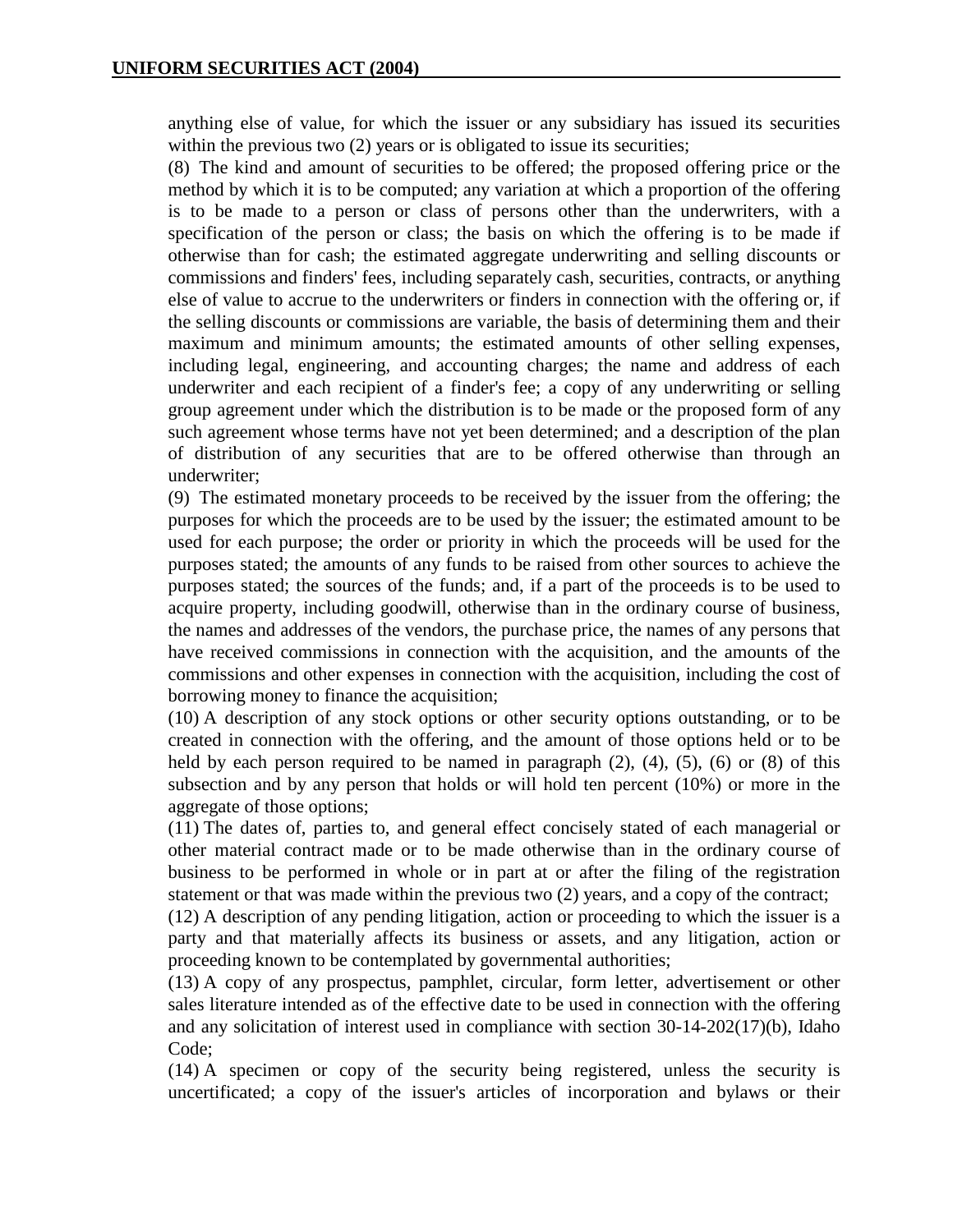anything else of value, for which the issuer or any subsidiary has issued its securities within the previous two (2) years or is obligated to issue its securities;

(8) The kind and amount of securities to be offered; the proposed offering price or the method by which it is to be computed; any variation at which a proportion of the offering is to be made to a person or class of persons other than the underwriters, with a specification of the person or class; the basis on which the offering is to be made if otherwise than for cash; the estimated aggregate underwriting and selling discounts or commissions and finders' fees, including separately cash, securities, contracts, or anything else of value to accrue to the underwriters or finders in connection with the offering or, if the selling discounts or commissions are variable, the basis of determining them and their maximum and minimum amounts; the estimated amounts of other selling expenses, including legal, engineering, and accounting charges; the name and address of each underwriter and each recipient of a finder's fee; a copy of any underwriting or selling group agreement under which the distribution is to be made or the proposed form of any such agreement whose terms have not yet been determined; and a description of the plan of distribution of any securities that are to be offered otherwise than through an underwriter;

(9) The estimated monetary proceeds to be received by the issuer from the offering; the purposes for which the proceeds are to be used by the issuer; the estimated amount to be used for each purpose; the order or priority in which the proceeds will be used for the purposes stated; the amounts of any funds to be raised from other sources to achieve the purposes stated; the sources of the funds; and, if a part of the proceeds is to be used to acquire property, including goodwill, otherwise than in the ordinary course of business, the names and addresses of the vendors, the purchase price, the names of any persons that have received commissions in connection with the acquisition, and the amounts of the commissions and other expenses in connection with the acquisition, including the cost of borrowing money to finance the acquisition;

(10) A description of any stock options or other security options outstanding, or to be created in connection with the offering, and the amount of those options held or to be held by each person required to be named in paragraph (2), (4), (5), (6) or (8) of this subsection and by any person that holds or will hold ten percent (10%) or more in the aggregate of those options;

(11) The dates of, parties to, and general effect concisely stated of each managerial or other material contract made or to be made otherwise than in the ordinary course of business to be performed in whole or in part at or after the filing of the registration statement or that was made within the previous two (2) years, and a copy of the contract;

(12) A description of any pending litigation, action or proceeding to which the issuer is a party and that materially affects its business or assets, and any litigation, action or proceeding known to be contemplated by governmental authorities;

(13) A copy of any prospectus, pamphlet, circular, form letter, advertisement or other sales literature intended as of the effective date to be used in connection with the offering and any solicitation of interest used in compliance with section 30-14-202(17)(b), Idaho Code;

(14) A specimen or copy of the security being registered, unless the security is uncertificated; a copy of the issuer's articles of incorporation and bylaws or their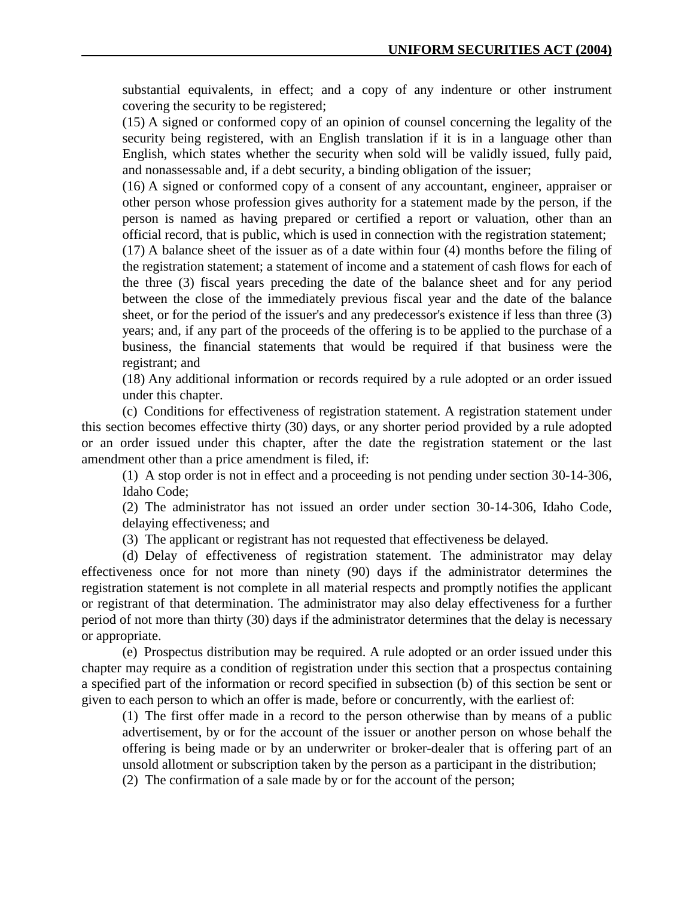substantial equivalents, in effect; and a copy of any indenture or other instrument covering the security to be registered;

(15) A signed or conformed copy of an opinion of counsel concerning the legality of the security being registered, with an English translation if it is in a language other than English, which states whether the security when sold will be validly issued, fully paid, and nonassessable and, if a debt security, a binding obligation of the issuer;

(16) A signed or conformed copy of a consent of any accountant, engineer, appraiser or other person whose profession gives authority for a statement made by the person, if the person is named as having prepared or certified a report or valuation, other than an official record, that is public, which is used in connection with the registration statement;

(17) A balance sheet of the issuer as of a date within four (4) months before the filing of the registration statement; a statement of income and a statement of cash flows for each of the three (3) fiscal years preceding the date of the balance sheet and for any period between the close of the immediately previous fiscal year and the date of the balance sheet, or for the period of the issuer's and any predecessor's existence if less than three (3) years; and, if any part of the proceeds of the offering is to be applied to the purchase of a business, the financial statements that would be required if that business were the registrant; and

(18) Any additional information or records required by a rule adopted or an order issued under this chapter.

(c) Conditions for effectiveness of registration statement. A registration statement under this section becomes effective thirty (30) days, or any shorter period provided by a rule adopted or an order issued under this chapter, after the date the registration statement or the last amendment other than a price amendment is filed, if:

(1) A stop order is not in effect and a proceeding is not pending under section 30-14-306, Idaho Code;

(2) The administrator has not issued an order under section 30-14-306, Idaho Code, delaying effectiveness; and

(3) The applicant or registrant has not requested that effectiveness be delayed.

(d) Delay of effectiveness of registration statement. The administrator may delay effectiveness once for not more than ninety (90) days if the administrator determines the registration statement is not complete in all material respects and promptly notifies the applicant or registrant of that determination. The administrator may also delay effectiveness for a further period of not more than thirty (30) days if the administrator determines that the delay is necessary or appropriate.

(e) Prospectus distribution may be required. A rule adopted or an order issued under this chapter may require as a condition of registration under this section that a prospectus containing a specified part of the information or record specified in subsection (b) of this section be sent or given to each person to which an offer is made, before or concurrently, with the earliest of:

(1) The first offer made in a record to the person otherwise than by means of a public advertisement, by or for the account of the issuer or another person on whose behalf the offering is being made or by an underwriter or broker-dealer that is offering part of an unsold allotment or subscription taken by the person as a participant in the distribution;

(2) The confirmation of a sale made by or for the account of the person;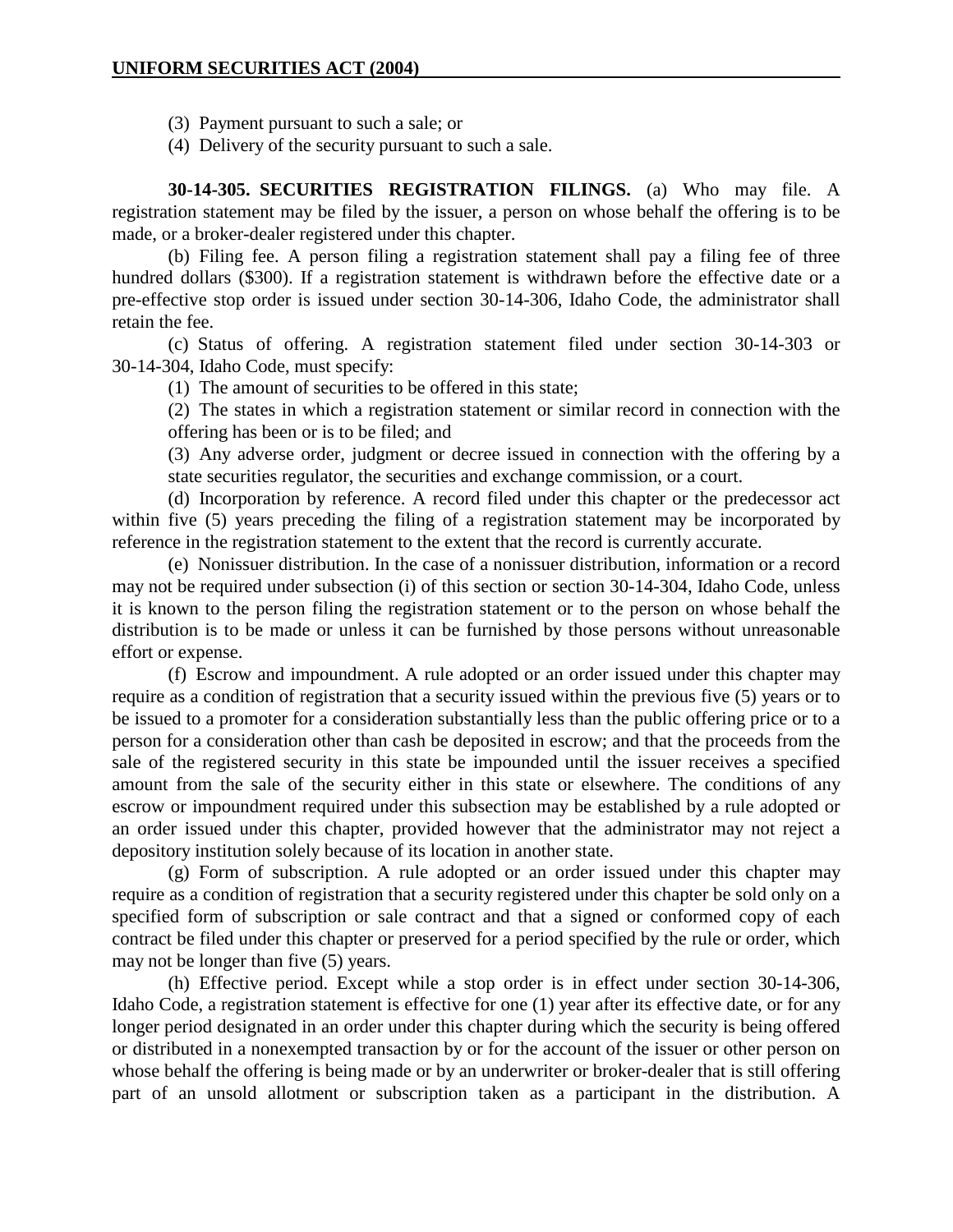(3) Payment pursuant to such a sale; or

(4) Delivery of the security pursuant to such a sale.

**30-14-305. SECURITIES REGISTRATION FILINGS.** (a) Who may file. A registration statement may be filed by the issuer, a person on whose behalf the offering is to be made, or a broker-dealer registered under this chapter.

(b) Filing fee. A person filing a registration statement shall pay a filing fee of three hundred dollars ($300). If a registration statement is withdrawn before the effective date or a pre-effective stop order is issued under section 30-14-306, Idaho Code, the administrator shall retain the fee.

(c) Status of offering. A registration statement filed under section 30-14-303 or 30-14-304, Idaho Code, must specify:

(1) The amount of securities to be offered in this state;

(2) The states in which a registration statement or similar record in connection with the offering has been or is to be filed; and

(3) Any adverse order, judgment or decree issued in connection with the offering by a state securities regulator, the securities and exchange commission, or a court.

(d) Incorporation by reference. A record filed under this chapter or the predecessor act within five (5) years preceding the filing of a registration statement may be incorporated by reference in the registration statement to the extent that the record is currently accurate.

(e) Nonissuer distribution. In the case of a nonissuer distribution, information or a record may not be required under subsection (i) of this section or section 30-14-304, Idaho Code, unless it is known to the person filing the registration statement or to the person on whose behalf the distribution is to be made or unless it can be furnished by those persons without unreasonable effort or expense.

(f) Escrow and impoundment. A rule adopted or an order issued under this chapter may require as a condition of registration that a security issued within the previous five (5) years or to be issued to a promoter for a consideration substantially less than the public offering price or to a person for a consideration other than cash be deposited in escrow; and that the proceeds from the sale of the registered security in this state be impounded until the issuer receives a specified amount from the sale of the security either in this state or elsewhere. The conditions of any escrow or impoundment required under this subsection may be established by a rule adopted or an order issued under this chapter, provided however that the administrator may not reject a depository institution solely because of its location in another state.

(g) Form of subscription. A rule adopted or an order issued under this chapter may require as a condition of registration that a security registered under this chapter be sold only on a specified form of subscription or sale contract and that a signed or conformed copy of each contract be filed under this chapter or preserved for a period specified by the rule or order, which may not be longer than five (5) years.

(h) Effective period. Except while a stop order is in effect under section 30-14-306, Idaho Code, a registration statement is effective for one (1) year after its effective date, or for any longer period designated in an order under this chapter during which the security is being offered or distributed in a nonexempted transaction by or for the account of the issuer or other person on whose behalf the offering is being made or by an underwriter or broker-dealer that is still offering part of an unsold allotment or subscription taken as a participant in the distribution. A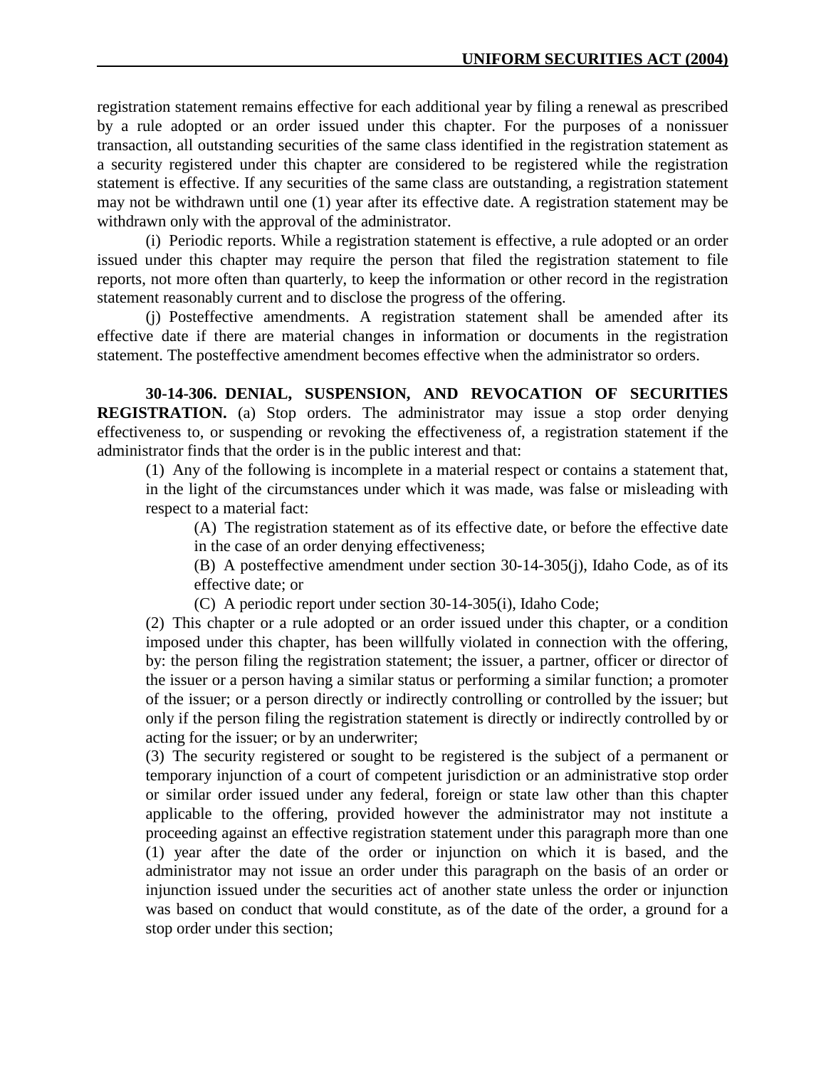registration statement remains effective for each additional year by filing a renewal as prescribed by a rule adopted or an order issued under this chapter. For the purposes of a nonissuer transaction, all outstanding securities of the same class identified in the registration statement as a security registered under this chapter are considered to be registered while the registration statement is effective. If any securities of the same class are outstanding, a registration statement may not be withdrawn until one (1) year after its effective date. A registration statement may be withdrawn only with the approval of the administrator.

(i) Periodic reports. While a registration statement is effective, a rule adopted or an order issued under this chapter may require the person that filed the registration statement to file reports, not more often than quarterly, to keep the information or other record in the registration statement reasonably current and to disclose the progress of the offering.

(j) Posteffective amendments. A registration statement shall be amended after its effective date if there are material changes in information or documents in the registration statement. The posteffective amendment becomes effective when the administrator so orders.

**30-14-306. DENIAL, SUSPENSION, AND REVOCATION OF SECURITIES REGISTRATION.** (a) Stop orders. The administrator may issue a stop order denying effectiveness to, or suspending or revoking the effectiveness of, a registration statement if the administrator finds that the order is in the public interest and that:

(1) Any of the following is incomplete in a material respect or contains a statement that, in the light of the circumstances under which it was made, was false or misleading with respect to a material fact:

(A) The registration statement as of its effective date, or before the effective date in the case of an order denying effectiveness;

(B) A posteffective amendment under section 30-14-305(j), Idaho Code, as of its effective date; or

(C) A periodic report under section 30-14-305(i), Idaho Code;

(2) This chapter or a rule adopted or an order issued under this chapter, or a condition imposed under this chapter, has been willfully violated in connection with the offering, by: the person filing the registration statement; the issuer, a partner, officer or director of the issuer or a person having a similar status or performing a similar function; a promoter of the issuer; or a person directly or indirectly controlling or controlled by the issuer; but only if the person filing the registration statement is directly or indirectly controlled by or acting for the issuer; or by an underwriter;

(3) The security registered or sought to be registered is the subject of a permanent or temporary injunction of a court of competent jurisdiction or an administrative stop order or similar order issued under any federal, foreign or state law other than this chapter applicable to the offering, provided however the administrator may not institute a proceeding against an effective registration statement under this paragraph more than one (1) year after the date of the order or injunction on which it is based, and the administrator may not issue an order under this paragraph on the basis of an order or injunction issued under the securities act of another state unless the order or injunction was based on conduct that would constitute, as of the date of the order, a ground for a stop order under this section;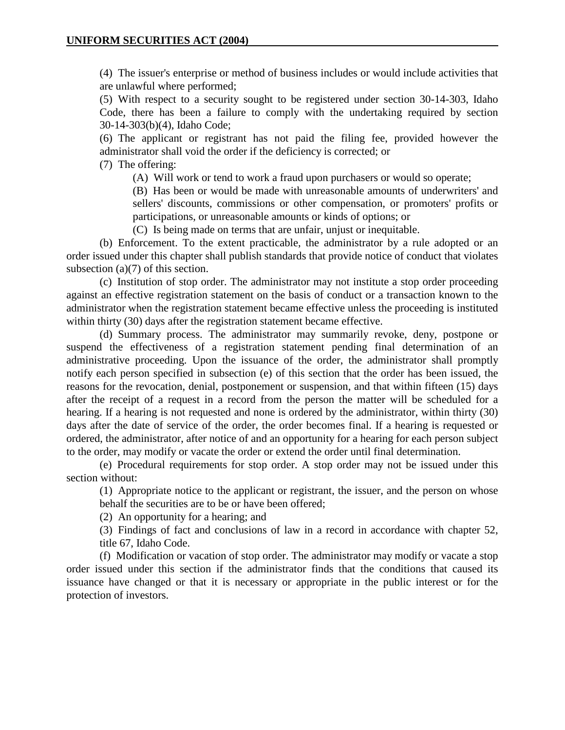(4) The issuer's enterprise or method of business includes or would include activities that are unlawful where performed;

(5) With respect to a security sought to be registered under section 30-14-303, Idaho Code, there has been a failure to comply with the undertaking required by section 30-14-303(b)(4), Idaho Code;

(6) The applicant or registrant has not paid the filing fee, provided however the administrator shall void the order if the deficiency is corrected; or

(7) The offering:

(A) Will work or tend to work a fraud upon purchasers or would so operate;

(B) Has been or would be made with unreasonable amounts of underwriters' and sellers' discounts, commissions or other compensation, or promoters' profits or participations, or unreasonable amounts or kinds of options; or

(C) Is being made on terms that are unfair, unjust or inequitable.

(b) Enforcement. To the extent practicable, the administrator by a rule adopted or an order issued under this chapter shall publish standards that provide notice of conduct that violates subsection (a)(7) of this section.

(c) Institution of stop order. The administrator may not institute a stop order proceeding against an effective registration statement on the basis of conduct or a transaction known to the administrator when the registration statement became effective unless the proceeding is instituted within thirty (30) days after the registration statement became effective.

(d) Summary process. The administrator may summarily revoke, deny, postpone or suspend the effectiveness of a registration statement pending final determination of an administrative proceeding. Upon the issuance of the order, the administrator shall promptly notify each person specified in subsection (e) of this section that the order has been issued, the reasons for the revocation, denial, postponement or suspension, and that within fifteen (15) days after the receipt of a request in a record from the person the matter will be scheduled for a hearing. If a hearing is not requested and none is ordered by the administrator, within thirty (30) days after the date of service of the order, the order becomes final. If a hearing is requested or ordered, the administrator, after notice of and an opportunity for a hearing for each person subject to the order, may modify or vacate the order or extend the order until final determination.

(e) Procedural requirements for stop order. A stop order may not be issued under this section without:

(1) Appropriate notice to the applicant or registrant, the issuer, and the person on whose behalf the securities are to be or have been offered;

(2) An opportunity for a hearing; and

(3) Findings of fact and conclusions of law in a record in accordance with chapter 52, title 67, Idaho Code.

(f) Modification or vacation of stop order. The administrator may modify or vacate a stop order issued under this section if the administrator finds that the conditions that caused its issuance have changed or that it is necessary or appropriate in the public interest or for the protection of investors.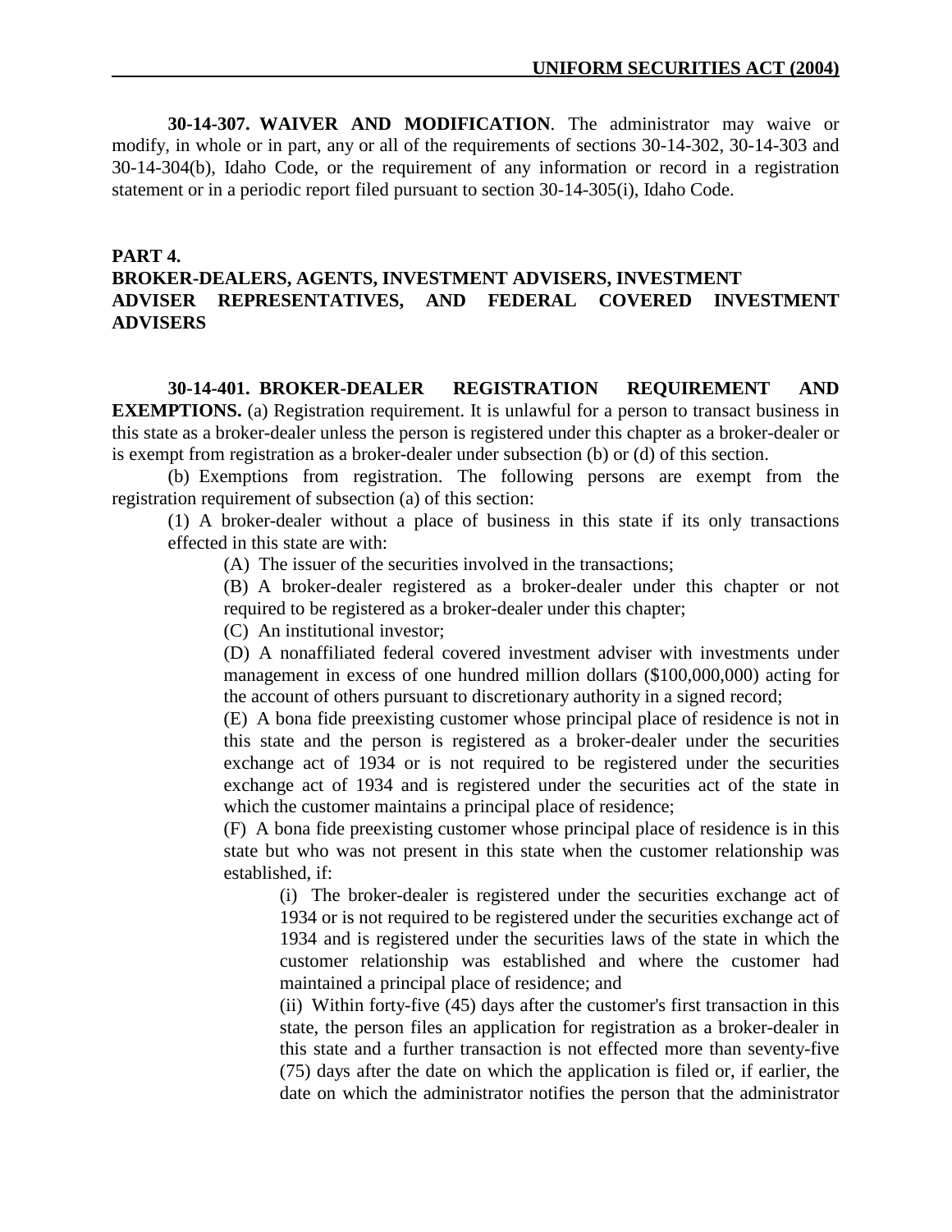**30-14-307. WAIVER AND MODIFICATION**. The administrator may waive or modify, in whole or in part, any or all of the requirements of sections 30-14-302, 30-14-303 and 30-14-304(b), Idaho Code, or the requirement of any information or record in a registration statement or in a periodic report filed pursuant to section 30-14-305(i), Idaho Code.

## PART 4.
## BROKER-DEALERS, AGENTS, INVESTMENT ADVISERS, INVESTMENT ADVISER REPRESENTATIVES, AND FEDERAL COVERED INVESTMENT ADVISERS

**30-14-401. BROKER-DEALER REGISTRATION REQUIREMENT AND EXEMPTIONS.** (a) Registration requirement. It is unlawful for a person to transact business in this state as a broker-dealer unless the person is registered under this chapter as a broker-dealer or is exempt from registration as a broker-dealer under subsection (b) or (d) of this section.

(b) Exemptions from registration. The following persons are exempt from the registration requirement of subsection (a) of this section:

(1) A broker-dealer without a place of business in this state if its only transactions effected in this state are with:

(A) The issuer of the securities involved in the transactions;

(B) A broker-dealer registered as a broker-dealer under this chapter or not required to be registered as a broker-dealer under this chapter;

(C) An institutional investor;

(D) A nonaffiliated federal covered investment adviser with investments under management in excess of one hundred million dollars ($100,000,000) acting for the account of others pursuant to discretionary authority in a signed record;

(E) A bona fide preexisting customer whose principal place of residence is not in this state and the person is registered as a broker-dealer under the securities exchange act of 1934 or is not required to be registered under the securities exchange act of 1934 and is registered under the securities act of the state in which the customer maintains a principal place of residence;

(F) A bona fide preexisting customer whose principal place of residence is in this state but who was not present in this state when the customer relationship was established, if:

(i) The broker-dealer is registered under the securities exchange act of 1934 or is not required to be registered under the securities exchange act of 1934 and is registered under the securities laws of the state in which the customer relationship was established and where the customer had maintained a principal place of residence; and

(ii) Within forty-five (45) days after the customer's first transaction in this state, the person files an application for registration as a broker-dealer in this state and a further transaction is not effected more than seventy-five (75) days after the date on which the application is filed or, if earlier, the date on which the administrator notifies the person that the administrator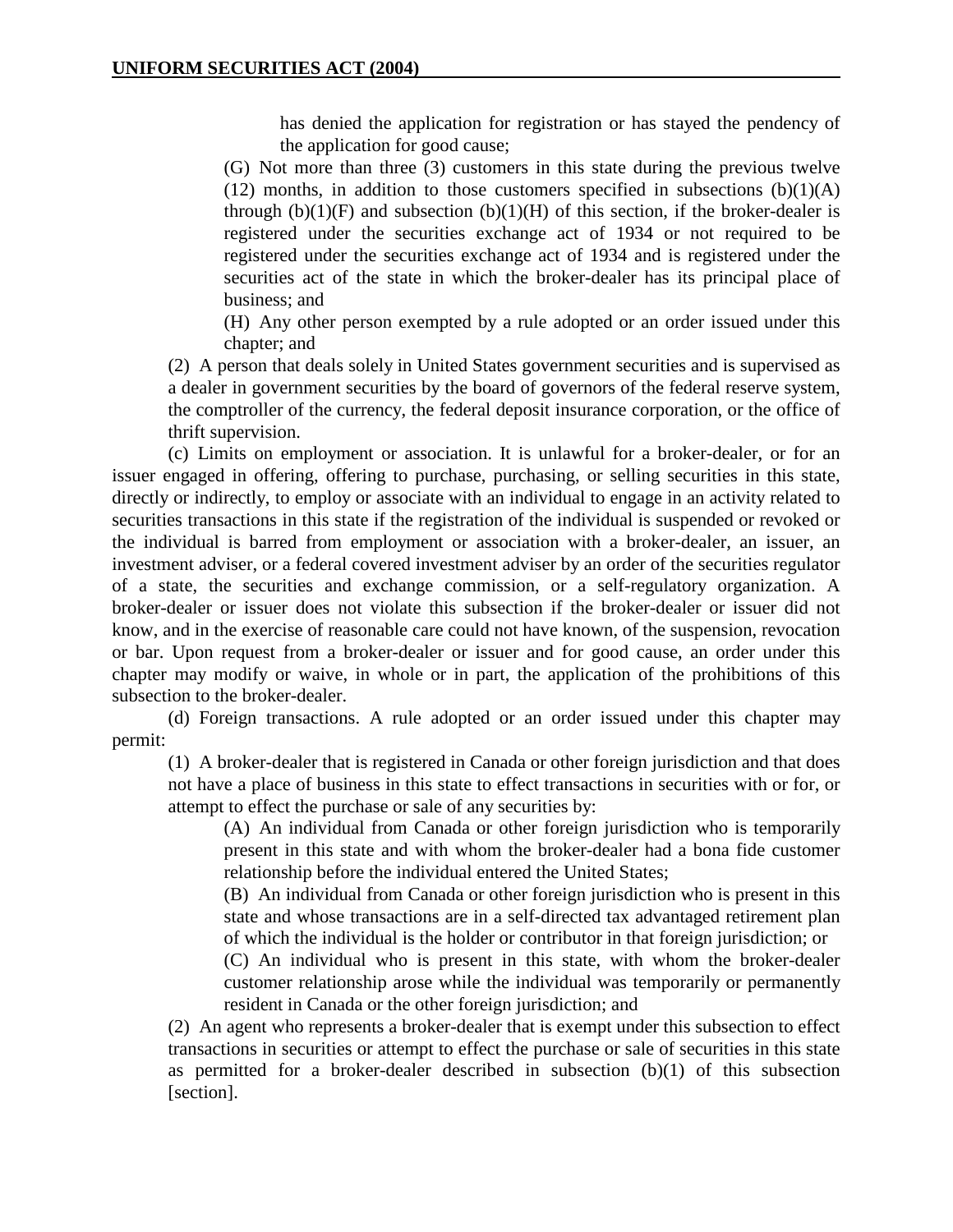has denied the application for registration or has stayed the pendency of the application for good cause;

(G) Not more than three (3) customers in this state during the previous twelve (12) months, in addition to those customers specified in subsections (b)(1)(A) through (b)(1)(F) and subsection (b)(1)(H) of this section, if the broker-dealer is registered under the securities exchange act of 1934 or not required to be registered under the securities exchange act of 1934 and is registered under the securities act of the state in which the broker-dealer has its principal place of business; and

(H) Any other person exempted by a rule adopted or an order issued under this chapter; and

(2) A person that deals solely in United States government securities and is supervised as a dealer in government securities by the board of governors of the federal reserve system, the comptroller of the currency, the federal deposit insurance corporation, or the office of thrift supervision.

(c) Limits on employment or association. It is unlawful for a broker-dealer, or for an issuer engaged in offering, offering to purchase, purchasing, or selling securities in this state, directly or indirectly, to employ or associate with an individual to engage in an activity related to securities transactions in this state if the registration of the individual is suspended or revoked or the individual is barred from employment or association with a broker-dealer, an issuer, an investment adviser, or a federal covered investment adviser by an order of the securities regulator of a state, the securities and exchange commission, or a self-regulatory organization. A broker-dealer or issuer does not violate this subsection if the broker-dealer or issuer did not know, and in the exercise of reasonable care could not have known, of the suspension, revocation or bar. Upon request from a broker-dealer or issuer and for good cause, an order under this chapter may modify or waive, in whole or in part, the application of the prohibitions of this subsection to the broker-dealer.

(d) Foreign transactions. A rule adopted or an order issued under this chapter may permit:

(1) A broker-dealer that is registered in Canada or other foreign jurisdiction and that does not have a place of business in this state to effect transactions in securities with or for, or attempt to effect the purchase or sale of any securities by:

(A) An individual from Canada or other foreign jurisdiction who is temporarily present in this state and with whom the broker-dealer had a bona fide customer relationship before the individual entered the United States;

(B) An individual from Canada or other foreign jurisdiction who is present in this state and whose transactions are in a self-directed tax advantaged retirement plan of which the individual is the holder or contributor in that foreign jurisdiction; or

(C) An individual who is present in this state, with whom the broker-dealer customer relationship arose while the individual was temporarily or permanently resident in Canada or the other foreign jurisdiction; and

(2) An agent who represents a broker-dealer that is exempt under this subsection to effect transactions in securities or attempt to effect the purchase or sale of securities in this state as permitted for a broker-dealer described in subsection (b)(1) of this subsection [section].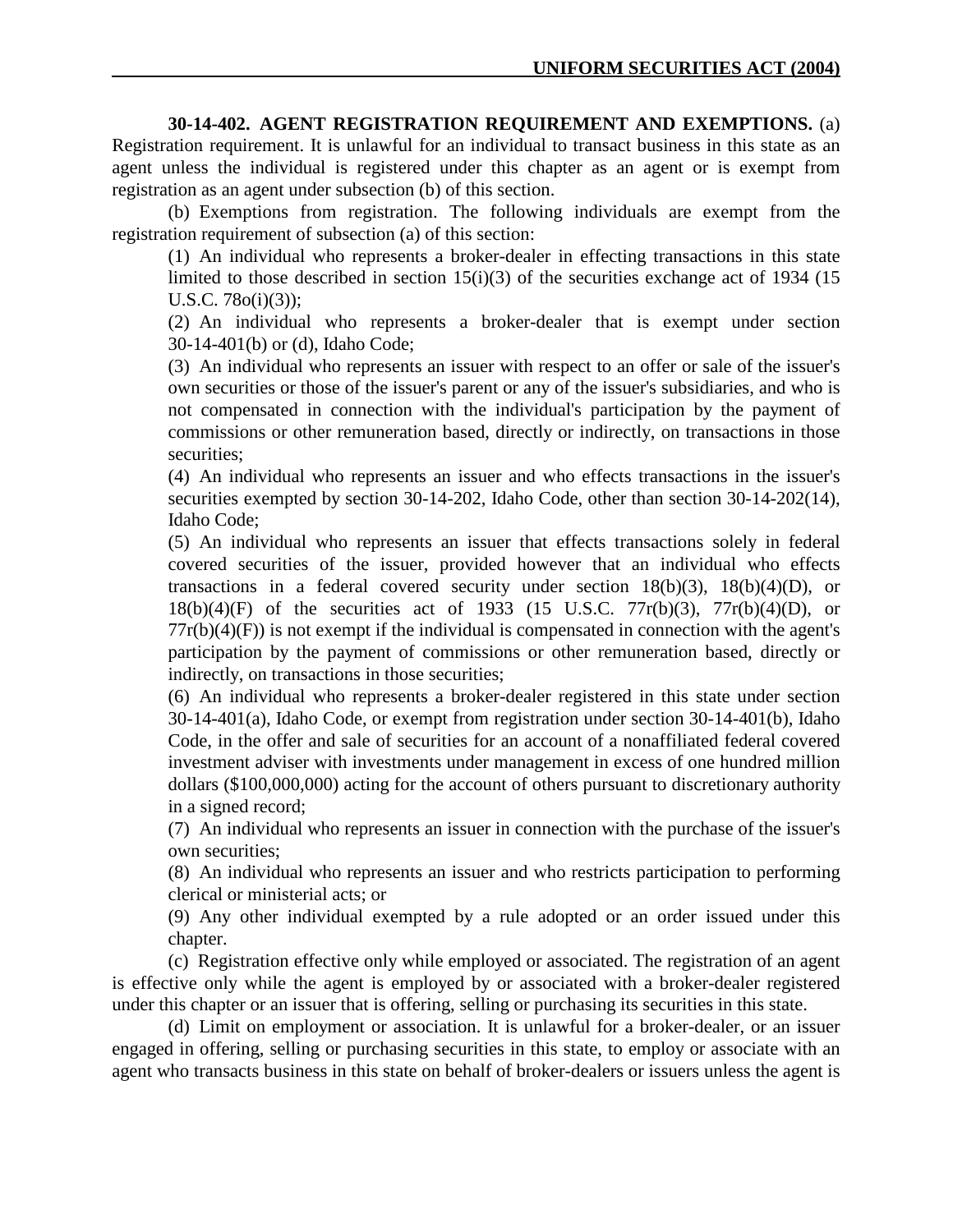**30-14-402. AGENT REGISTRATION REQUIREMENT AND EXEMPTIONS.** (a) Registration requirement. It is unlawful for an individual to transact business in this state as an agent unless the individual is registered under this chapter as an agent or is exempt from registration as an agent under subsection (b) of this section.

(b) Exemptions from registration. The following individuals are exempt from the registration requirement of subsection (a) of this section:

(1) An individual who represents a broker-dealer in effecting transactions in this state limited to those described in section 15(i)(3) of the securities exchange act of 1934 (15 U.S.C. 78o(i)(3));

(2) An individual who represents a broker-dealer that is exempt under section 30-14-401(b) or (d), Idaho Code;

(3) An individual who represents an issuer with respect to an offer or sale of the issuer's own securities or those of the issuer's parent or any of the issuer's subsidiaries, and who is not compensated in connection with the individual's participation by the payment of commissions or other remuneration based, directly or indirectly, on transactions in those securities;

(4) An individual who represents an issuer and who effects transactions in the issuer's securities exempted by section 30-14-202, Idaho Code, other than section 30-14-202(14), Idaho Code;

(5) An individual who represents an issuer that effects transactions solely in federal covered securities of the issuer, provided however that an individual who effects transactions in a federal covered security under section 18(b)(3), 18(b)(4)(D), or 18(b)(4)(F) of the securities act of 1933 (15 U.S.C. 77r(b)(3), 77r(b)(4)(D), or 77r(b)(4)(F)) is not exempt if the individual is compensated in connection with the agent's participation by the payment of commissions or other remuneration based, directly or indirectly, on transactions in those securities;

(6) An individual who represents a broker-dealer registered in this state under section 30-14-401(a), Idaho Code, or exempt from registration under section 30-14-401(b), Idaho Code, in the offer and sale of securities for an account of a nonaffiliated federal covered investment adviser with investments under management in excess of one hundred million dollars ($100,000,000) acting for the account of others pursuant to discretionary authority in a signed record;

(7) An individual who represents an issuer in connection with the purchase of the issuer's own securities;

(8) An individual who represents an issuer and who restricts participation to performing clerical or ministerial acts; or

(9) Any other individual exempted by a rule adopted or an order issued under this chapter.

(c) Registration effective only while employed or associated. The registration of an agent is effective only while the agent is employed by or associated with a broker-dealer registered under this chapter or an issuer that is offering, selling or purchasing its securities in this state.

(d) Limit on employment or association. It is unlawful for a broker-dealer, or an issuer engaged in offering, selling or purchasing securities in this state, to employ or associate with an agent who transacts business in this state on behalf of broker-dealers or issuers unless the agent is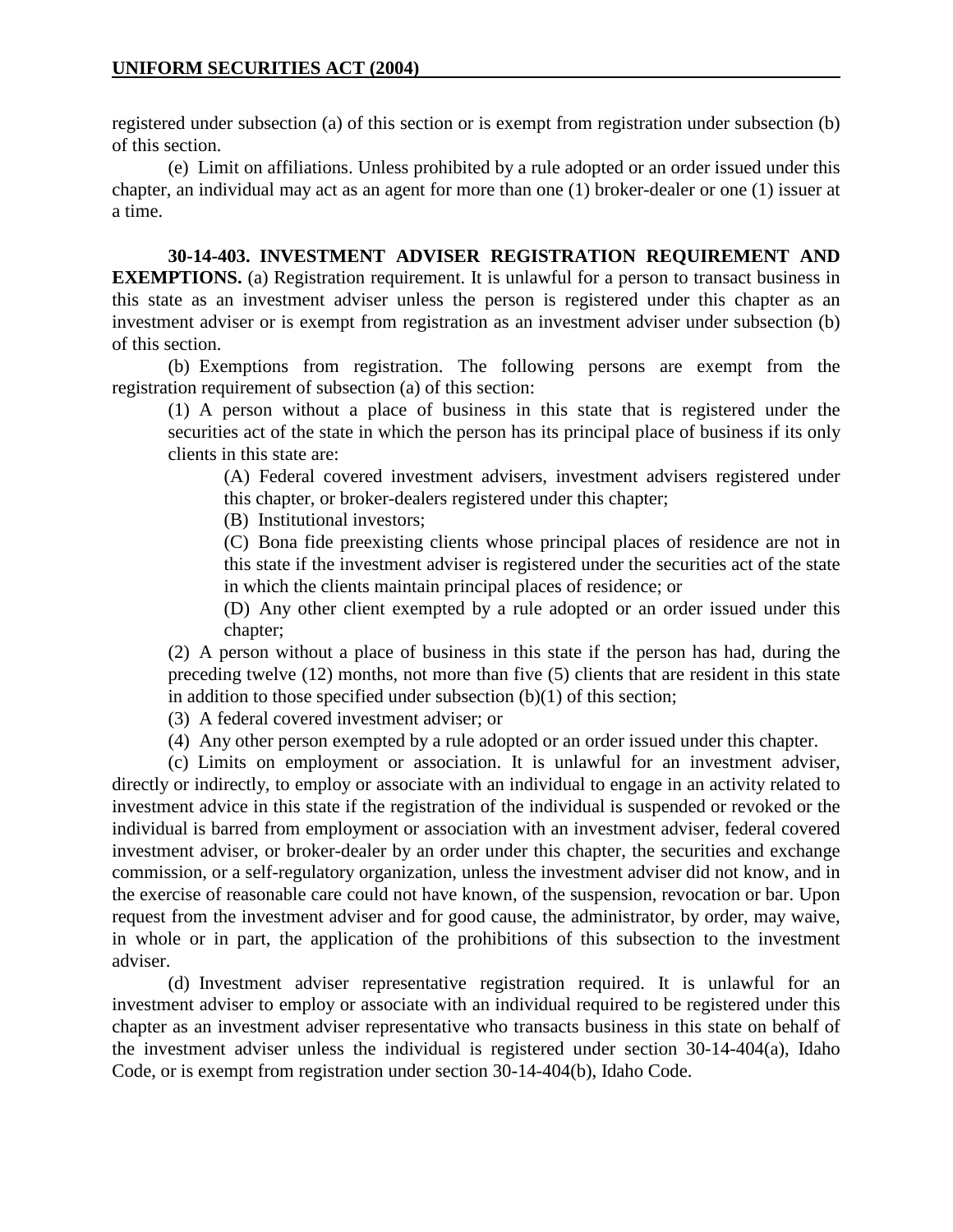registered under subsection (a) of this section or is exempt from registration under subsection (b) of this section.

(e) Limit on affiliations. Unless prohibited by a rule adopted or an order issued under this chapter, an individual may act as an agent for more than one (1) broker-dealer or one (1) issuer at a time.

**30-14-403. INVESTMENT ADVISER REGISTRATION REQUIREMENT AND EXEMPTIONS.** (a) Registration requirement. It is unlawful for a person to transact business in this state as an investment adviser unless the person is registered under this chapter as an investment adviser or is exempt from registration as an investment adviser under subsection (b) of this section.

(b) Exemptions from registration. The following persons are exempt from the registration requirement of subsection (a) of this section:

(1) A person without a place of business in this state that is registered under the securities act of the state in which the person has its principal place of business if its only clients in this state are:

(A) Federal covered investment advisers, investment advisers registered under this chapter, or broker-dealers registered under this chapter;

(B) Institutional investors;

(C) Bona fide preexisting clients whose principal places of residence are not in this state if the investment adviser is registered under the securities act of the state in which the clients maintain principal places of residence; or

(D) Any other client exempted by a rule adopted or an order issued under this chapter;

(2) A person without a place of business in this state if the person has had, during the preceding twelve (12) months, not more than five (5) clients that are resident in this state in addition to those specified under subsection (b)(1) of this section;

(3) A federal covered investment adviser; or

(4) Any other person exempted by a rule adopted or an order issued under this chapter.

(c) Limits on employment or association. It is unlawful for an investment adviser, directly or indirectly, to employ or associate with an individual to engage in an activity related to investment advice in this state if the registration of the individual is suspended or revoked or the individual is barred from employment or association with an investment adviser, federal covered investment adviser, or broker-dealer by an order under this chapter, the securities and exchange commission, or a self-regulatory organization, unless the investment adviser did not know, and in the exercise of reasonable care could not have known, of the suspension, revocation or bar. Upon request from the investment adviser and for good cause, the administrator, by order, may waive, in whole or in part, the application of the prohibitions of this subsection to the investment adviser.

(d) Investment adviser representative registration required. It is unlawful for an investment adviser to employ or associate with an individual required to be registered under this chapter as an investment adviser representative who transacts business in this state on behalf of the investment adviser unless the individual is registered under section 30-14-404(a), Idaho Code, or is exempt from registration under section 30-14-404(b), Idaho Code.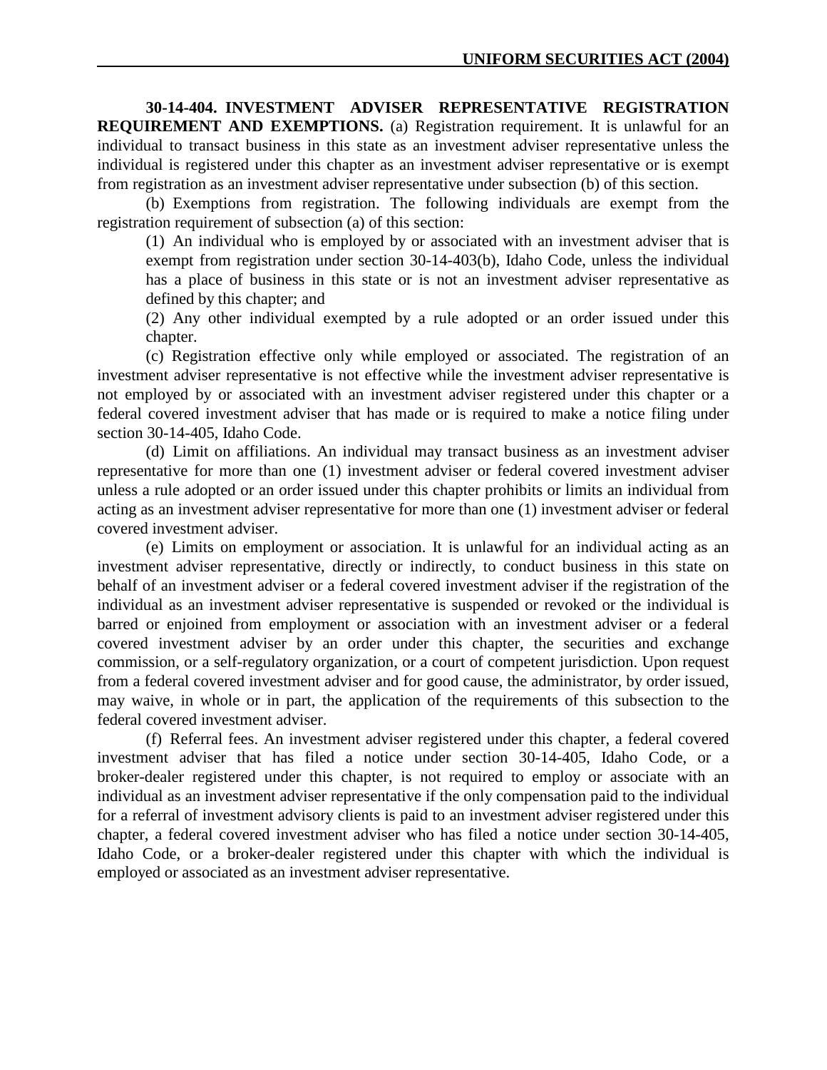**30-14-404. INVESTMENT ADVISER REPRESENTATIVE REGISTRATION REQUIREMENT AND EXEMPTIONS.** (a) Registration requirement. It is unlawful for an individual to transact business in this state as an investment adviser representative unless the individual is registered under this chapter as an investment adviser representative or is exempt from registration as an investment adviser representative under subsection (b) of this section.

(b) Exemptions from registration. The following individuals are exempt from the registration requirement of subsection (a) of this section:

(1) An individual who is employed by or associated with an investment adviser that is exempt from registration under section 30-14-403(b), Idaho Code, unless the individual has a place of business in this state or is not an investment adviser representative as defined by this chapter; and

(2) Any other individual exempted by a rule adopted or an order issued under this chapter.

(c) Registration effective only while employed or associated. The registration of an investment adviser representative is not effective while the investment adviser representative is not employed by or associated with an investment adviser registered under this chapter or a federal covered investment adviser that has made or is required to make a notice filing under section 30-14-405, Idaho Code.

(d) Limit on affiliations. An individual may transact business as an investment adviser representative for more than one (1) investment adviser or federal covered investment adviser unless a rule adopted or an order issued under this chapter prohibits or limits an individual from acting as an investment adviser representative for more than one (1) investment adviser or federal covered investment adviser.

(e) Limits on employment or association. It is unlawful for an individual acting as an investment adviser representative, directly or indirectly, to conduct business in this state on behalf of an investment adviser or a federal covered investment adviser if the registration of the individual as an investment adviser representative is suspended or revoked or the individual is barred or enjoined from employment or association with an investment adviser or a federal covered investment adviser by an order under this chapter, the securities and exchange commission, or a self-regulatory organization, or a court of competent jurisdiction. Upon request from a federal covered investment adviser and for good cause, the administrator, by order issued, may waive, in whole or in part, the application of the requirements of this subsection to the federal covered investment adviser.

(f) Referral fees. An investment adviser registered under this chapter, a federal covered investment adviser that has filed a notice under section 30-14-405, Idaho Code, or a broker-dealer registered under this chapter, is not required to employ or associate with an individual as an investment adviser representative if the only compensation paid to the individual for a referral of investment advisory clients is paid to an investment adviser registered under this chapter, a federal covered investment adviser who has filed a notice under section 30-14-405, Idaho Code, or a broker-dealer registered under this chapter with which the individual is employed or associated as an investment adviser representative.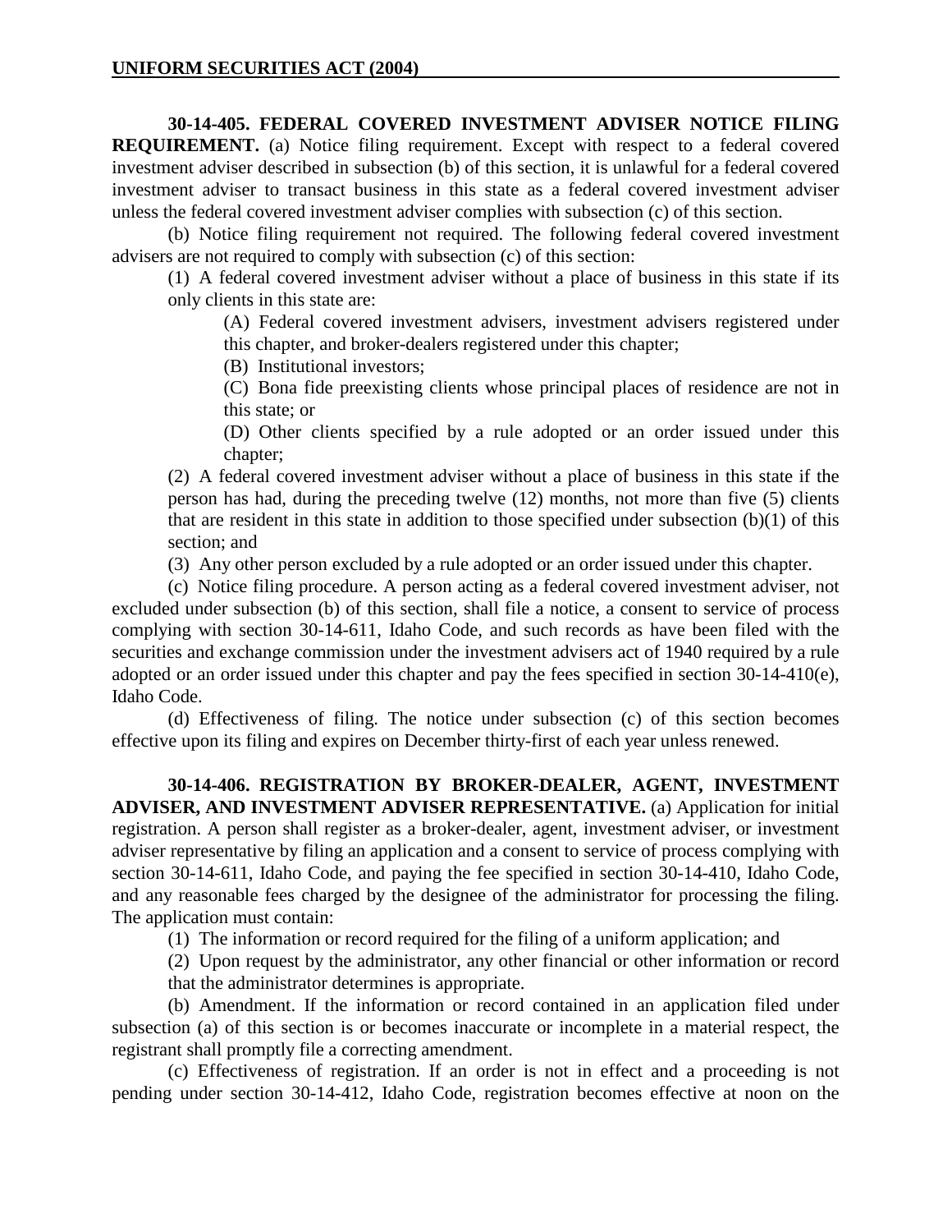**30-14-405. FEDERAL COVERED INVESTMENT ADVISER NOTICE FILING REQUIREMENT.** (a) Notice filing requirement. Except with respect to a federal covered investment adviser described in subsection (b) of this section, it is unlawful for a federal covered investment adviser to transact business in this state as a federal covered investment adviser unless the federal covered investment adviser complies with subsection (c) of this section.

(b) Notice filing requirement not required. The following federal covered investment advisers are not required to comply with subsection (c) of this section:

(1) A federal covered investment adviser without a place of business in this state if its only clients in this state are:

(A) Federal covered investment advisers, investment advisers registered under this chapter, and broker-dealers registered under this chapter;

(B) Institutional investors;

(C) Bona fide preexisting clients whose principal places of residence are not in this state; or

(D) Other clients specified by a rule adopted or an order issued under this chapter;

(2) A federal covered investment adviser without a place of business in this state if the person has had, during the preceding twelve (12) months, not more than five (5) clients that are resident in this state in addition to those specified under subsection (b)(1) of this section; and

(3) Any other person excluded by a rule adopted or an order issued under this chapter.

(c) Notice filing procedure. A person acting as a federal covered investment adviser, not excluded under subsection (b) of this section, shall file a notice, a consent to service of process complying with section 30-14-611, Idaho Code, and such records as have been filed with the securities and exchange commission under the investment advisers act of 1940 required by a rule adopted or an order issued under this chapter and pay the fees specified in section 30-14-410(e), Idaho Code.

(d) Effectiveness of filing. The notice under subsection (c) of this section becomes effective upon its filing and expires on December thirty-first of each year unless renewed.

**30-14-406. REGISTRATION BY BROKER-DEALER, AGENT, INVESTMENT ADVISER, AND INVESTMENT ADVISER REPRESENTATIVE.** (a) Application for initial registration. A person shall register as a broker-dealer, agent, investment adviser, or investment adviser representative by filing an application and a consent to service of process complying with section 30-14-611, Idaho Code, and paying the fee specified in section 30-14-410, Idaho Code, and any reasonable fees charged by the designee of the administrator for processing the filing. The application must contain:

(1) The information or record required for the filing of a uniform application; and

(2) Upon request by the administrator, any other financial or other information or record that the administrator determines is appropriate.

(b) Amendment. If the information or record contained in an application filed under subsection (a) of this section is or becomes inaccurate or incomplete in a material respect, the registrant shall promptly file a correcting amendment.

(c) Effectiveness of registration. If an order is not in effect and a proceeding is not pending under section 30-14-412, Idaho Code, registration becomes effective at noon on the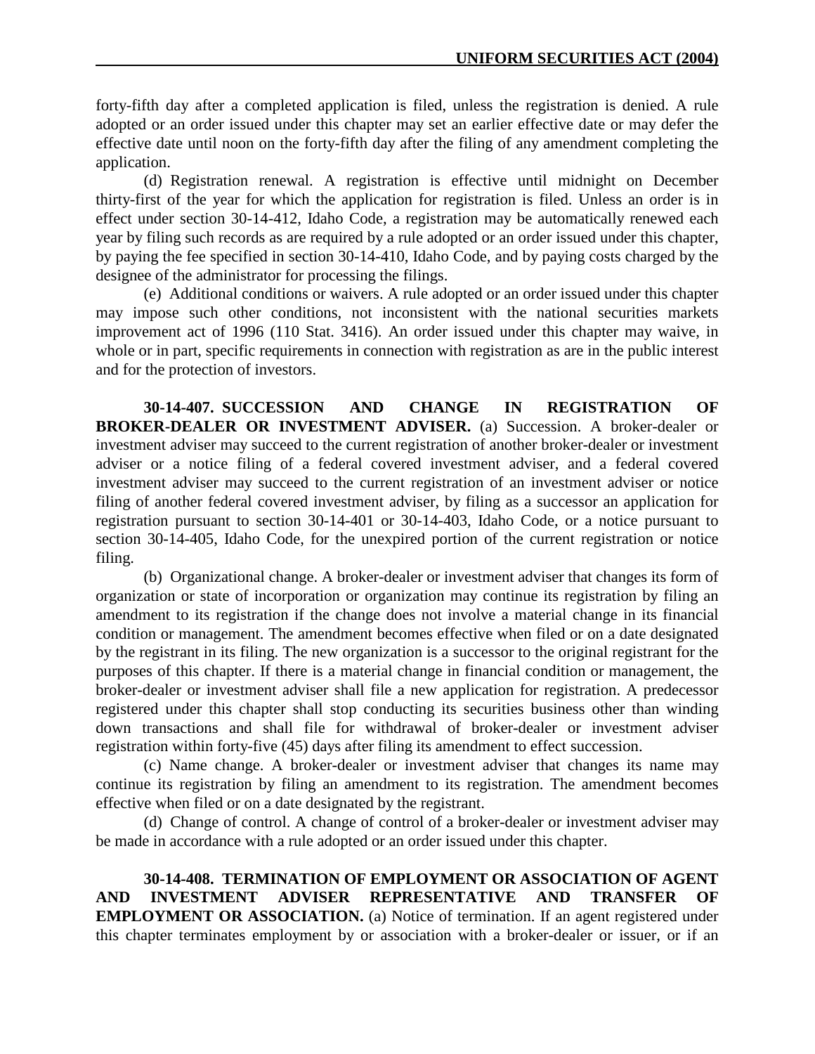forty-fifth day after a completed application is filed, unless the registration is denied. A rule adopted or an order issued under this chapter may set an earlier effective date or may defer the effective date until noon on the forty-fifth day after the filing of any amendment completing the application.

(d) Registration renewal. A registration is effective until midnight on December thirty-first of the year for which the application for registration is filed. Unless an order is in effect under section 30-14-412, Idaho Code, a registration may be automatically renewed each year by filing such records as are required by a rule adopted or an order issued under this chapter, by paying the fee specified in section 30-14-410, Idaho Code, and by paying costs charged by the designee of the administrator for processing the filings.

(e) Additional conditions or waivers. A rule adopted or an order issued under this chapter may impose such other conditions, not inconsistent with the national securities markets improvement act of 1996 (110 Stat. 3416). An order issued under this chapter may waive, in whole or in part, specific requirements in connection with registration as are in the public interest and for the protection of investors.

**30-14-407. SUCCESSION AND CHANGE IN REGISTRATION OF BROKER-DEALER OR INVESTMENT ADVISER.** (a) Succession. A broker-dealer or investment adviser may succeed to the current registration of another broker-dealer or investment adviser or a notice filing of a federal covered investment adviser, and a federal covered investment adviser may succeed to the current registration of an investment adviser or notice filing of another federal covered investment adviser, by filing as a successor an application for registration pursuant to section 30-14-401 or 30-14-403, Idaho Code, or a notice pursuant to section 30-14-405, Idaho Code, for the unexpired portion of the current registration or notice filing.

(b) Organizational change. A broker-dealer or investment adviser that changes its form of organization or state of incorporation or organization may continue its registration by filing an amendment to its registration if the change does not involve a material change in its financial condition or management. The amendment becomes effective when filed or on a date designated by the registrant in its filing. The new organization is a successor to the original registrant for the purposes of this chapter. If there is a material change in financial condition or management, the broker-dealer or investment adviser shall file a new application for registration. A predecessor registered under this chapter shall stop conducting its securities business other than winding down transactions and shall file for withdrawal of broker-dealer or investment adviser registration within forty-five (45) days after filing its amendment to effect succession.

(c) Name change. A broker-dealer or investment adviser that changes its name may continue its registration by filing an amendment to its registration. The amendment becomes effective when filed or on a date designated by the registrant.

(d) Change of control. A change of control of a broker-dealer or investment adviser may be made in accordance with a rule adopted or an order issued under this chapter.

**30-14-408. TERMINATION OF EMPLOYMENT OR ASSOCIATION OF AGENT AND INVESTMENT ADVISER REPRESENTATIVE AND TRANSFER OF EMPLOYMENT OR ASSOCIATION.** (a) Notice of termination. If an agent registered under this chapter terminates employment by or association with a broker-dealer or issuer, or if an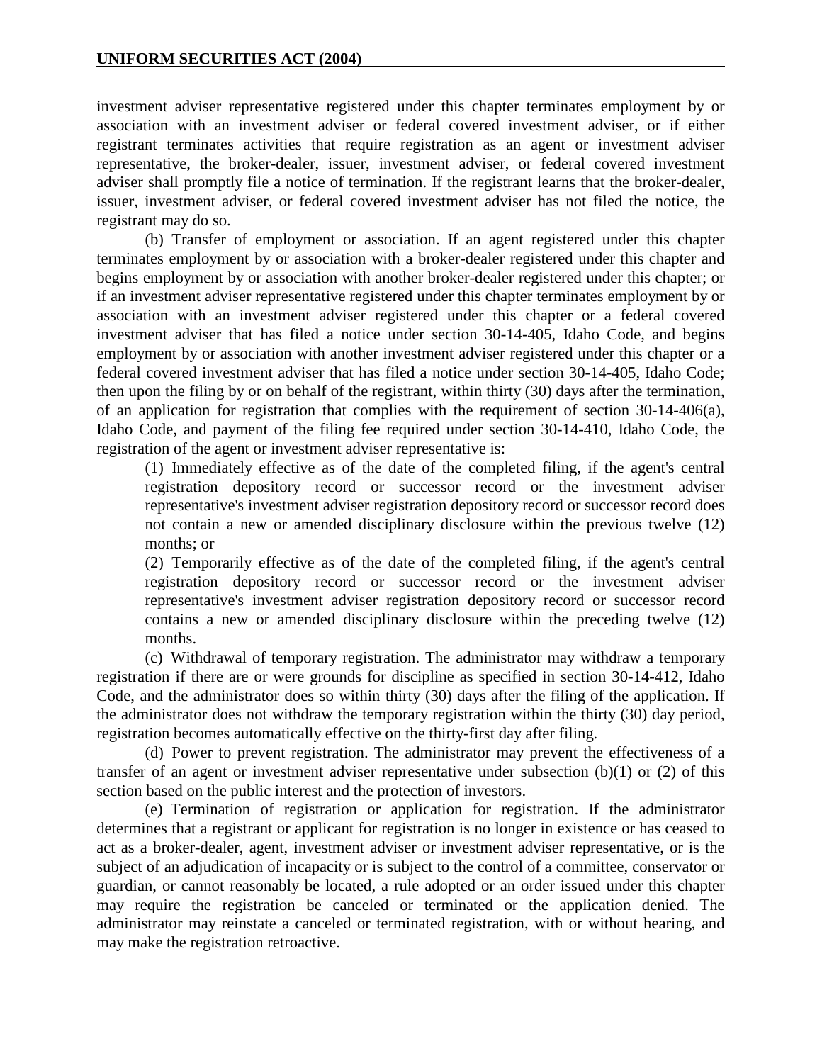investment adviser representative registered under this chapter terminates employment by or association with an investment adviser or federal covered investment adviser, or if either registrant terminates activities that require registration as an agent or investment adviser representative, the broker-dealer, issuer, investment adviser, or federal covered investment adviser shall promptly file a notice of termination. If the registrant learns that the broker-dealer, issuer, investment adviser, or federal covered investment adviser has not filed the notice, the registrant may do so.

(b) Transfer of employment or association. If an agent registered under this chapter terminates employment by or association with a broker-dealer registered under this chapter and begins employment by or association with another broker-dealer registered under this chapter; or if an investment adviser representative registered under this chapter terminates employment by or association with an investment adviser registered under this chapter or a federal covered investment adviser that has filed a notice under section 30-14-405, Idaho Code, and begins employment by or association with another investment adviser registered under this chapter or a federal covered investment adviser that has filed a notice under section 30-14-405, Idaho Code; then upon the filing by or on behalf of the registrant, within thirty (30) days after the termination, of an application for registration that complies with the requirement of section 30-14-406(a), Idaho Code, and payment of the filing fee required under section 30-14-410, Idaho Code, the registration of the agent or investment adviser representative is:

(1) Immediately effective as of the date of the completed filing, if the agent's central registration depository record or successor record or the investment adviser representative's investment adviser registration depository record or successor record does not contain a new or amended disciplinary disclosure within the previous twelve (12) months; or

(2) Temporarily effective as of the date of the completed filing, if the agent's central registration depository record or successor record or the investment adviser representative's investment adviser registration depository record or successor record contains a new or amended disciplinary disclosure within the preceding twelve (12) months.

(c) Withdrawal of temporary registration. The administrator may withdraw a temporary registration if there are or were grounds for discipline as specified in section 30-14-412, Idaho Code, and the administrator does so within thirty (30) days after the filing of the application. If the administrator does not withdraw the temporary registration within the thirty (30) day period, registration becomes automatically effective on the thirty-first day after filing.

(d) Power to prevent registration. The administrator may prevent the effectiveness of a transfer of an agent or investment adviser representative under subsection (b)(1) or (2) of this section based on the public interest and the protection of investors.

(e) Termination of registration or application for registration. If the administrator determines that a registrant or applicant for registration is no longer in existence or has ceased to act as a broker-dealer, agent, investment adviser or investment adviser representative, or is the subject of an adjudication of incapacity or is subject to the control of a committee, conservator or guardian, or cannot reasonably be located, a rule adopted or an order issued under this chapter may require the registration be canceled or terminated or the application denied. The administrator may reinstate a canceled or terminated registration, with or without hearing, and may make the registration retroactive.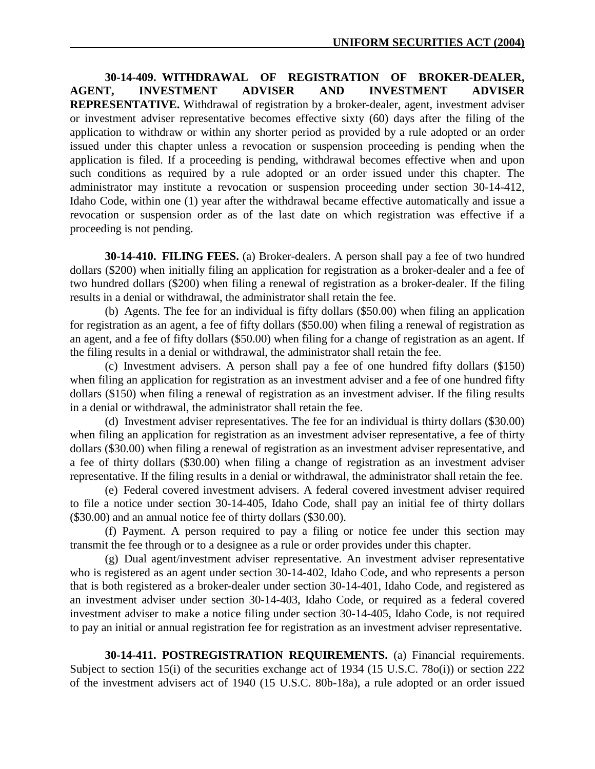**30-14-409. WITHDRAWAL OF REGISTRATION OF BROKER-DEALER, AGENT, INVESTMENT ADVISER AND INVESTMENT ADVISER REPRESENTATIVE.** Withdrawal of registration by a broker-dealer, agent, investment adviser or investment adviser representative becomes effective sixty (60) days after the filing of the application to withdraw or within any shorter period as provided by a rule adopted or an order issued under this chapter unless a revocation or suspension proceeding is pending when the application is filed. If a proceeding is pending, withdrawal becomes effective when and upon such conditions as required by a rule adopted or an order issued under this chapter. The administrator may institute a revocation or suspension proceeding under section 30-14-412, Idaho Code, within one (1) year after the withdrawal became effective automatically and issue a revocation or suspension order as of the last date on which registration was effective if a proceeding is not pending.

**30-14-410. FILING FEES.** (a) Broker-dealers. A person shall pay a fee of two hundred dollars ($200) when initially filing an application for registration as a broker-dealer and a fee of two hundred dollars ($200) when filing a renewal of registration as a broker-dealer. If the filing results in a denial or withdrawal, the administrator shall retain the fee.

(b) Agents. The fee for an individual is fifty dollars ($50.00) when filing an application for registration as an agent, a fee of fifty dollars ($50.00) when filing a renewal of registration as an agent, and a fee of fifty dollars ($50.00) when filing for a change of registration as an agent. If the filing results in a denial or withdrawal, the administrator shall retain the fee.

(c) Investment advisers. A person shall pay a fee of one hundred fifty dollars ($150) when filing an application for registration as an investment adviser and a fee of one hundred fifty dollars ($150) when filing a renewal of registration as an investment adviser. If the filing results in a denial or withdrawal, the administrator shall retain the fee.

(d) Investment adviser representatives. The fee for an individual is thirty dollars ($30.00) when filing an application for registration as an investment adviser representative, a fee of thirty dollars ($30.00) when filing a renewal of registration as an investment adviser representative, and a fee of thirty dollars ($30.00) when filing a change of registration as an investment adviser representative. If the filing results in a denial or withdrawal, the administrator shall retain the fee.

(e) Federal covered investment advisers. A federal covered investment adviser required to file a notice under section 30-14-405, Idaho Code, shall pay an initial fee of thirty dollars ($30.00) and an annual notice fee of thirty dollars ($30.00).

(f) Payment. A person required to pay a filing or notice fee under this section may transmit the fee through or to a designee as a rule or order provides under this chapter.

(g) Dual agent/investment adviser representative. An investment adviser representative who is registered as an agent under section 30-14-402, Idaho Code, and who represents a person that is both registered as a broker-dealer under section 30-14-401, Idaho Code, and registered as an investment adviser under section 30-14-403, Idaho Code, or required as a federal covered investment adviser to make a notice filing under section 30-14-405, Idaho Code, is not required to pay an initial or annual registration fee for registration as an investment adviser representative.

**30-14-411. POSTREGISTRATION REQUIREMENTS.** (a) Financial requirements. Subject to section 15(i) of the securities exchange act of 1934 (15 U.S.C. 78o(i)) or section 222 of the investment advisers act of 1940 (15 U.S.C. 80b-18a), a rule adopted or an order issued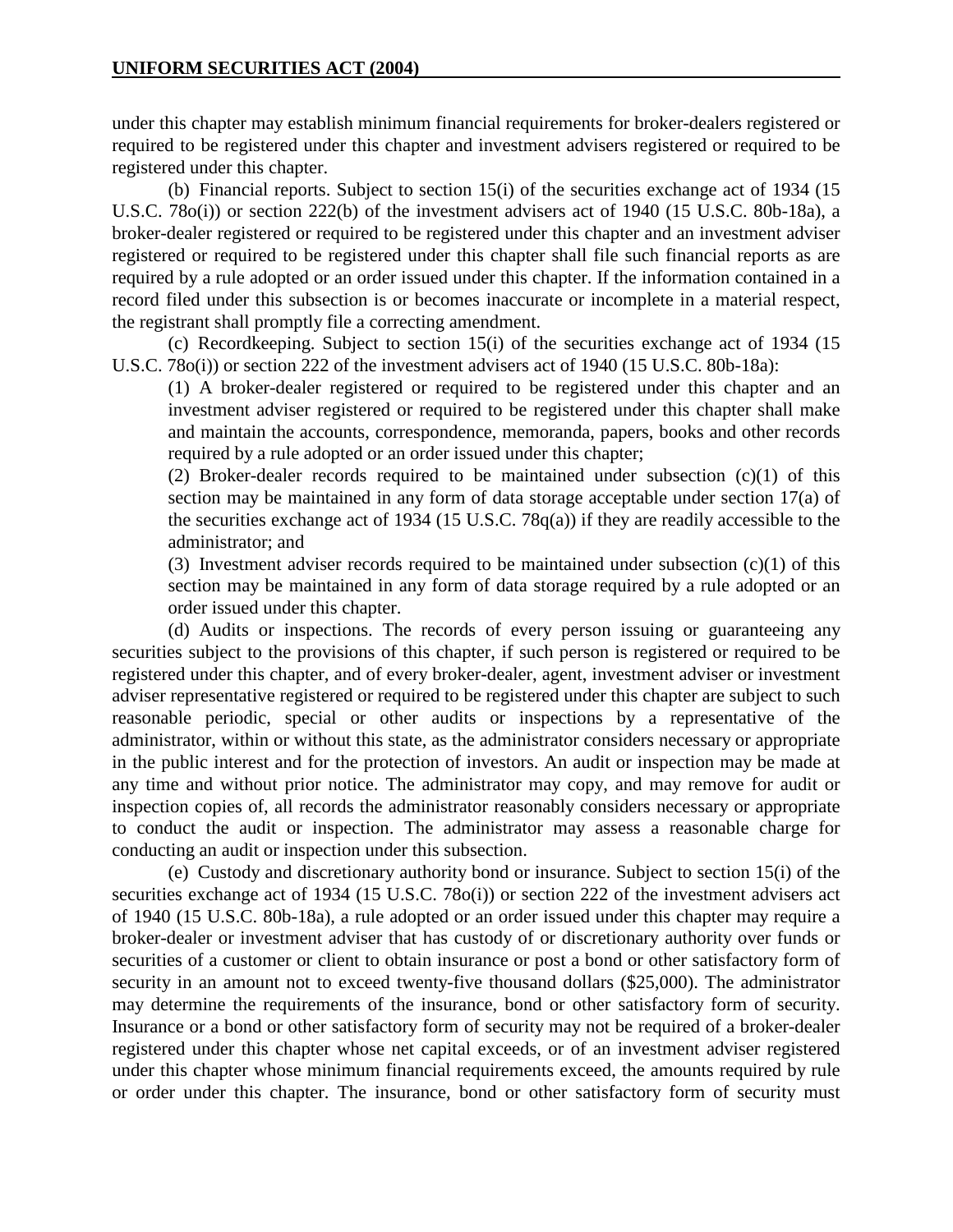under this chapter may establish minimum financial requirements for broker-dealers registered or required to be registered under this chapter and investment advisers registered or required to be registered under this chapter.

(b) Financial reports. Subject to section 15(i) of the securities exchange act of 1934 (15 U.S.C. 78o(i)) or section 222(b) of the investment advisers act of 1940 (15 U.S.C. 80b-18a), a broker-dealer registered or required to be registered under this chapter and an investment adviser registered or required to be registered under this chapter shall file such financial reports as are required by a rule adopted or an order issued under this chapter. If the information contained in a record filed under this subsection is or becomes inaccurate or incomplete in a material respect, the registrant shall promptly file a correcting amendment.

(c) Recordkeeping. Subject to section 15(i) of the securities exchange act of 1934 (15 U.S.C. 78o(i)) or section 222 of the investment advisers act of 1940 (15 U.S.C. 80b-18a):

(1) A broker-dealer registered or required to be registered under this chapter and an investment adviser registered or required to be registered under this chapter shall make and maintain the accounts, correspondence, memoranda, papers, books and other records required by a rule adopted or an order issued under this chapter;

(2) Broker-dealer records required to be maintained under subsection (c)(1) of this section may be maintained in any form of data storage acceptable under section 17(a) of the securities exchange act of 1934 (15 U.S.C. 78q(a)) if they are readily accessible to the administrator; and

(3) Investment adviser records required to be maintained under subsection (c)(1) of this section may be maintained in any form of data storage required by a rule adopted or an order issued under this chapter.

(d) Audits or inspections. The records of every person issuing or guaranteeing any securities subject to the provisions of this chapter, if such person is registered or required to be registered under this chapter, and of every broker-dealer, agent, investment adviser or investment adviser representative registered or required to be registered under this chapter are subject to such reasonable periodic, special or other audits or inspections by a representative of the administrator, within or without this state, as the administrator considers necessary or appropriate in the public interest and for the protection of investors. An audit or inspection may be made at any time and without prior notice. The administrator may copy, and may remove for audit or inspection copies of, all records the administrator reasonably considers necessary or appropriate to conduct the audit or inspection. The administrator may assess a reasonable charge for conducting an audit or inspection under this subsection.

(e) Custody and discretionary authority bond or insurance. Subject to section 15(i) of the securities exchange act of 1934 (15 U.S.C. 78o(i)) or section 222 of the investment advisers act of 1940 (15 U.S.C. 80b-18a), a rule adopted or an order issued under this chapter may require a broker-dealer or investment adviser that has custody of or discretionary authority over funds or securities of a customer or client to obtain insurance or post a bond or other satisfactory form of security in an amount not to exceed twenty-five thousand dollars ($25,000). The administrator may determine the requirements of the insurance, bond or other satisfactory form of security. Insurance or a bond or other satisfactory form of security may not be required of a broker-dealer registered under this chapter whose net capital exceeds, or of an investment adviser registered under this chapter whose minimum financial requirements exceed, the amounts required by rule or order under this chapter. The insurance, bond or other satisfactory form of security must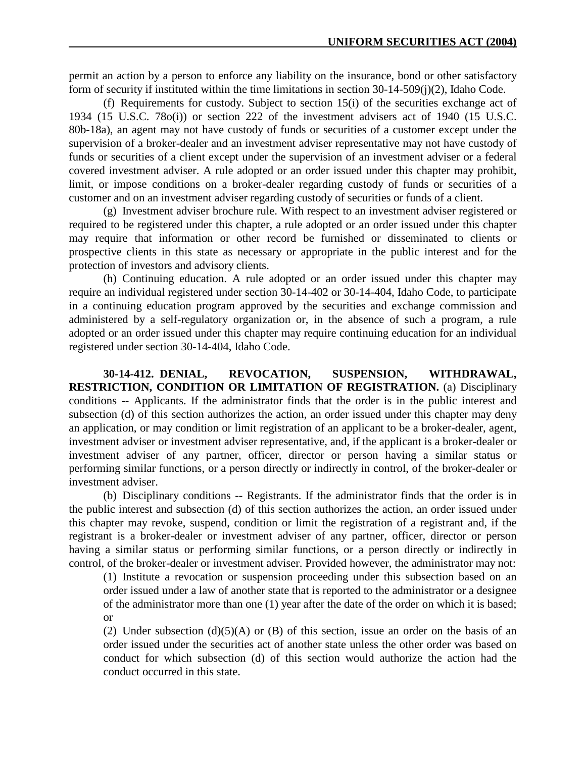permit an action by a person to enforce any liability on the insurance, bond or other satisfactory form of security if instituted within the time limitations in section 30-14-509(j)(2), Idaho Code.

(f) Requirements for custody. Subject to section 15(i) of the securities exchange act of 1934 (15 U.S.C. 78o(i)) or section 222 of the investment advisers act of 1940 (15 U.S.C. 80b-18a), an agent may not have custody of funds or securities of a customer except under the supervision of a broker-dealer and an investment adviser representative may not have custody of funds or securities of a client except under the supervision of an investment adviser or a federal covered investment adviser. A rule adopted or an order issued under this chapter may prohibit, limit, or impose conditions on a broker-dealer regarding custody of funds or securities of a customer and on an investment adviser regarding custody of securities or funds of a client.

(g) Investment adviser brochure rule. With respect to an investment adviser registered or required to be registered under this chapter, a rule adopted or an order issued under this chapter may require that information or other record be furnished or disseminated to clients or prospective clients in this state as necessary or appropriate in the public interest and for the protection of investors and advisory clients.

(h) Continuing education. A rule adopted or an order issued under this chapter may require an individual registered under section 30-14-402 or 30-14-404, Idaho Code, to participate in a continuing education program approved by the securities and exchange commission and administered by a self-regulatory organization or, in the absence of such a program, a rule adopted or an order issued under this chapter may require continuing education for an individual registered under section 30-14-404, Idaho Code.

**30-14-412. DENIAL, REVOCATION, SUSPENSION, WITHDRAWAL, RESTRICTION, CONDITION OR LIMITATION OF REGISTRATION.** (a) Disciplinary conditions -- Applicants. If the administrator finds that the order is in the public interest and subsection (d) of this section authorizes the action, an order issued under this chapter may deny an application, or may condition or limit registration of an applicant to be a broker-dealer, agent, investment adviser or investment adviser representative, and, if the applicant is a broker-dealer or investment adviser of any partner, officer, director or person having a similar status or performing similar functions, or a person directly or indirectly in control, of the broker-dealer or investment adviser.

(b) Disciplinary conditions -- Registrants. If the administrator finds that the order is in the public interest and subsection (d) of this section authorizes the action, an order issued under this chapter may revoke, suspend, condition or limit the registration of a registrant and, if the registrant is a broker-dealer or investment adviser of any partner, officer, director or person having a similar status or performing similar functions, or a person directly or indirectly in control, of the broker-dealer or investment adviser. Provided however, the administrator may not:

(1) Institute a revocation or suspension proceeding under this subsection based on an order issued under a law of another state that is reported to the administrator or a designee of the administrator more than one (1) year after the date of the order on which it is based; or

(2) Under subsection (d)(5)(A) or (B) of this section, issue an order on the basis of an order issued under the securities act of another state unless the other order was based on conduct for which subsection (d) of this section would authorize the action had the conduct occurred in this state.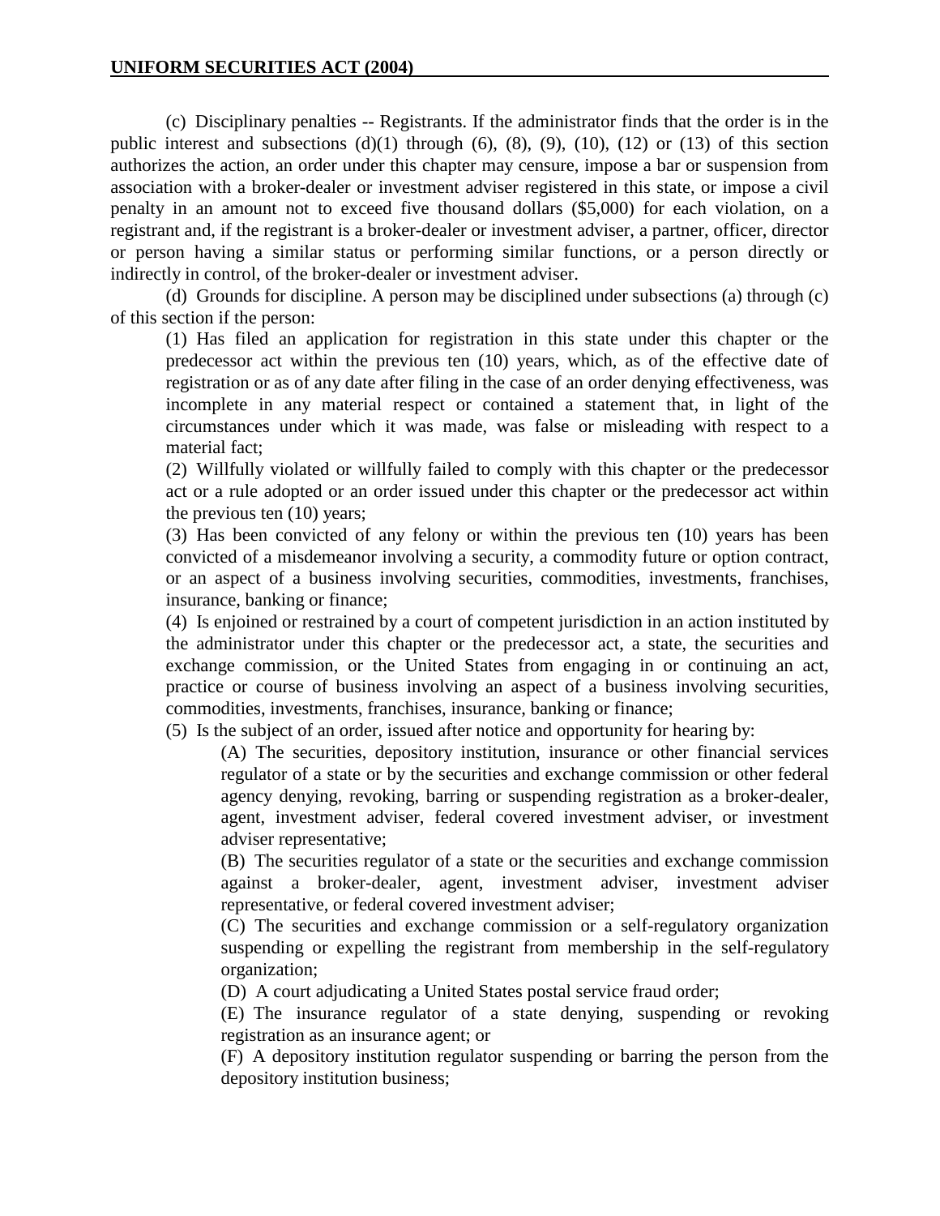(c) Disciplinary penalties -- Registrants. If the administrator finds that the order is in the public interest and subsections (d)(1) through (6), (8), (9), (10), (12) or (13) of this section authorizes the action, an order under this chapter may censure, impose a bar or suspension from association with a broker-dealer or investment adviser registered in this state, or impose a civil penalty in an amount not to exceed five thousand dollars ($5,000) for each violation, on a registrant and, if the registrant is a broker-dealer or investment adviser, a partner, officer, director or person having a similar status or performing similar functions, or a person directly or indirectly in control, of the broker-dealer or investment adviser.

(d) Grounds for discipline. A person may be disciplined under subsections (a) through (c) of this section if the person:

(1) Has filed an application for registration in this state under this chapter or the predecessor act within the previous ten (10) years, which, as of the effective date of registration or as of any date after filing in the case of an order denying effectiveness, was incomplete in any material respect or contained a statement that, in light of the circumstances under which it was made, was false or misleading with respect to a material fact;

(2) Willfully violated or willfully failed to comply with this chapter or the predecessor act or a rule adopted or an order issued under this chapter or the predecessor act within the previous ten (10) years;

(3) Has been convicted of any felony or within the previous ten (10) years has been convicted of a misdemeanor involving a security, a commodity future or option contract, or an aspect of a business involving securities, commodities, investments, franchises, insurance, banking or finance;

(4) Is enjoined or restrained by a court of competent jurisdiction in an action instituted by the administrator under this chapter or the predecessor act, a state, the securities and exchange commission, or the United States from engaging in or continuing an act, practice or course of business involving an aspect of a business involving securities, commodities, investments, franchises, insurance, banking or finance;

(5) Is the subject of an order, issued after notice and opportunity for hearing by:

(A) The securities, depository institution, insurance or other financial services regulator of a state or by the securities and exchange commission or other federal agency denying, revoking, barring or suspending registration as a broker-dealer, agent, investment adviser, federal covered investment adviser, or investment adviser representative;

(B) The securities regulator of a state or the securities and exchange commission against a broker-dealer, agent, investment adviser, investment adviser representative, or federal covered investment adviser;

(C) The securities and exchange commission or a self-regulatory organization suspending or expelling the registrant from membership in the self-regulatory organization;

(D) A court adjudicating a United States postal service fraud order;

(E) The insurance regulator of a state denying, suspending or revoking registration as an insurance agent; or

(F) A depository institution regulator suspending or barring the person from the depository institution business;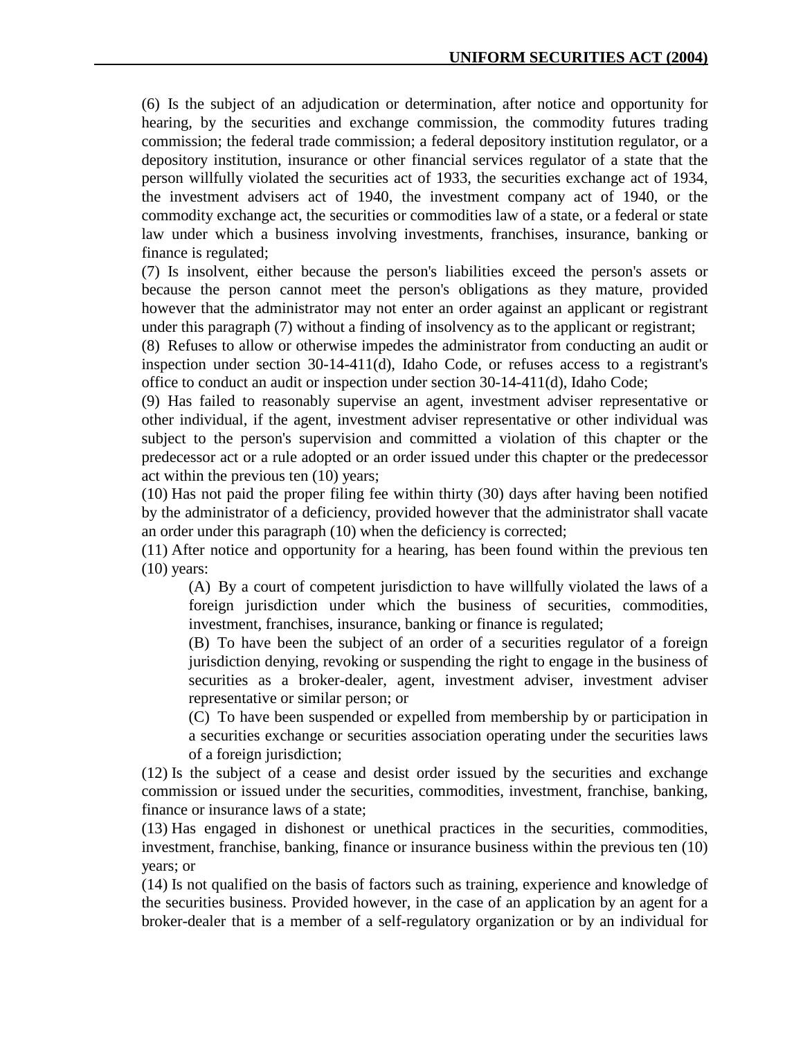(6) Is the subject of an adjudication or determination, after notice and opportunity for hearing, by the securities and exchange commission, the commodity futures trading commission; the federal trade commission; a federal depository institution regulator, or a depository institution, insurance or other financial services regulator of a state that the person willfully violated the securities act of 1933, the securities exchange act of 1934, the investment advisers act of 1940, the investment company act of 1940, or the commodity exchange act, the securities or commodities law of a state, or a federal or state law under which a business involving investments, franchises, insurance, banking or finance is regulated;

(7) Is insolvent, either because the person's liabilities exceed the person's assets or because the person cannot meet the person's obligations as they mature, provided however that the administrator may not enter an order against an applicant or registrant under this paragraph (7) without a finding of insolvency as to the applicant or registrant;

(8) Refuses to allow or otherwise impedes the administrator from conducting an audit or inspection under section 30-14-411(d), Idaho Code, or refuses access to a registrant's office to conduct an audit or inspection under section 30-14-411(d), Idaho Code;

(9) Has failed to reasonably supervise an agent, investment adviser representative or other individual, if the agent, investment adviser representative or other individual was subject to the person's supervision and committed a violation of this chapter or the predecessor act or a rule adopted or an order issued under this chapter or the predecessor act within the previous ten (10) years;

(10) Has not paid the proper filing fee within thirty (30) days after having been notified by the administrator of a deficiency, provided however that the administrator shall vacate an order under this paragraph (10) when the deficiency is corrected;

(11) After notice and opportunity for a hearing, has been found within the previous ten (10) years:

> (A) By a court of competent jurisdiction to have willfully violated the laws of a foreign jurisdiction under which the business of securities, commodities, investment, franchises, insurance, banking or finance is regulated;
>
> (B) To have been the subject of an order of a securities regulator of a foreign jurisdiction denying, revoking or suspending the right to engage in the business of securities as a broker-dealer, agent, investment adviser, investment adviser representative or similar person; or
>
> (C) To have been suspended or expelled from membership by or participation in a securities exchange or securities association operating under the securities laws of a foreign jurisdiction;

(12) Is the subject of a cease and desist order issued by the securities and exchange commission or issued under the securities, commodities, investment, franchise, banking, finance or insurance laws of a state;

(13) Has engaged in dishonest or unethical practices in the securities, commodities, investment, franchise, banking, finance or insurance business within the previous ten (10) years; or

(14) Is not qualified on the basis of factors such as training, experience and knowledge of the securities business. Provided however, in the case of an application by an agent for a broker-dealer that is a member of a self-regulatory organization or by an individual for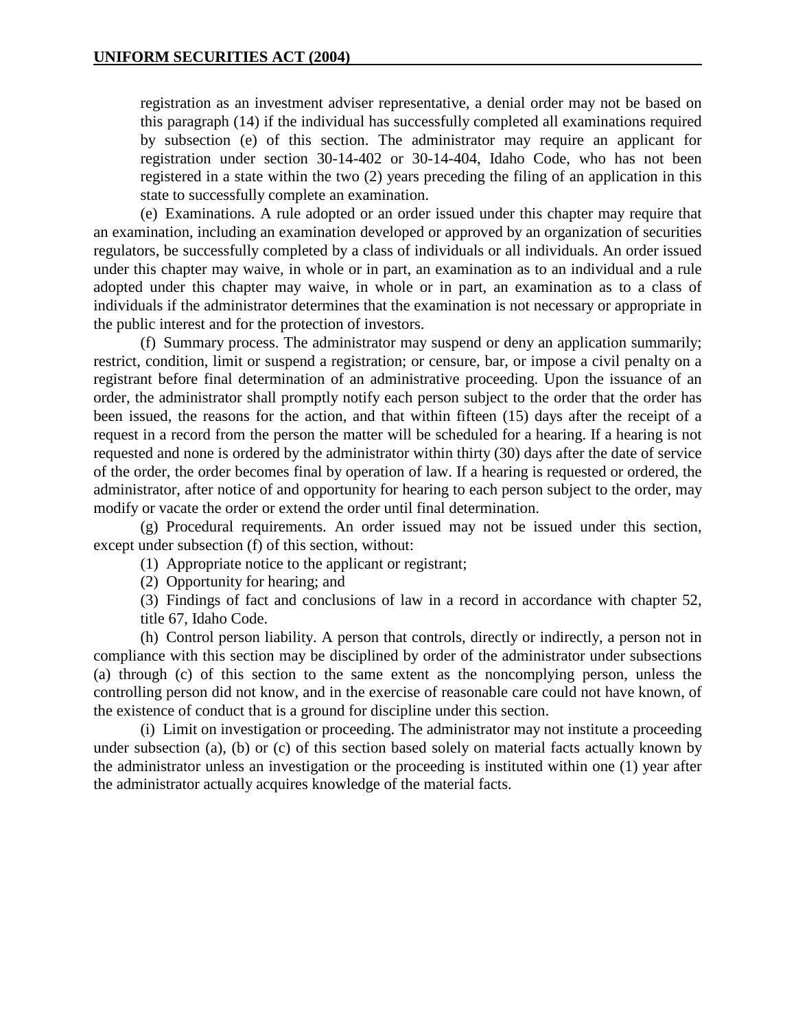registration as an investment adviser representative, a denial order may not be based on this paragraph (14) if the individual has successfully completed all examinations required by subsection (e) of this section. The administrator may require an applicant for registration under section 30-14-402 or 30-14-404, Idaho Code, who has not been registered in a state within the two (2) years preceding the filing of an application in this state to successfully complete an examination.

(e) Examinations. A rule adopted or an order issued under this chapter may require that an examination, including an examination developed or approved by an organization of securities regulators, be successfully completed by a class of individuals or all individuals. An order issued under this chapter may waive, in whole or in part, an examination as to an individual and a rule adopted under this chapter may waive, in whole or in part, an examination as to a class of individuals if the administrator determines that the examination is not necessary or appropriate in the public interest and for the protection of investors.

(f) Summary process. The administrator may suspend or deny an application summarily; restrict, condition, limit or suspend a registration; or censure, bar, or impose a civil penalty on a registrant before final determination of an administrative proceeding. Upon the issuance of an order, the administrator shall promptly notify each person subject to the order that the order has been issued, the reasons for the action, and that within fifteen (15) days after the receipt of a request in a record from the person the matter will be scheduled for a hearing. If a hearing is not requested and none is ordered by the administrator within thirty (30) days after the date of service of the order, the order becomes final by operation of law. If a hearing is requested or ordered, the administrator, after notice of and opportunity for hearing to each person subject to the order, may modify or vacate the order or extend the order until final determination.

(g) Procedural requirements. An order issued may not be issued under this section, except under subsection (f) of this section, without:

(1) Appropriate notice to the applicant or registrant;

(2) Opportunity for hearing; and

(3) Findings of fact and conclusions of law in a record in accordance with chapter 52, title 67, Idaho Code.

(h) Control person liability. A person that controls, directly or indirectly, a person not in compliance with this section may be disciplined by order of the administrator under subsections (a) through (c) of this section to the same extent as the noncomplying person, unless the controlling person did not know, and in the exercise of reasonable care could not have known, of the existence of conduct that is a ground for discipline under this section.

(i) Limit on investigation or proceeding. The administrator may not institute a proceeding under subsection (a), (b) or (c) of this section based solely on material facts actually known by the administrator unless an investigation or the proceeding is instituted within one (1) year after the administrator actually acquires knowledge of the material facts.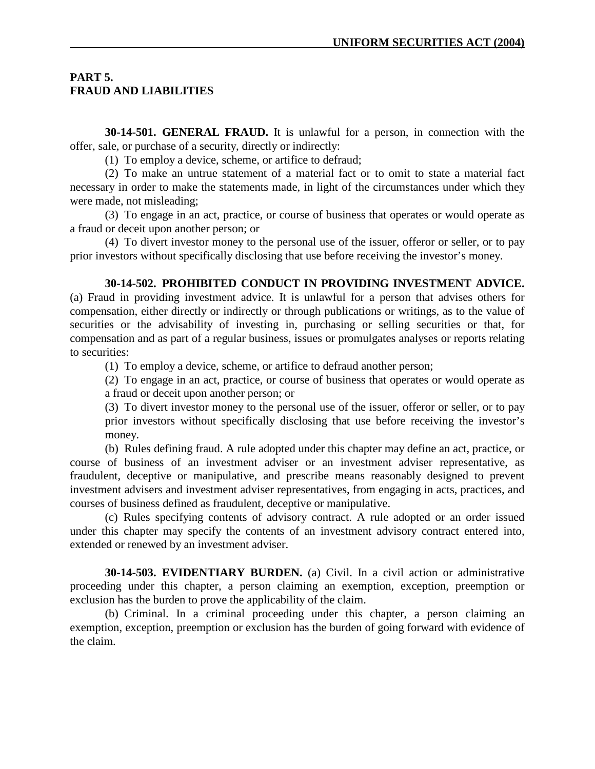## PART 5.
## FRAUD AND LIABILITIES

**30-14-501. GENERAL FRAUD.** It is unlawful for a person, in connection with the offer, sale, or purchase of a security, directly or indirectly:

(1) To employ a device, scheme, or artifice to defraud;

(2) To make an untrue statement of a material fact or to omit to state a material fact necessary in order to make the statements made, in light of the circumstances under which they were made, not misleading;

(3) To engage in an act, practice, or course of business that operates or would operate as a fraud or deceit upon another person; or

(4) To divert investor money to the personal use of the issuer, offeror or seller, or to pay prior investors without specifically disclosing that use before receiving the investor's money.

**30-14-502. PROHIBITED CONDUCT IN PROVIDING INVESTMENT ADVICE.** (a) Fraud in providing investment advice. It is unlawful for a person that advises others for compensation, either directly or indirectly or through publications or writings, as to the value of securities or the advisability of investing in, purchasing or selling securities or that, for compensation and as part of a regular business, issues or promulgates analyses or reports relating to securities:

(1) To employ a device, scheme, or artifice to defraud another person;

(2) To engage in an act, practice, or course of business that operates or would operate as a fraud or deceit upon another person; or

(3) To divert investor money to the personal use of the issuer, offeror or seller, or to pay prior investors without specifically disclosing that use before receiving the investor's money.

(b) Rules defining fraud. A rule adopted under this chapter may define an act, practice, or course of business of an investment adviser or an investment adviser representative, as fraudulent, deceptive or manipulative, and prescribe means reasonably designed to prevent investment advisers and investment adviser representatives, from engaging in acts, practices, and courses of business defined as fraudulent, deceptive or manipulative.

(c) Rules specifying contents of advisory contract. A rule adopted or an order issued under this chapter may specify the contents of an investment advisory contract entered into, extended or renewed by an investment adviser.

**30-14-503. EVIDENTIARY BURDEN.** (a) Civil. In a civil action or administrative proceeding under this chapter, a person claiming an exemption, exception, preemption or exclusion has the burden to prove the applicability of the claim.

(b) Criminal. In a criminal proceeding under this chapter, a person claiming an exemption, exception, preemption or exclusion has the burden of going forward with evidence of the claim.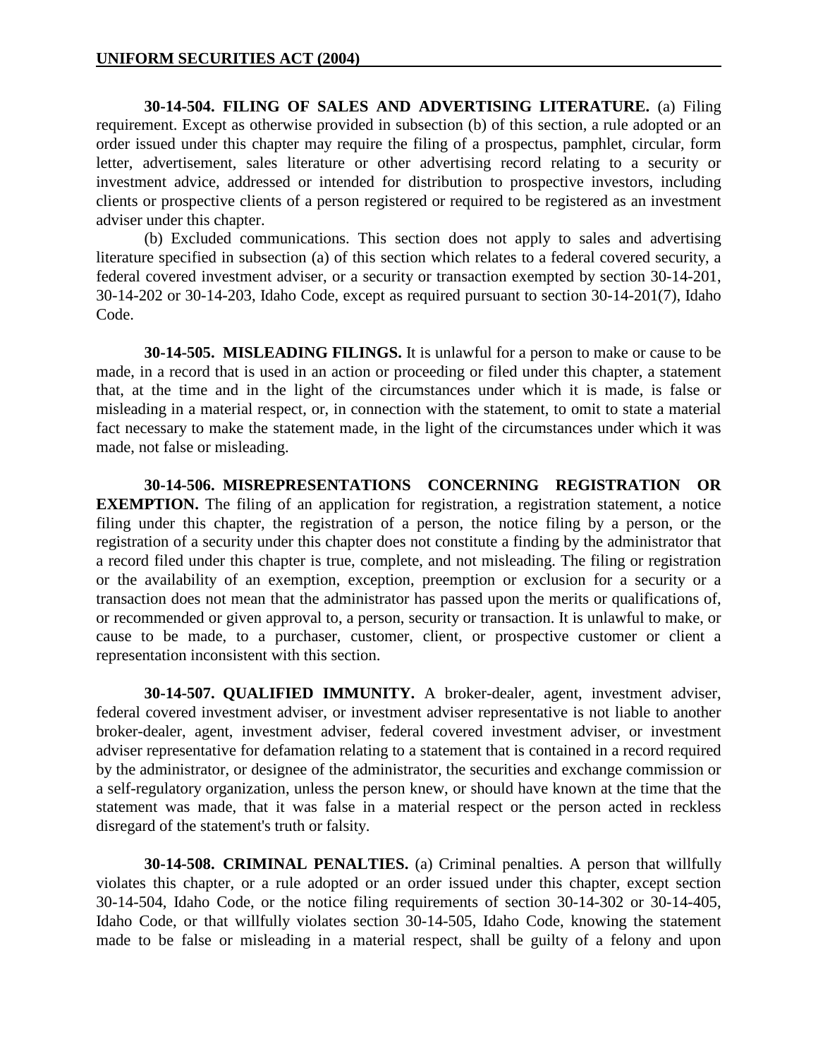**30-14-504. FILING OF SALES AND ADVERTISING LITERATURE.** (a) Filing requirement. Except as otherwise provided in subsection (b) of this section, a rule adopted or an order issued under this chapter may require the filing of a prospectus, pamphlet, circular, form letter, advertisement, sales literature or other advertising record relating to a security or investment advice, addressed or intended for distribution to prospective investors, including clients or prospective clients of a person registered or required to be registered as an investment adviser under this chapter.

(b) Excluded communications. This section does not apply to sales and advertising literature specified in subsection (a) of this section which relates to a federal covered security, a federal covered investment adviser, or a security or transaction exempted by section 30-14-201, 30-14-202 or 30-14-203, Idaho Code, except as required pursuant to section 30-14-201(7), Idaho Code.

**30-14-505. MISLEADING FILINGS.** It is unlawful for a person to make or cause to be made, in a record that is used in an action or proceeding or filed under this chapter, a statement that, at the time and in the light of the circumstances under which it is made, is false or misleading in a material respect, or, in connection with the statement, to omit to state a material fact necessary to make the statement made, in the light of the circumstances under which it was made, not false or misleading.

**30-14-506. MISREPRESENTATIONS CONCERNING REGISTRATION OR EXEMPTION.** The filing of an application for registration, a registration statement, a notice filing under this chapter, the registration of a person, the notice filing by a person, or the registration of a security under this chapter does not constitute a finding by the administrator that a record filed under this chapter is true, complete, and not misleading. The filing or registration or the availability of an exemption, exception, preemption or exclusion for a security or a transaction does not mean that the administrator has passed upon the merits or qualifications of, or recommended or given approval to, a person, security or transaction. It is unlawful to make, or cause to be made, to a purchaser, customer, client, or prospective customer or client a representation inconsistent with this section.

**30-14-507. QUALIFIED IMMUNITY.** A broker-dealer, agent, investment adviser, federal covered investment adviser, or investment adviser representative is not liable to another broker-dealer, agent, investment adviser, federal covered investment adviser, or investment adviser representative for defamation relating to a statement that is contained in a record required by the administrator, or designee of the administrator, the securities and exchange commission or a self-regulatory organization, unless the person knew, or should have known at the time that the statement was made, that it was false in a material respect or the person acted in reckless disregard of the statement's truth or falsity.

**30-14-508. CRIMINAL PENALTIES.** (a) Criminal penalties. A person that willfully violates this chapter, or a rule adopted or an order issued under this chapter, except section 30-14-504, Idaho Code, or the notice filing requirements of section 30-14-302 or 30-14-405, Idaho Code, or that willfully violates section 30-14-505, Idaho Code, knowing the statement made to be false or misleading in a material respect, shall be guilty of a felony and upon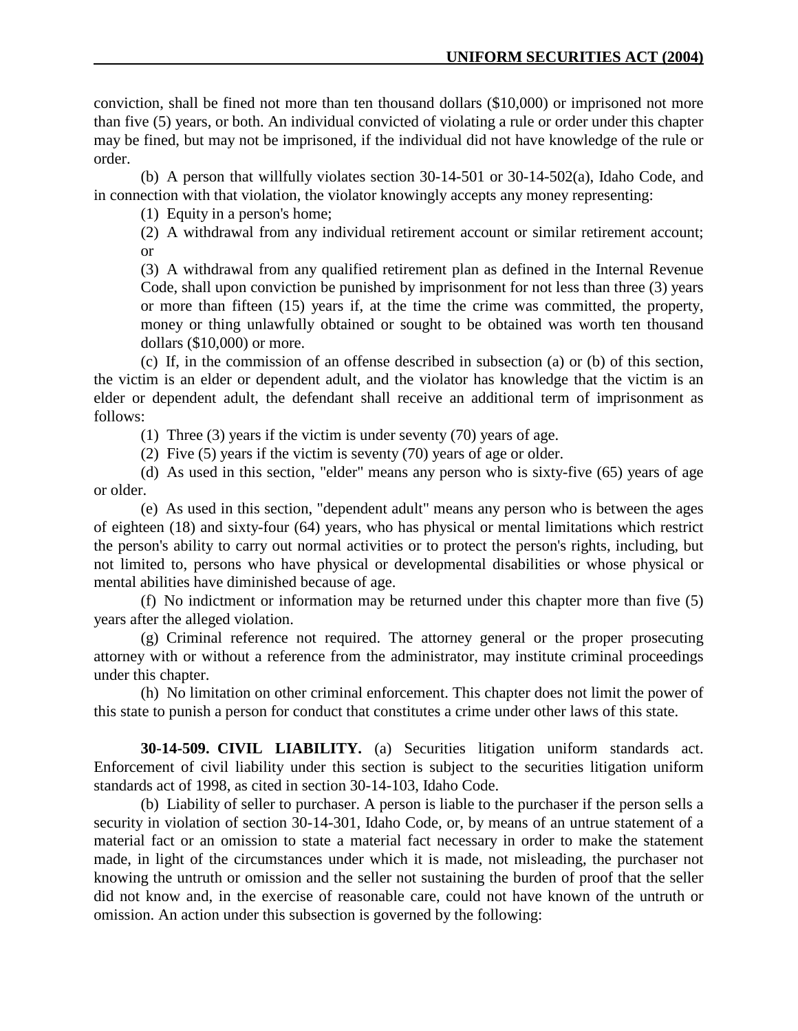conviction, shall be fined not more than ten thousand dollars ($10,000) or imprisoned not more than five (5) years, or both. An individual convicted of violating a rule or order under this chapter may be fined, but may not be imprisoned, if the individual did not have knowledge of the rule or order.

(b) A person that willfully violates section 30-14-501 or 30-14-502(a), Idaho Code, and in connection with that violation, the violator knowingly accepts any money representing:

(1) Equity in a person's home;

(2) A withdrawal from any individual retirement account or similar retirement account; or

(3) A withdrawal from any qualified retirement plan as defined in the Internal Revenue Code, shall upon conviction be punished by imprisonment for not less than three (3) years or more than fifteen (15) years if, at the time the crime was committed, the property, money or thing unlawfully obtained or sought to be obtained was worth ten thousand dollars ($10,000) or more.

(c) If, in the commission of an offense described in subsection (a) or (b) of this section, the victim is an elder or dependent adult, and the violator has knowledge that the victim is an elder or dependent adult, the defendant shall receive an additional term of imprisonment as follows:

(1) Three (3) years if the victim is under seventy (70) years of age.

(2) Five (5) years if the victim is seventy (70) years of age or older.

(d) As used in this section, "elder" means any person who is sixty-five (65) years of age or older.

(e) As used in this section, "dependent adult" means any person who is between the ages of eighteen (18) and sixty-four (64) years, who has physical or mental limitations which restrict the person's ability to carry out normal activities or to protect the person's rights, including, but not limited to, persons who have physical or developmental disabilities or whose physical or mental abilities have diminished because of age.

(f) No indictment or information may be returned under this chapter more than five (5) years after the alleged violation.

(g) Criminal reference not required. The attorney general or the proper prosecuting attorney with or without a reference from the administrator, may institute criminal proceedings under this chapter.

(h) No limitation on other criminal enforcement. This chapter does not limit the power of this state to punish a person for conduct that constitutes a crime under other laws of this state.

**30-14-509. CIVIL LIABILITY.** (a) Securities litigation uniform standards act. Enforcement of civil liability under this section is subject to the securities litigation uniform standards act of 1998, as cited in section 30-14-103, Idaho Code.

(b) Liability of seller to purchaser. A person is liable to the purchaser if the person sells a security in violation of section 30-14-301, Idaho Code, or, by means of an untrue statement of a material fact or an omission to state a material fact necessary in order to make the statement made, in light of the circumstances under which it is made, not misleading, the purchaser not knowing the untruth or omission and the seller not sustaining the burden of proof that the seller did not know and, in the exercise of reasonable care, could not have known of the untruth or omission. An action under this subsection is governed by the following: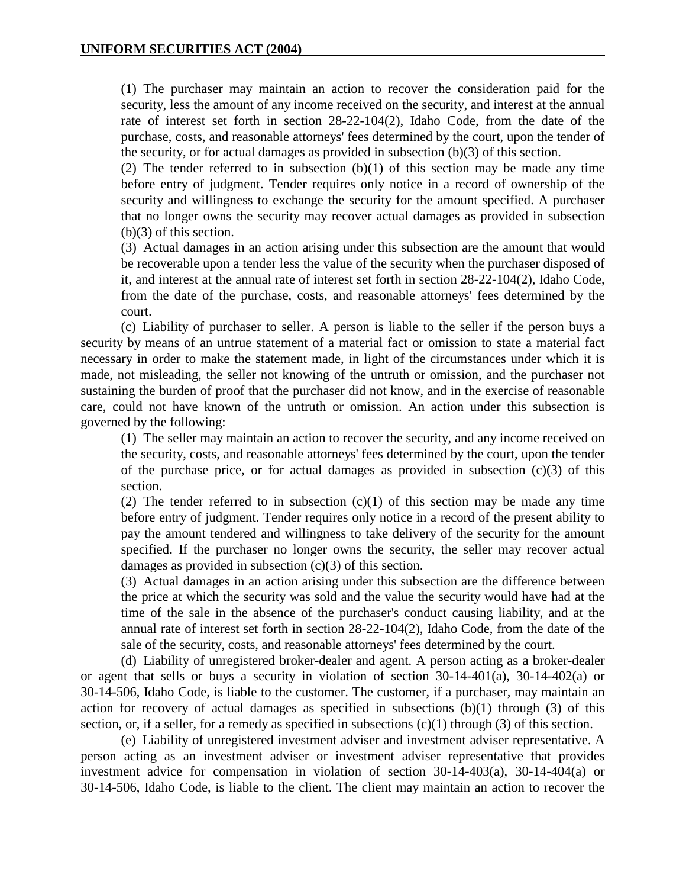(1) The purchaser may maintain an action to recover the consideration paid for the security, less the amount of any income received on the security, and interest at the annual rate of interest set forth in section 28-22-104(2), Idaho Code, from the date of the purchase, costs, and reasonable attorneys' fees determined by the court, upon the tender of the security, or for actual damages as provided in subsection (b)(3) of this section.

(2) The tender referred to in subsection (b)(1) of this section may be made any time before entry of judgment. Tender requires only notice in a record of ownership of the security and willingness to exchange the security for the amount specified. A purchaser that no longer owns the security may recover actual damages as provided in subsection (b)(3) of this section.

(3) Actual damages in an action arising under this subsection are the amount that would be recoverable upon a tender less the value of the security when the purchaser disposed of it, and interest at the annual rate of interest set forth in section 28-22-104(2), Idaho Code, from the date of the purchase, costs, and reasonable attorneys' fees determined by the court.

(c) Liability of purchaser to seller. A person is liable to the seller if the person buys a security by means of an untrue statement of a material fact or omission to state a material fact necessary in order to make the statement made, in light of the circumstances under which it is made, not misleading, the seller not knowing of the untruth or omission, and the purchaser not sustaining the burden of proof that the purchaser did not know, and in the exercise of reasonable care, could not have known of the untruth or omission. An action under this subsection is governed by the following:

(1) The seller may maintain an action to recover the security, and any income received on the security, costs, and reasonable attorneys' fees determined by the court, upon the tender of the purchase price, or for actual damages as provided in subsection (c)(3) of this section.

(2) The tender referred to in subsection (c)(1) of this section may be made any time before entry of judgment. Tender requires only notice in a record of the present ability to pay the amount tendered and willingness to take delivery of the security for the amount specified. If the purchaser no longer owns the security, the seller may recover actual damages as provided in subsection (c)(3) of this section.

(3) Actual damages in an action arising under this subsection are the difference between the price at which the security was sold and the value the security would have had at the time of the sale in the absence of the purchaser's conduct causing liability, and at the annual rate of interest set forth in section 28-22-104(2), Idaho Code, from the date of the sale of the security, costs, and reasonable attorneys' fees determined by the court.

(d) Liability of unregistered broker-dealer and agent. A person acting as a broker-dealer or agent that sells or buys a security in violation of section 30-14-401(a), 30-14-402(a) or 30-14-506, Idaho Code, is liable to the customer. The customer, if a purchaser, may maintain an action for recovery of actual damages as specified in subsections (b)(1) through (3) of this section, or, if a seller, for a remedy as specified in subsections (c)(1) through (3) of this section.

(e) Liability of unregistered investment adviser and investment adviser representative. A person acting as an investment adviser or investment adviser representative that provides investment advice for compensation in violation of section 30-14-403(a), 30-14-404(a) or 30-14-506, Idaho Code, is liable to the client. The client may maintain an action to recover the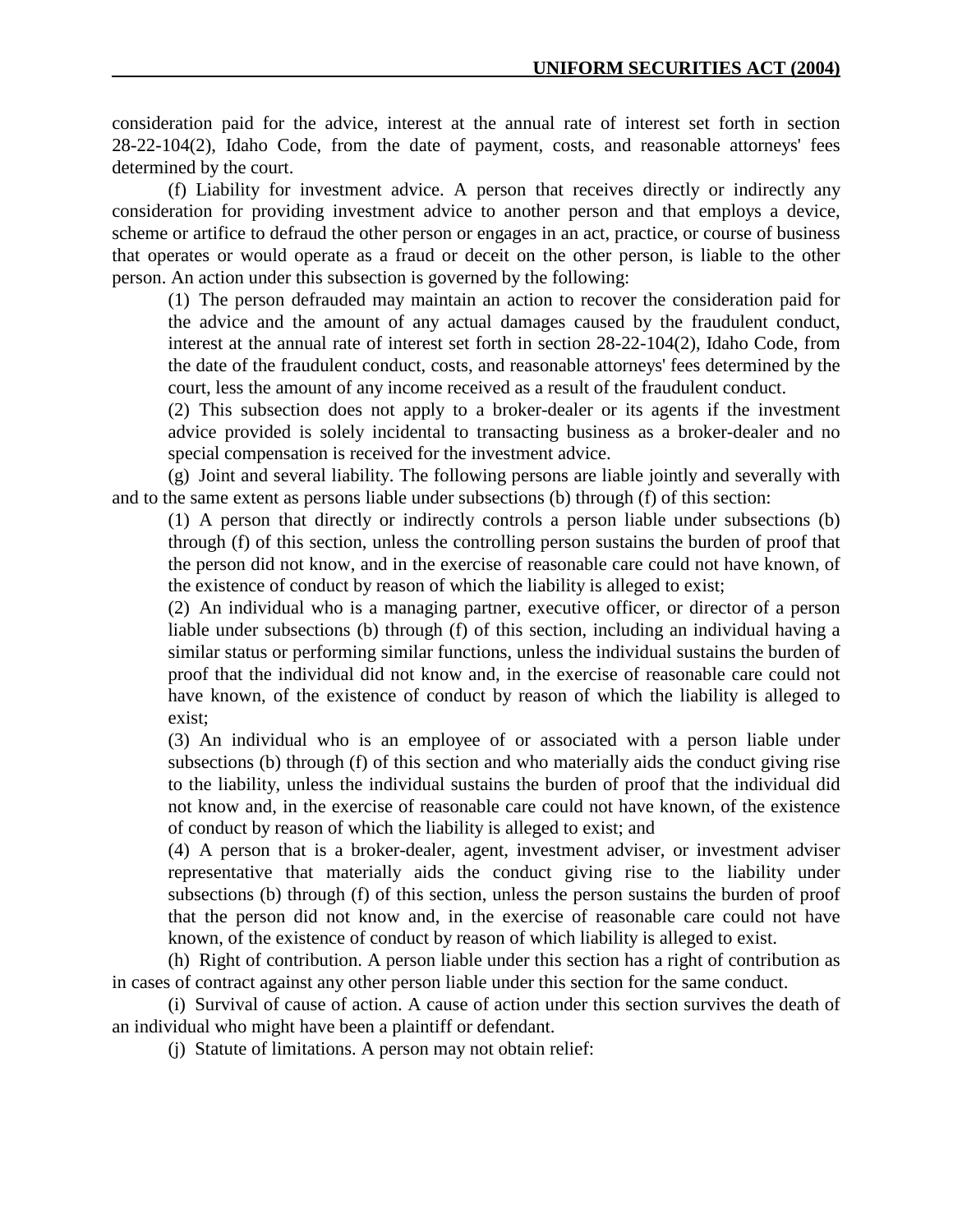consideration paid for the advice, interest at the annual rate of interest set forth in section 28-22-104(2), Idaho Code, from the date of payment, costs, and reasonable attorneys' fees determined by the court.

(f) Liability for investment advice. A person that receives directly or indirectly any consideration for providing investment advice to another person and that employs a device, scheme or artifice to defraud the other person or engages in an act, practice, or course of business that operates or would operate as a fraud or deceit on the other person, is liable to the other person. An action under this subsection is governed by the following:

(1) The person defrauded may maintain an action to recover the consideration paid for the advice and the amount of any actual damages caused by the fraudulent conduct, interest at the annual rate of interest set forth in section 28-22-104(2), Idaho Code, from the date of the fraudulent conduct, costs, and reasonable attorneys' fees determined by the court, less the amount of any income received as a result of the fraudulent conduct.

(2) This subsection does not apply to a broker-dealer or its agents if the investment advice provided is solely incidental to transacting business as a broker-dealer and no special compensation is received for the investment advice.

(g) Joint and several liability. The following persons are liable jointly and severally with and to the same extent as persons liable under subsections (b) through (f) of this section:

(1) A person that directly or indirectly controls a person liable under subsections (b) through (f) of this section, unless the controlling person sustains the burden of proof that the person did not know, and in the exercise of reasonable care could not have known, of the existence of conduct by reason of which the liability is alleged to exist;

(2) An individual who is a managing partner, executive officer, or director of a person liable under subsections (b) through (f) of this section, including an individual having a similar status or performing similar functions, unless the individual sustains the burden of proof that the individual did not know and, in the exercise of reasonable care could not have known, of the existence of conduct by reason of which the liability is alleged to exist;

(3) An individual who is an employee of or associated with a person liable under subsections (b) through (f) of this section and who materially aids the conduct giving rise to the liability, unless the individual sustains the burden of proof that the individual did not know and, in the exercise of reasonable care could not have known, of the existence of conduct by reason of which the liability is alleged to exist; and

(4) A person that is a broker-dealer, agent, investment adviser, or investment adviser representative that materially aids the conduct giving rise to the liability under subsections (b) through (f) of this section, unless the person sustains the burden of proof that the person did not know and, in the exercise of reasonable care could not have known, of the existence of conduct by reason of which liability is alleged to exist.

(h) Right of contribution. A person liable under this section has a right of contribution as in cases of contract against any other person liable under this section for the same conduct.

(i) Survival of cause of action. A cause of action under this section survives the death of an individual who might have been a plaintiff or defendant.

(j) Statute of limitations. A person may not obtain relief: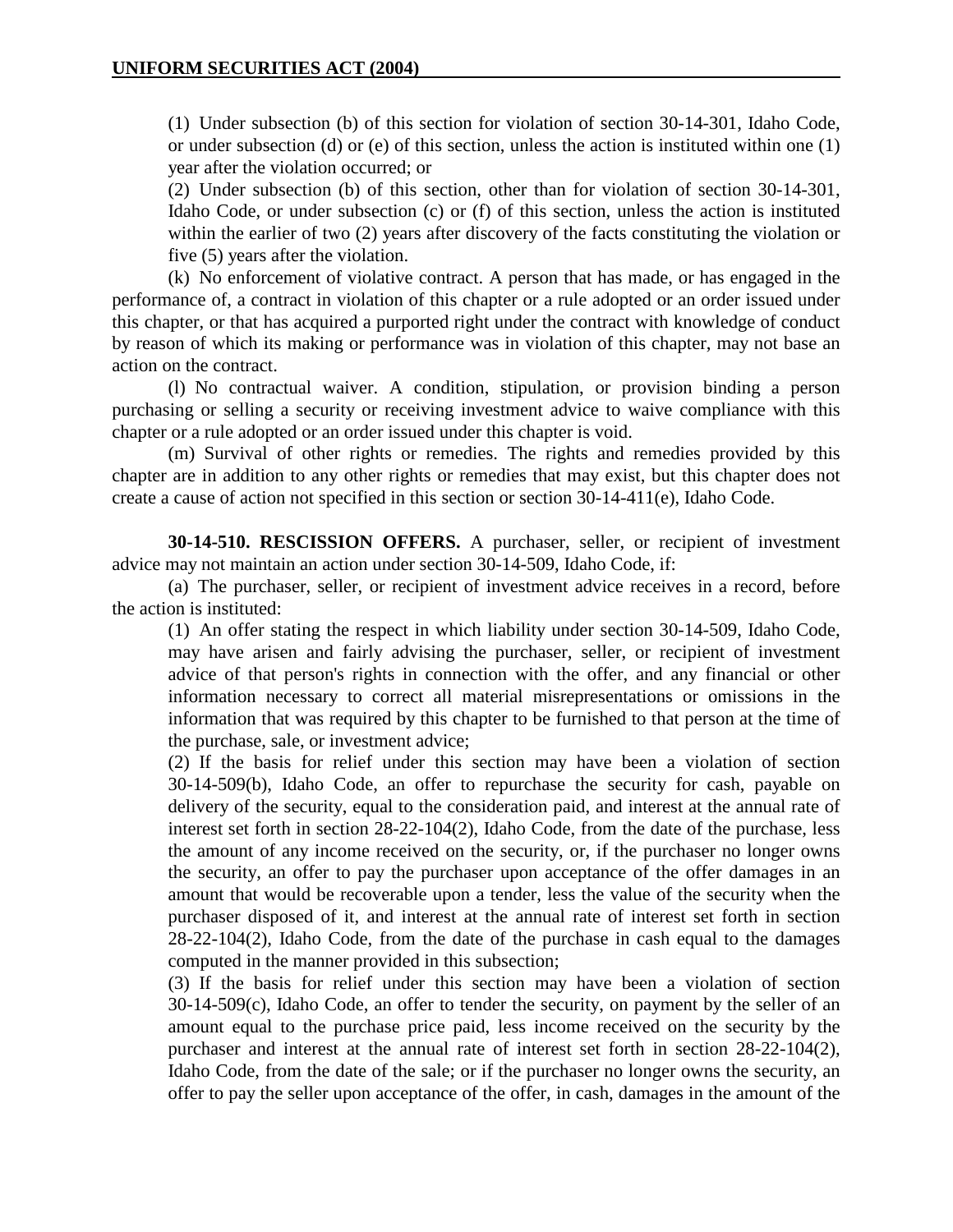(1) Under subsection (b) of this section for violation of section 30-14-301, Idaho Code, or under subsection (d) or (e) of this section, unless the action is instituted within one (1) year after the violation occurred; or

(2) Under subsection (b) of this section, other than for violation of section 30-14-301, Idaho Code, or under subsection (c) or (f) of this section, unless the action is instituted within the earlier of two (2) years after discovery of the facts constituting the violation or five (5) years after the violation.

(k) No enforcement of violative contract. A person that has made, or has engaged in the performance of, a contract in violation of this chapter or a rule adopted or an order issued under this chapter, or that has acquired a purported right under the contract with knowledge of conduct by reason of which its making or performance was in violation of this chapter, may not base an action on the contract.

(l) No contractual waiver. A condition, stipulation, or provision binding a person purchasing or selling a security or receiving investment advice to waive compliance with this chapter or a rule adopted or an order issued under this chapter is void.

(m) Survival of other rights or remedies. The rights and remedies provided by this chapter are in addition to any other rights or remedies that may exist, but this chapter does not create a cause of action not specified in this section or section 30-14-411(e), Idaho Code.

**30-14-510. RESCISSION OFFERS.** A purchaser, seller, or recipient of investment advice may not maintain an action under section 30-14-509, Idaho Code, if:

(a) The purchaser, seller, or recipient of investment advice receives in a record, before the action is instituted:

(1) An offer stating the respect in which liability under section 30-14-509, Idaho Code, may have arisen and fairly advising the purchaser, seller, or recipient of investment advice of that person's rights in connection with the offer, and any financial or other information necessary to correct all material misrepresentations or omissions in the information that was required by this chapter to be furnished to that person at the time of the purchase, sale, or investment advice;

(2) If the basis for relief under this section may have been a violation of section 30-14-509(b), Idaho Code, an offer to repurchase the security for cash, payable on delivery of the security, equal to the consideration paid, and interest at the annual rate of interest set forth in section 28-22-104(2), Idaho Code, from the date of the purchase, less the amount of any income received on the security, or, if the purchaser no longer owns the security, an offer to pay the purchaser upon acceptance of the offer damages in an amount that would be recoverable upon a tender, less the value of the security when the purchaser disposed of it, and interest at the annual rate of interest set forth in section 28-22-104(2), Idaho Code, from the date of the purchase in cash equal to the damages computed in the manner provided in this subsection;

(3) If the basis for relief under this section may have been a violation of section 30-14-509(c), Idaho Code, an offer to tender the security, on payment by the seller of an amount equal to the purchase price paid, less income received on the security by the purchaser and interest at the annual rate of interest set forth in section 28-22-104(2), Idaho Code, from the date of the sale; or if the purchaser no longer owns the security, an offer to pay the seller upon acceptance of the offer, in cash, damages in the amount of the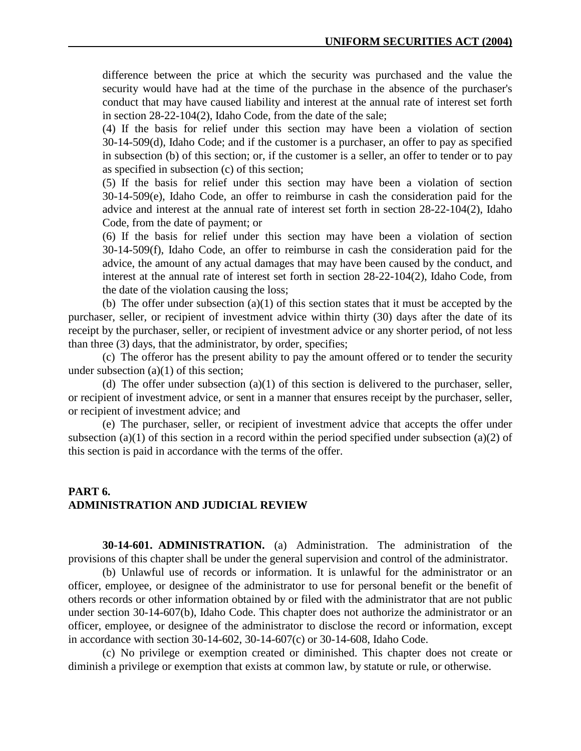difference between the price at which the security was purchased and the value the security would have had at the time of the purchase in the absence of the purchaser's conduct that may have caused liability and interest at the annual rate of interest set forth in section 28-22-104(2), Idaho Code, from the date of the sale;

(4) If the basis for relief under this section may have been a violation of section 30-14-509(d), Idaho Code; and if the customer is a purchaser, an offer to pay as specified in subsection (b) of this section; or, if the customer is a seller, an offer to tender or to pay as specified in subsection (c) of this section;

(5) If the basis for relief under this section may have been a violation of section 30-14-509(e), Idaho Code, an offer to reimburse in cash the consideration paid for the advice and interest at the annual rate of interest set forth in section 28-22-104(2), Idaho Code, from the date of payment; or

(6) If the basis for relief under this section may have been a violation of section 30-14-509(f), Idaho Code, an offer to reimburse in cash the consideration paid for the advice, the amount of any actual damages that may have been caused by the conduct, and interest at the annual rate of interest set forth in section 28-22-104(2), Idaho Code, from the date of the violation causing the loss;

(b) The offer under subsection (a)(1) of this section states that it must be accepted by the purchaser, seller, or recipient of investment advice within thirty (30) days after the date of its receipt by the purchaser, seller, or recipient of investment advice or any shorter period, of not less than three (3) days, that the administrator, by order, specifies;

(c) The offeror has the present ability to pay the amount offered or to tender the security under subsection (a)(1) of this section;

(d) The offer under subsection (a)(1) of this section is delivered to the purchaser, seller, or recipient of investment advice, or sent in a manner that ensures receipt by the purchaser, seller, or recipient of investment advice; and

(e) The purchaser, seller, or recipient of investment advice that accepts the offer under subsection (a)(1) of this section in a record within the period specified under subsection (a)(2) of this section is paid in accordance with the terms of the offer.

## PART 6.
## ADMINISTRATION AND JUDICIAL REVIEW

**30-14-601. ADMINISTRATION.** (a) Administration. The administration of the provisions of this chapter shall be under the general supervision and control of the administrator.

(b) Unlawful use of records or information. It is unlawful for the administrator or an officer, employee, or designee of the administrator to use for personal benefit or the benefit of others records or other information obtained by or filed with the administrator that are not public under section 30-14-607(b), Idaho Code. This chapter does not authorize the administrator or an officer, employee, or designee of the administrator to disclose the record or information, except in accordance with section 30-14-602, 30-14-607(c) or 30-14-608, Idaho Code.

(c) No privilege or exemption created or diminished. This chapter does not create or diminish a privilege or exemption that exists at common law, by statute or rule, or otherwise.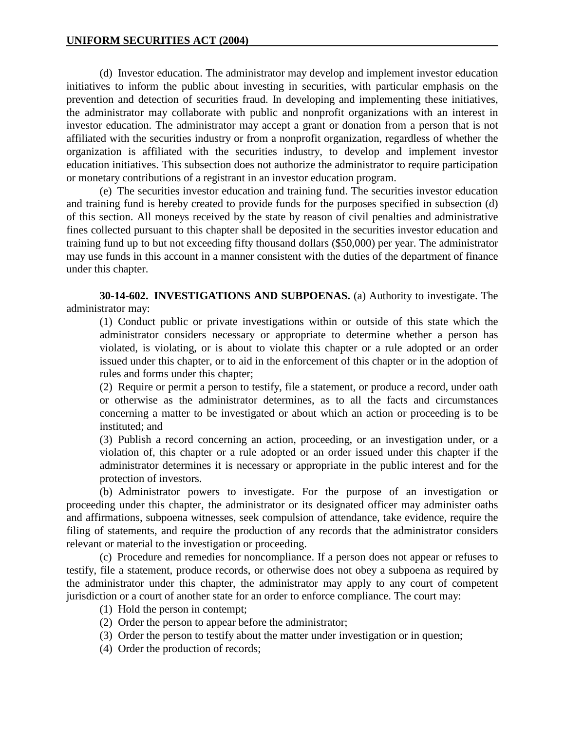(d) Investor education. The administrator may develop and implement investor education initiatives to inform the public about investing in securities, with particular emphasis on the prevention and detection of securities fraud. In developing and implementing these initiatives, the administrator may collaborate with public and nonprofit organizations with an interest in investor education. The administrator may accept a grant or donation from a person that is not affiliated with the securities industry or from a nonprofit organization, regardless of whether the organization is affiliated with the securities industry, to develop and implement investor education initiatives. This subsection does not authorize the administrator to require participation or monetary contributions of a registrant in an investor education program.

(e) The securities investor education and training fund. The securities investor education and training fund is hereby created to provide funds for the purposes specified in subsection (d) of this section. All moneys received by the state by reason of civil penalties and administrative fines collected pursuant to this chapter shall be deposited in the securities investor education and training fund up to but not exceeding fifty thousand dollars ($50,000) per year. The administrator may use funds in this account in a manner consistent with the duties of the department of finance under this chapter.

**30-14-602. INVESTIGATIONS AND SUBPOENAS.** (a) Authority to investigate. The administrator may:

(1) Conduct public or private investigations within or outside of this state which the administrator considers necessary or appropriate to determine whether a person has violated, is violating, or is about to violate this chapter or a rule adopted or an order issued under this chapter, or to aid in the enforcement of this chapter or in the adoption of rules and forms under this chapter;

(2) Require or permit a person to testify, file a statement, or produce a record, under oath or otherwise as the administrator determines, as to all the facts and circumstances concerning a matter to be investigated or about which an action or proceeding is to be instituted; and

(3) Publish a record concerning an action, proceeding, or an investigation under, or a violation of, this chapter or a rule adopted or an order issued under this chapter if the administrator determines it is necessary or appropriate in the public interest and for the protection of investors.

(b) Administrator powers to investigate. For the purpose of an investigation or proceeding under this chapter, the administrator or its designated officer may administer oaths and affirmations, subpoena witnesses, seek compulsion of attendance, take evidence, require the filing of statements, and require the production of any records that the administrator considers relevant or material to the investigation or proceeding.

(c) Procedure and remedies for noncompliance. If a person does not appear or refuses to testify, file a statement, produce records, or otherwise does not obey a subpoena as required by the administrator under this chapter, the administrator may apply to any court of competent jurisdiction or a court of another state for an order to enforce compliance. The court may:

(1) Hold the person in contempt;

(2) Order the person to appear before the administrator;

(3) Order the person to testify about the matter under investigation or in question;

(4) Order the production of records;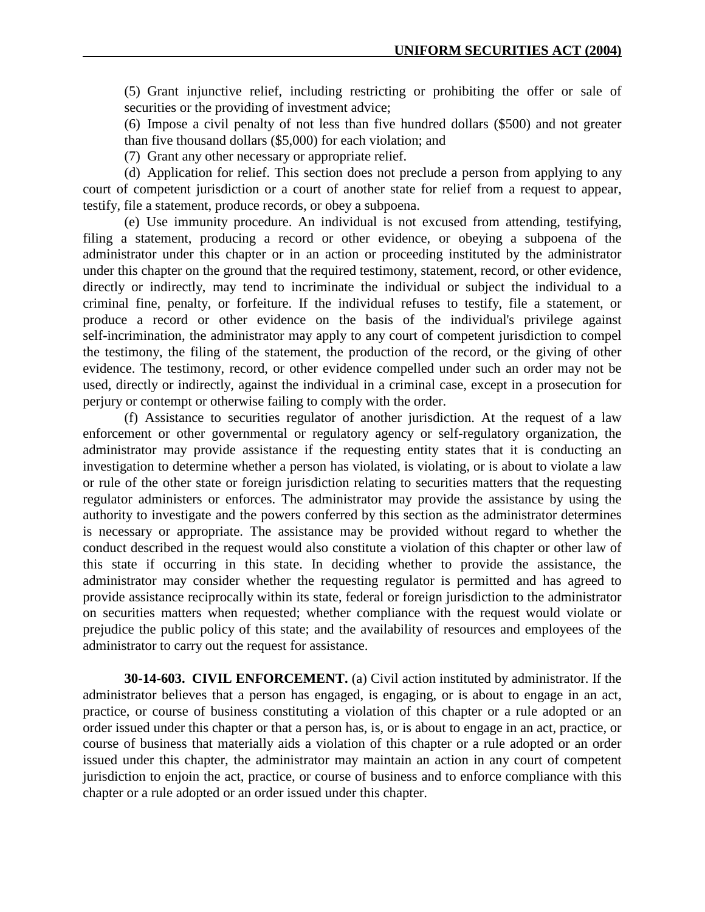(5) Grant injunctive relief, including restricting or prohibiting the offer or sale of securities or the providing of investment advice;

(6) Impose a civil penalty of not less than five hundred dollars ($500) and not greater than five thousand dollars ($5,000) for each violation; and

(7) Grant any other necessary or appropriate relief.

(d) Application for relief. This section does not preclude a person from applying to any court of competent jurisdiction or a court of another state for relief from a request to appear, testify, file a statement, produce records, or obey a subpoena.

(e) Use immunity procedure. An individual is not excused from attending, testifying, filing a statement, producing a record or other evidence, or obeying a subpoena of the administrator under this chapter or in an action or proceeding instituted by the administrator under this chapter on the ground that the required testimony, statement, record, or other evidence, directly or indirectly, may tend to incriminate the individual or subject the individual to a criminal fine, penalty, or forfeiture. If the individual refuses to testify, file a statement, or produce a record or other evidence on the basis of the individual's privilege against self-incrimination, the administrator may apply to any court of competent jurisdiction to compel the testimony, the filing of the statement, the production of the record, or the giving of other evidence. The testimony, record, or other evidence compelled under such an order may not be used, directly or indirectly, against the individual in a criminal case, except in a prosecution for perjury or contempt or otherwise failing to comply with the order.

(f) Assistance to securities regulator of another jurisdiction. At the request of a law enforcement or other governmental or regulatory agency or self-regulatory organization, the administrator may provide assistance if the requesting entity states that it is conducting an investigation to determine whether a person has violated, is violating, or is about to violate a law or rule of the other state or foreign jurisdiction relating to securities matters that the requesting regulator administers or enforces. The administrator may provide the assistance by using the authority to investigate and the powers conferred by this section as the administrator determines is necessary or appropriate. The assistance may be provided without regard to whether the conduct described in the request would also constitute a violation of this chapter or other law of this state if occurring in this state. In deciding whether to provide the assistance, the administrator may consider whether the requesting regulator is permitted and has agreed to provide assistance reciprocally within its state, federal or foreign jurisdiction to the administrator on securities matters when requested; whether compliance with the request would violate or prejudice the public policy of this state; and the availability of resources and employees of the administrator to carry out the request for assistance.

**30-14-603. CIVIL ENFORCEMENT.** (a) Civil action instituted by administrator. If the administrator believes that a person has engaged, is engaging, or is about to engage in an act, practice, or course of business constituting a violation of this chapter or a rule adopted or an order issued under this chapter or that a person has, is, or is about to engage in an act, practice, or course of business that materially aids a violation of this chapter or a rule adopted or an order issued under this chapter, the administrator may maintain an action in any court of competent jurisdiction to enjoin the act, practice, or course of business and to enforce compliance with this chapter or a rule adopted or an order issued under this chapter.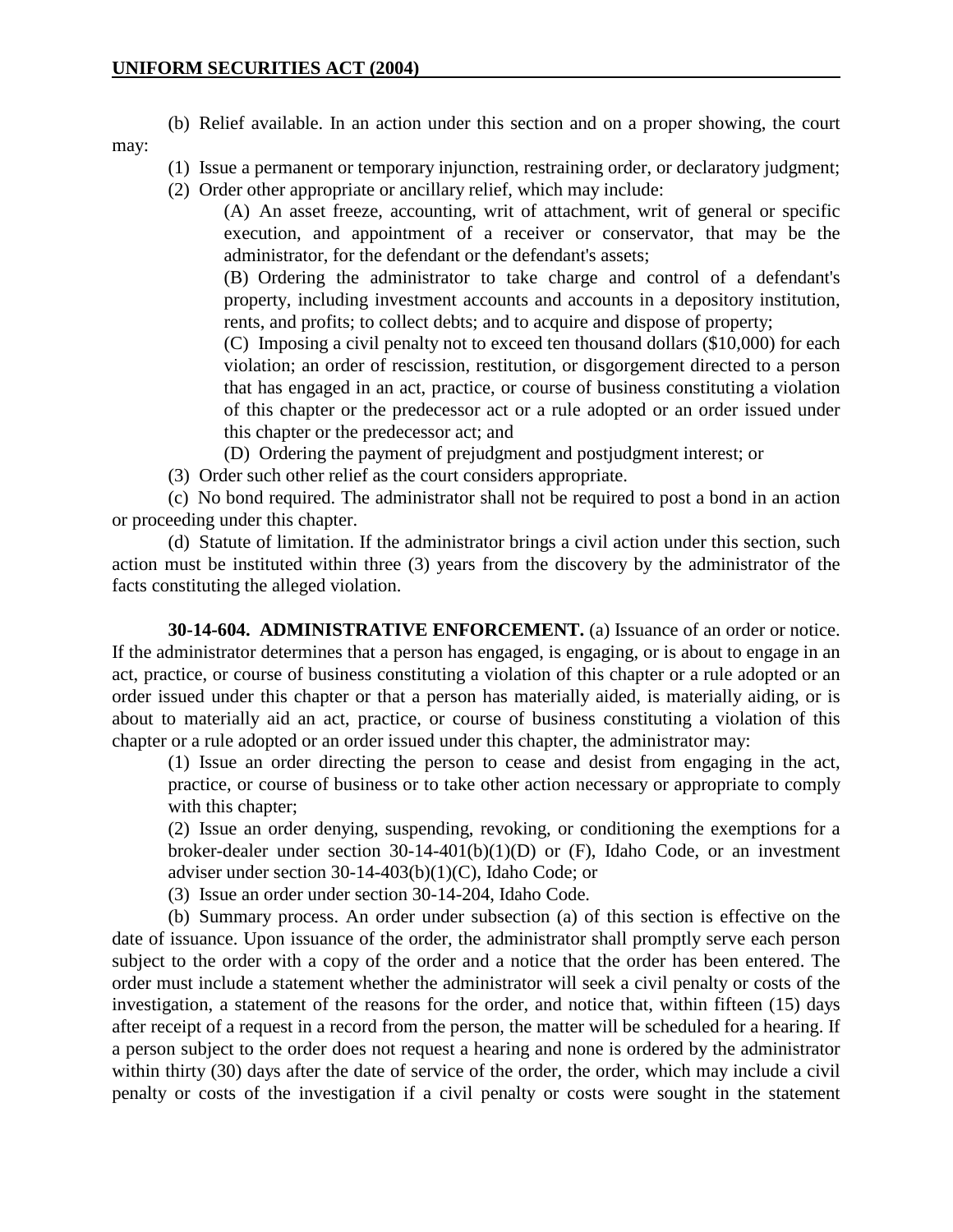(b) Relief available. In an action under this section and on a proper showing, the court may:

(1) Issue a permanent or temporary injunction, restraining order, or declaratory judgment;

(2) Order other appropriate or ancillary relief, which may include:

(A) An asset freeze, accounting, writ of attachment, writ of general or specific execution, and appointment of a receiver or conservator, that may be the administrator, for the defendant or the defendant's assets;

(B) Ordering the administrator to take charge and control of a defendant's property, including investment accounts and accounts in a depository institution, rents, and profits; to collect debts; and to acquire and dispose of property;

(C) Imposing a civil penalty not to exceed ten thousand dollars ($10,000) for each violation; an order of rescission, restitution, or disgorgement directed to a person that has engaged in an act, practice, or course of business constituting a violation of this chapter or the predecessor act or a rule adopted or an order issued under this chapter or the predecessor act; and

(D) Ordering the payment of prejudgment and postjudgment interest; or

(3) Order such other relief as the court considers appropriate.

(c) No bond required. The administrator shall not be required to post a bond in an action or proceeding under this chapter.

(d) Statute of limitation. If the administrator brings a civil action under this section, such action must be instituted within three (3) years from the discovery by the administrator of the facts constituting the alleged violation.

**30-14-604. ADMINISTRATIVE ENFORCEMENT.** (a) Issuance of an order or notice. If the administrator determines that a person has engaged, is engaging, or is about to engage in an act, practice, or course of business constituting a violation of this chapter or a rule adopted or an order issued under this chapter or that a person has materially aided, is materially aiding, or is about to materially aid an act, practice, or course of business constituting a violation of this chapter or a rule adopted or an order issued under this chapter, the administrator may:

(1) Issue an order directing the person to cease and desist from engaging in the act, practice, or course of business or to take other action necessary or appropriate to comply with this chapter;

(2) Issue an order denying, suspending, revoking, or conditioning the exemptions for a broker-dealer under section 30-14-401(b)(1)(D) or (F), Idaho Code, or an investment adviser under section 30-14-403(b)(1)(C), Idaho Code; or

(3) Issue an order under section 30-14-204, Idaho Code.

(b) Summary process. An order under subsection (a) of this section is effective on the date of issuance. Upon issuance of the order, the administrator shall promptly serve each person subject to the order with a copy of the order and a notice that the order has been entered. The order must include a statement whether the administrator will seek a civil penalty or costs of the investigation, a statement of the reasons for the order, and notice that, within fifteen (15) days after receipt of a request in a record from the person, the matter will be scheduled for a hearing. If a person subject to the order does not request a hearing and none is ordered by the administrator within thirty (30) days after the date of service of the order, the order, which may include a civil penalty or costs of the investigation if a civil penalty or costs were sought in the statement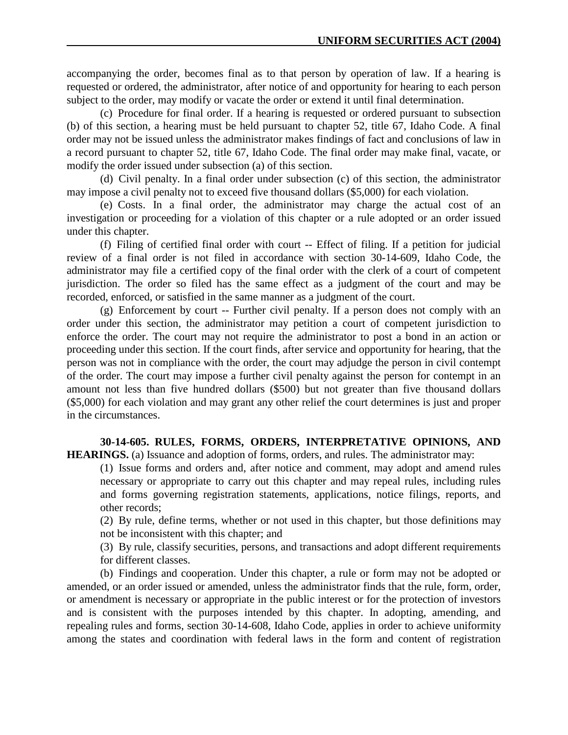accompanying the order, becomes final as to that person by operation of law. If a hearing is requested or ordered, the administrator, after notice of and opportunity for hearing to each person subject to the order, may modify or vacate the order or extend it until final determination.

(c) Procedure for final order. If a hearing is requested or ordered pursuant to subsection (b) of this section, a hearing must be held pursuant to chapter 52, title 67, Idaho Code. A final order may not be issued unless the administrator makes findings of fact and conclusions of law in a record pursuant to chapter 52, title 67, Idaho Code. The final order may make final, vacate, or modify the order issued under subsection (a) of this section.

(d) Civil penalty. In a final order under subsection (c) of this section, the administrator may impose a civil penalty not to exceed five thousand dollars ($5,000) for each violation.

(e) Costs. In a final order, the administrator may charge the actual cost of an investigation or proceeding for a violation of this chapter or a rule adopted or an order issued under this chapter.

(f) Filing of certified final order with court -- Effect of filing. If a petition for judicial review of a final order is not filed in accordance with section 30-14-609, Idaho Code, the administrator may file a certified copy of the final order with the clerk of a court of competent jurisdiction. The order so filed has the same effect as a judgment of the court and may be recorded, enforced, or satisfied in the same manner as a judgment of the court.

(g) Enforcement by court -- Further civil penalty. If a person does not comply with an order under this section, the administrator may petition a court of competent jurisdiction to enforce the order. The court may not require the administrator to post a bond in an action or proceeding under this section. If the court finds, after service and opportunity for hearing, that the person was not in compliance with the order, the court may adjudge the person in civil contempt of the order. The court may impose a further civil penalty against the person for contempt in an amount not less than five hundred dollars ($500) but not greater than five thousand dollars ($5,000) for each violation and may grant any other relief the court determines is just and proper in the circumstances.

**30-14-605. RULES, FORMS, ORDERS, INTERPRETATIVE OPINIONS, AND HEARINGS.** (a) Issuance and adoption of forms, orders, and rules. The administrator may:

(1) Issue forms and orders and, after notice and comment, may adopt and amend rules necessary or appropriate to carry out this chapter and may repeal rules, including rules and forms governing registration statements, applications, notice filings, reports, and other records;

(2) By rule, define terms, whether or not used in this chapter, but those definitions may not be inconsistent with this chapter; and

(3) By rule, classify securities, persons, and transactions and adopt different requirements for different classes.

(b) Findings and cooperation. Under this chapter, a rule or form may not be adopted or amended, or an order issued or amended, unless the administrator finds that the rule, form, order, or amendment is necessary or appropriate in the public interest or for the protection of investors and is consistent with the purposes intended by this chapter. In adopting, amending, and repealing rules and forms, section 30-14-608, Idaho Code, applies in order to achieve uniformity among the states and coordination with federal laws in the form and content of registration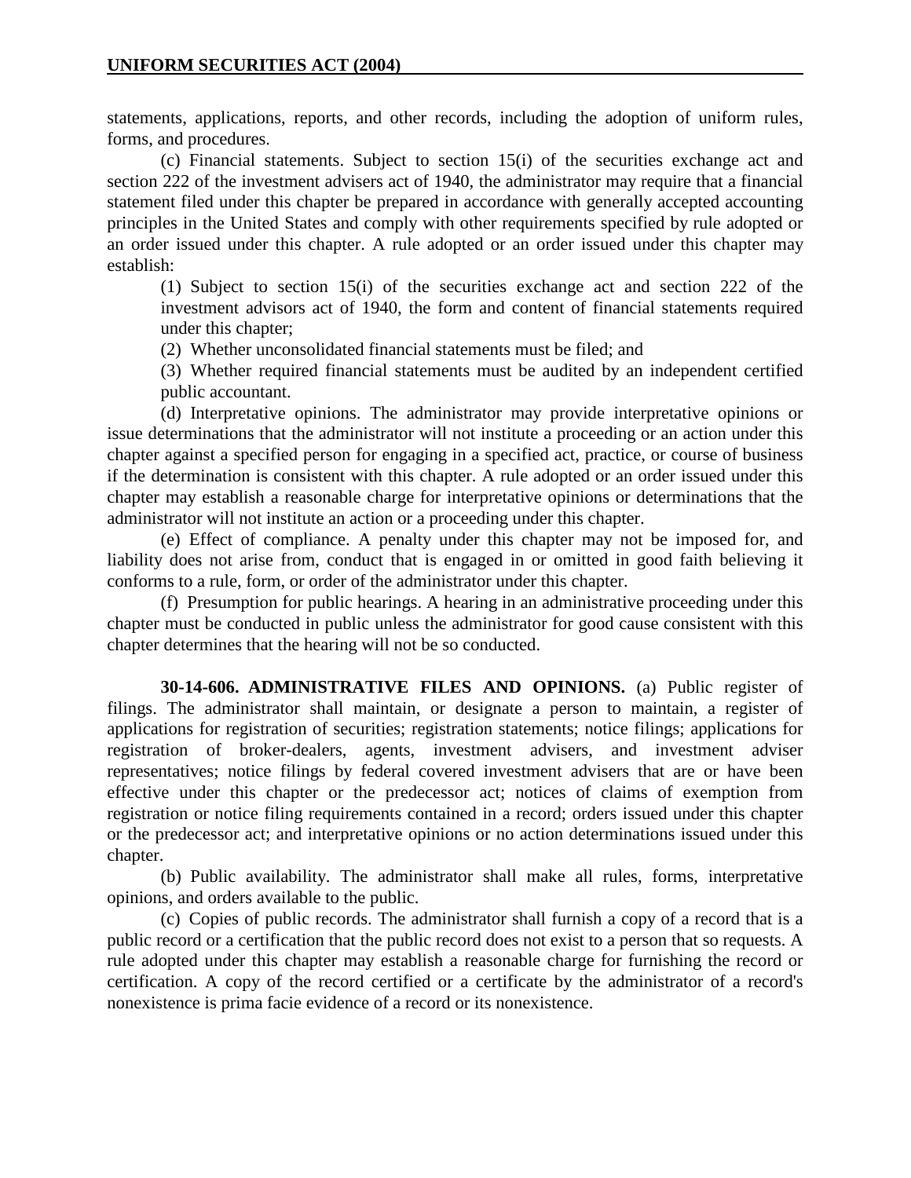statements, applications, reports, and other records, including the adoption of uniform rules, forms, and procedures.

(c) Financial statements. Subject to section 15(i) of the securities exchange act and section 222 of the investment advisers act of 1940, the administrator may require that a financial statement filed under this chapter be prepared in accordance with generally accepted accounting principles in the United States and comply with other requirements specified by rule adopted or an order issued under this chapter. A rule adopted or an order issued under this chapter may establish:

(1) Subject to section 15(i) of the securities exchange act and section 222 of the investment advisors act of 1940, the form and content of financial statements required under this chapter;

(2) Whether unconsolidated financial statements must be filed; and

(3) Whether required financial statements must be audited by an independent certified public accountant.

(d) Interpretative opinions. The administrator may provide interpretative opinions or issue determinations that the administrator will not institute a proceeding or an action under this chapter against a specified person for engaging in a specified act, practice, or course of business if the determination is consistent with this chapter. A rule adopted or an order issued under this chapter may establish a reasonable charge for interpretative opinions or determinations that the administrator will not institute an action or a proceeding under this chapter.

(e) Effect of compliance. A penalty under this chapter may not be imposed for, and liability does not arise from, conduct that is engaged in or omitted in good faith believing it conforms to a rule, form, or order of the administrator under this chapter.

(f) Presumption for public hearings. A hearing in an administrative proceeding under this chapter must be conducted in public unless the administrator for good cause consistent with this chapter determines that the hearing will not be so conducted.

**30-14-606. ADMINISTRATIVE FILES AND OPINIONS.** (a) Public register of filings. The administrator shall maintain, or designate a person to maintain, a register of applications for registration of securities; registration statements; notice filings; applications for registration of broker-dealers, agents, investment advisers, and investment adviser representatives; notice filings by federal covered investment advisers that are or have been effective under this chapter or the predecessor act; notices of claims of exemption from registration or notice filing requirements contained in a record; orders issued under this chapter or the predecessor act; and interpretative opinions or no action determinations issued under this chapter.

(b) Public availability. The administrator shall make all rules, forms, interpretative opinions, and orders available to the public.

(c) Copies of public records. The administrator shall furnish a copy of a record that is a public record or a certification that the public record does not exist to a person that so requests. A rule adopted under this chapter may establish a reasonable charge for furnishing the record or certification. A copy of the record certified or a certificate by the administrator of a record's nonexistence is prima facie evidence of a record or its nonexistence.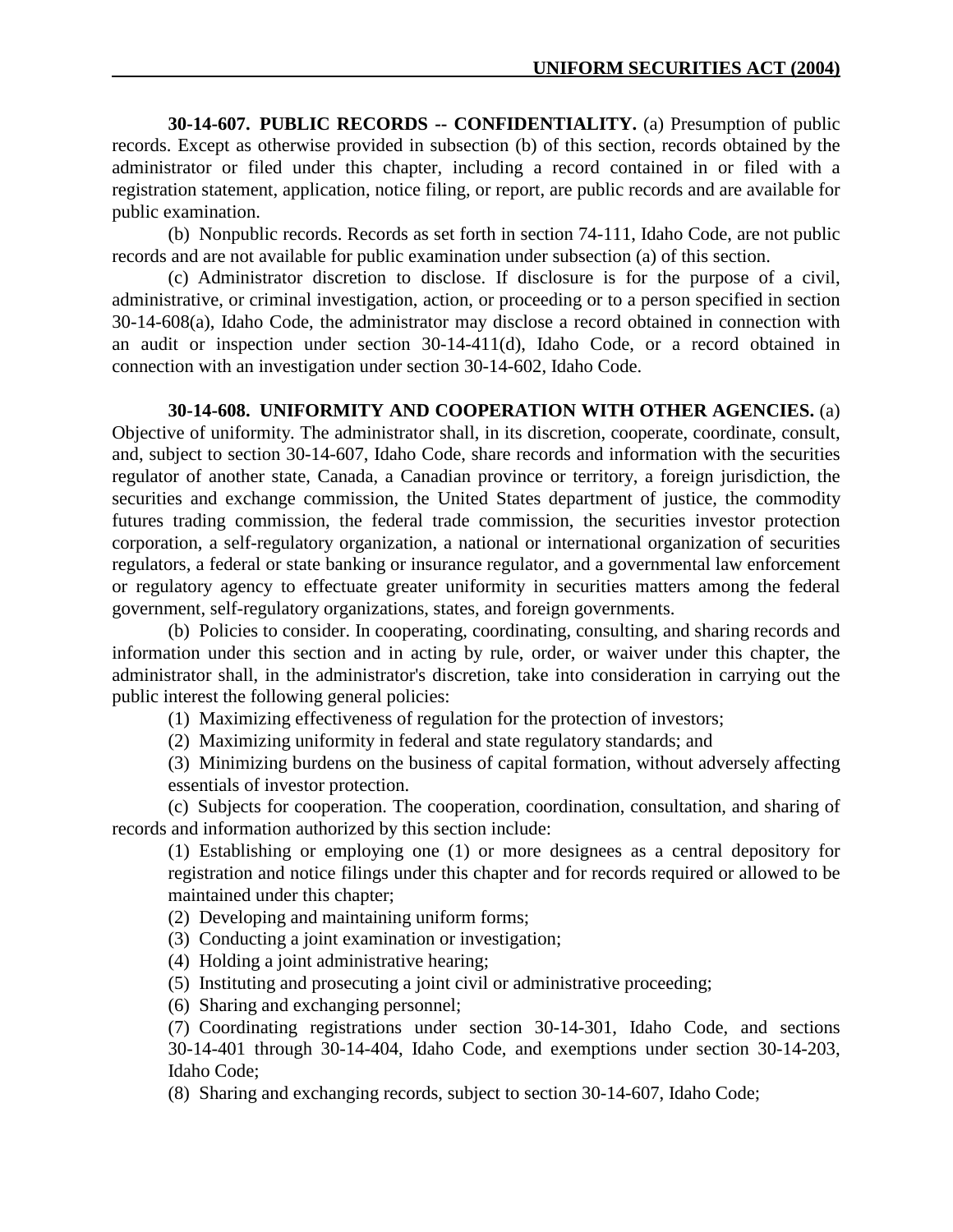**30-14-607. PUBLIC RECORDS -- CONFIDENTIALITY.** (a) Presumption of public records. Except as otherwise provided in subsection (b) of this section, records obtained by the administrator or filed under this chapter, including a record contained in or filed with a registration statement, application, notice filing, or report, are public records and are available for public examination.

(b) Nonpublic records. Records as set forth in section 74-111, Idaho Code, are not public records and are not available for public examination under subsection (a) of this section.

(c) Administrator discretion to disclose. If disclosure is for the purpose of a civil, administrative, or criminal investigation, action, or proceeding or to a person specified in section 30-14-608(a), Idaho Code, the administrator may disclose a record obtained in connection with an audit or inspection under section 30-14-411(d), Idaho Code, or a record obtained in connection with an investigation under section 30-14-602, Idaho Code.

**30-14-608. UNIFORMITY AND COOPERATION WITH OTHER AGENCIES.** (a) Objective of uniformity. The administrator shall, in its discretion, cooperate, coordinate, consult, and, subject to section 30-14-607, Idaho Code, share records and information with the securities regulator of another state, Canada, a Canadian province or territory, a foreign jurisdiction, the securities and exchange commission, the United States department of justice, the commodity futures trading commission, the federal trade commission, the securities investor protection corporation, a self-regulatory organization, a national or international organization of securities regulators, a federal or state banking or insurance regulator, and a governmental law enforcement or regulatory agency to effectuate greater uniformity in securities matters among the federal government, self-regulatory organizations, states, and foreign governments.

(b) Policies to consider. In cooperating, coordinating, consulting, and sharing records and information under this section and in acting by rule, order, or waiver under this chapter, the administrator shall, in the administrator's discretion, take into consideration in carrying out the public interest the following general policies:

(1) Maximizing effectiveness of regulation for the protection of investors;

(2) Maximizing uniformity in federal and state regulatory standards; and

(3) Minimizing burdens on the business of capital formation, without adversely affecting essentials of investor protection.

(c) Subjects for cooperation. The cooperation, coordination, consultation, and sharing of records and information authorized by this section include:

(1) Establishing or employing one (1) or more designees as a central depository for registration and notice filings under this chapter and for records required or allowed to be maintained under this chapter;

(2) Developing and maintaining uniform forms;

(3) Conducting a joint examination or investigation;

(4) Holding a joint administrative hearing;

(5) Instituting and prosecuting a joint civil or administrative proceeding;

(6) Sharing and exchanging personnel;

(7) Coordinating registrations under section 30-14-301, Idaho Code, and sections 30-14-401 through 30-14-404, Idaho Code, and exemptions under section 30-14-203, Idaho Code;

(8) Sharing and exchanging records, subject to section 30-14-607, Idaho Code;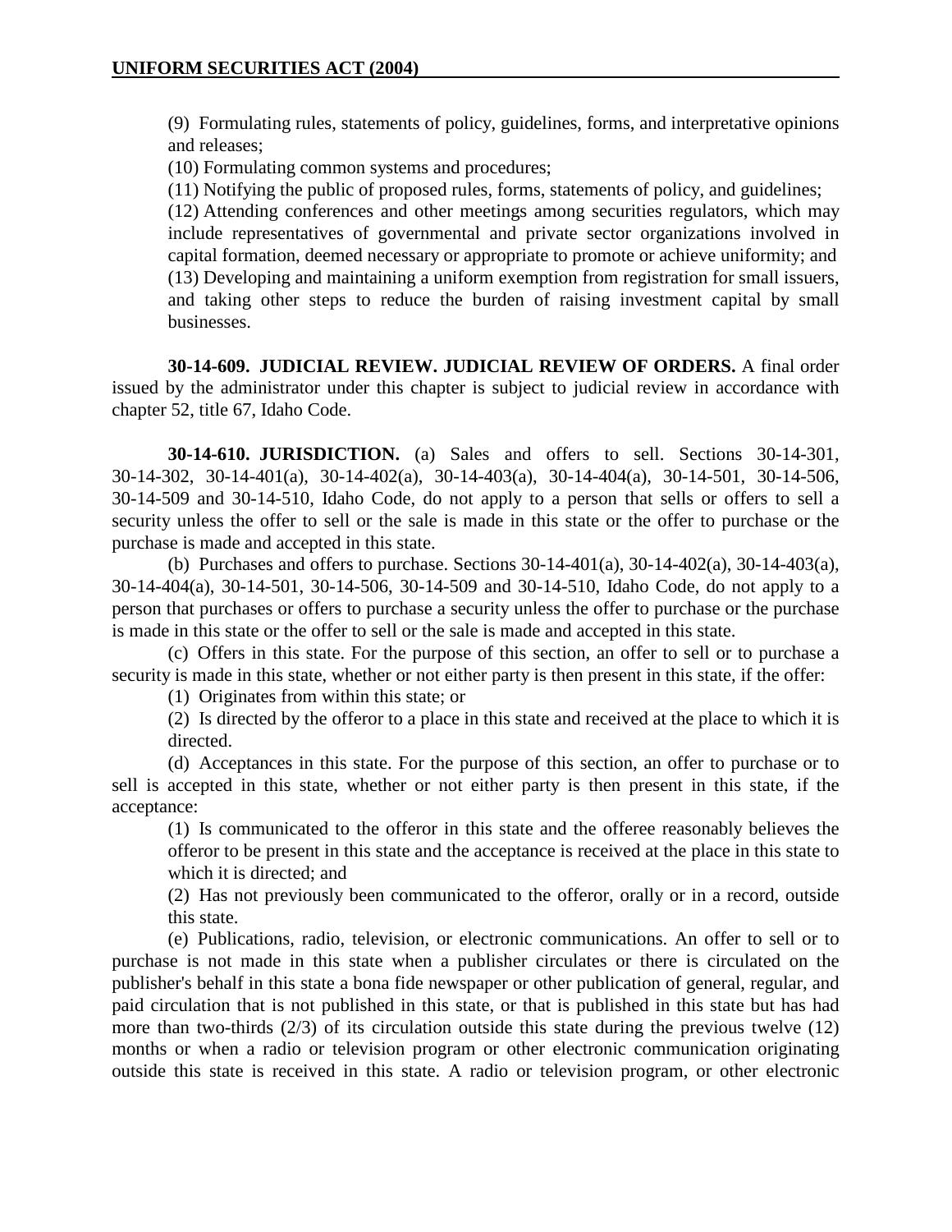(9) Formulating rules, statements of policy, guidelines, forms, and interpretative opinions and releases;

(10) Formulating common systems and procedures;

(11) Notifying the public of proposed rules, forms, statements of policy, and guidelines;

(12) Attending conferences and other meetings among securities regulators, which may include representatives of governmental and private sector organizations involved in capital formation, deemed necessary or appropriate to promote or achieve uniformity; and

(13) Developing and maintaining a uniform exemption from registration for small issuers, and taking other steps to reduce the burden of raising investment capital by small businesses.

**30-14-609. JUDICIAL REVIEW. JUDICIAL REVIEW OF ORDERS.** A final order issued by the administrator under this chapter is subject to judicial review in accordance with chapter 52, title 67, Idaho Code.

**30-14-610. JURISDICTION.** (a) Sales and offers to sell. Sections 30-14-301, 30-14-302, 30-14-401(a), 30-14-402(a), 30-14-403(a), 30-14-404(a), 30-14-501, 30-14-506, 30-14-509 and 30-14-510, Idaho Code, do not apply to a person that sells or offers to sell a security unless the offer to sell or the sale is made in this state or the offer to purchase or the purchase is made and accepted in this state.

(b) Purchases and offers to purchase. Sections 30-14-401(a), 30-14-402(a), 30-14-403(a), 30-14-404(a), 30-14-501, 30-14-506, 30-14-509 and 30-14-510, Idaho Code, do not apply to a person that purchases or offers to purchase a security unless the offer to purchase or the purchase is made in this state or the offer to sell or the sale is made and accepted in this state.

(c) Offers in this state. For the purpose of this section, an offer to sell or to purchase a security is made in this state, whether or not either party is then present in this state, if the offer:

(1) Originates from within this state; or

(2) Is directed by the offeror to a place in this state and received at the place to which it is directed.

(d) Acceptances in this state. For the purpose of this section, an offer to purchase or to sell is accepted in this state, whether or not either party is then present in this state, if the acceptance:

(1) Is communicated to the offeror in this state and the offeree reasonably believes the offeror to be present in this state and the acceptance is received at the place in this state to which it is directed; and

(2) Has not previously been communicated to the offeror, orally or in a record, outside this state.

(e) Publications, radio, television, or electronic communications. An offer to sell or to purchase is not made in this state when a publisher circulates or there is circulated on the publisher's behalf in this state a bona fide newspaper or other publication of general, regular, and paid circulation that is not published in this state, or that is published in this state but has had more than two-thirds (2/3) of its circulation outside this state during the previous twelve (12) months or when a radio or television program or other electronic communication originating outside this state is received in this state. A radio or television program, or other electronic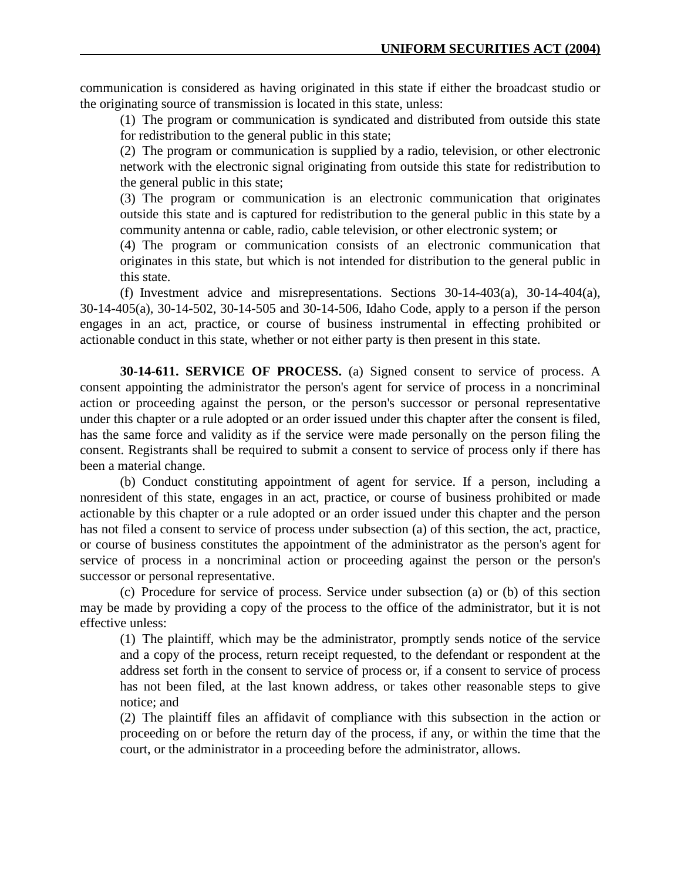communication is considered as having originated in this state if either the broadcast studio or the originating source of transmission is located in this state, unless:

(1) The program or communication is syndicated and distributed from outside this state for redistribution to the general public in this state;

(2) The program or communication is supplied by a radio, television, or other electronic network with the electronic signal originating from outside this state for redistribution to the general public in this state;

(3) The program or communication is an electronic communication that originates outside this state and is captured for redistribution to the general public in this state by a community antenna or cable, radio, cable television, or other electronic system; or

(4) The program or communication consists of an electronic communication that originates in this state, but which is not intended for distribution to the general public in this state.

(f) Investment advice and misrepresentations. Sections 30-14-403(a), 30-14-404(a), 30-14-405(a), 30-14-502, 30-14-505 and 30-14-506, Idaho Code, apply to a person if the person engages in an act, practice, or course of business instrumental in effecting prohibited or actionable conduct in this state, whether or not either party is then present in this state.

**30-14-611. SERVICE OF PROCESS.** (a) Signed consent to service of process. A consent appointing the administrator the person's agent for service of process in a noncriminal action or proceeding against the person, or the person's successor or personal representative under this chapter or a rule adopted or an order issued under this chapter after the consent is filed, has the same force and validity as if the service were made personally on the person filing the consent. Registrants shall be required to submit a consent to service of process only if there has been a material change.

(b) Conduct constituting appointment of agent for service. If a person, including a nonresident of this state, engages in an act, practice, or course of business prohibited or made actionable by this chapter or a rule adopted or an order issued under this chapter and the person has not filed a consent to service of process under subsection (a) of this section, the act, practice, or course of business constitutes the appointment of the administrator as the person's agent for service of process in a noncriminal action or proceeding against the person or the person's successor or personal representative.

(c) Procedure for service of process. Service under subsection (a) or (b) of this section may be made by providing a copy of the process to the office of the administrator, but it is not effective unless:

(1) The plaintiff, which may be the administrator, promptly sends notice of the service and a copy of the process, return receipt requested, to the defendant or respondent at the address set forth in the consent to service of process or, if a consent to service of process has not been filed, at the last known address, or takes other reasonable steps to give notice; and

(2) The plaintiff files an affidavit of compliance with this subsection in the action or proceeding on or before the return day of the process, if any, or within the time that the court, or the administrator in a proceeding before the administrator, allows.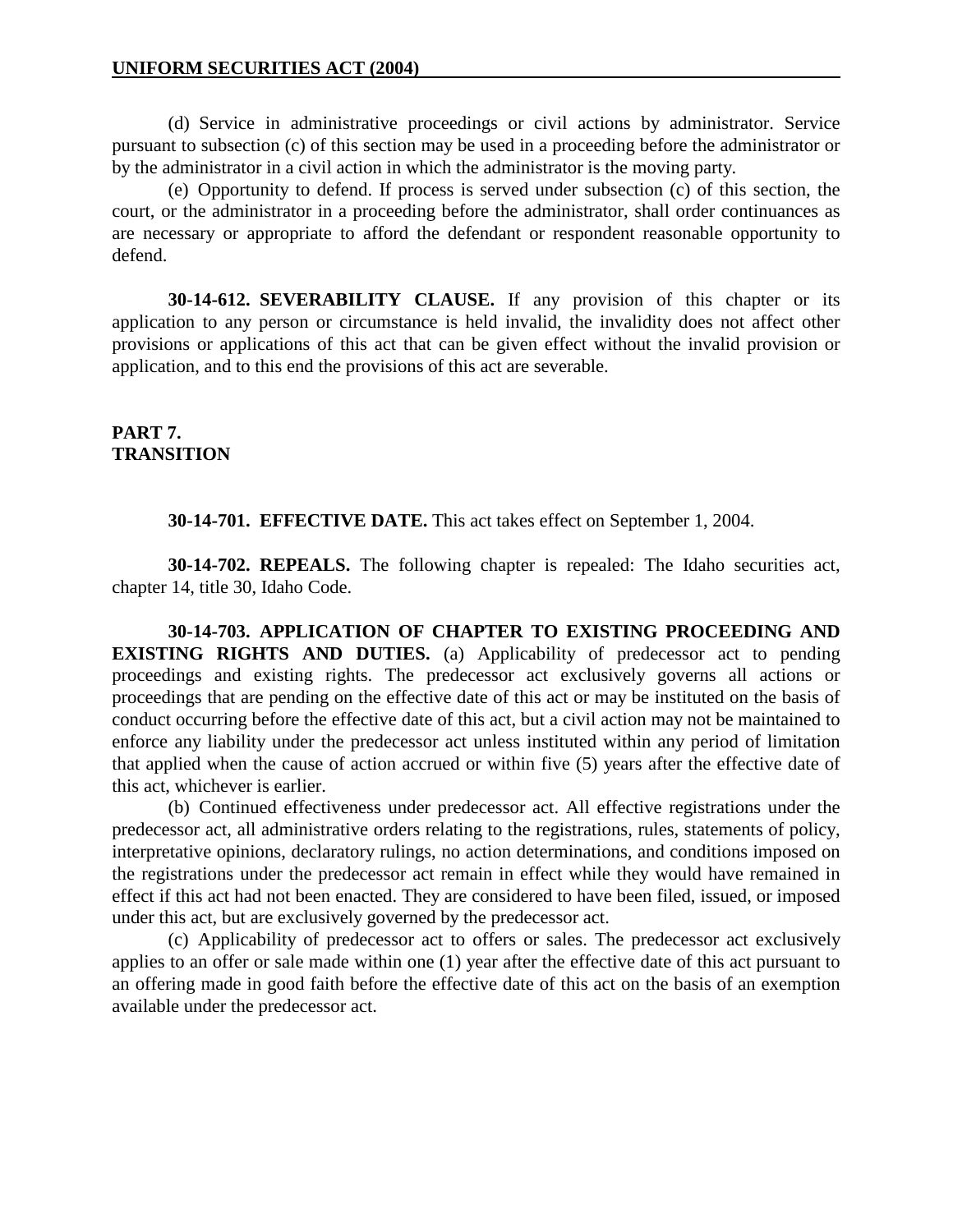(d) Service in administrative proceedings or civil actions by administrator. Service pursuant to subsection (c) of this section may be used in a proceeding before the administrator or by the administrator in a civil action in which the administrator is the moving party.

(e) Opportunity to defend. If process is served under subsection (c) of this section, the court, or the administrator in a proceeding before the administrator, shall order continuances as are necessary or appropriate to afford the defendant or respondent reasonable opportunity to defend.

**30-14-612. SEVERABILITY CLAUSE.** If any provision of this chapter or its application to any person or circumstance is held invalid, the invalidity does not affect other provisions or applications of this act that can be given effect without the invalid provision or application, and to this end the provisions of this act are severable.

## PART 7. TRANSITION

**30-14-701. EFFECTIVE DATE.** This act takes effect on September 1, 2004.

**30-14-702. REPEALS.** The following chapter is repealed: The Idaho securities act, chapter 14, title 30, Idaho Code.

**30-14-703. APPLICATION OF CHAPTER TO EXISTING PROCEEDING AND EXISTING RIGHTS AND DUTIES.** (a) Applicability of predecessor act to pending proceedings and existing rights. The predecessor act exclusively governs all actions or proceedings that are pending on the effective date of this act or may be instituted on the basis of conduct occurring before the effective date of this act, but a civil action may not be maintained to enforce any liability under the predecessor act unless instituted within any period of limitation that applied when the cause of action accrued or within five (5) years after the effective date of this act, whichever is earlier.

(b) Continued effectiveness under predecessor act. All effective registrations under the predecessor act, all administrative orders relating to the registrations, rules, statements of policy, interpretative opinions, declaratory rulings, no action determinations, and conditions imposed on the registrations under the predecessor act remain in effect while they would have remained in effect if this act had not been enacted. They are considered to have been filed, issued, or imposed under this act, but are exclusively governed by the predecessor act.

(c) Applicability of predecessor act to offers or sales. The predecessor act exclusively applies to an offer or sale made within one (1) year after the effective date of this act pursuant to an offering made in good faith before the effective date of this act on the basis of an exemption available under the predecessor act.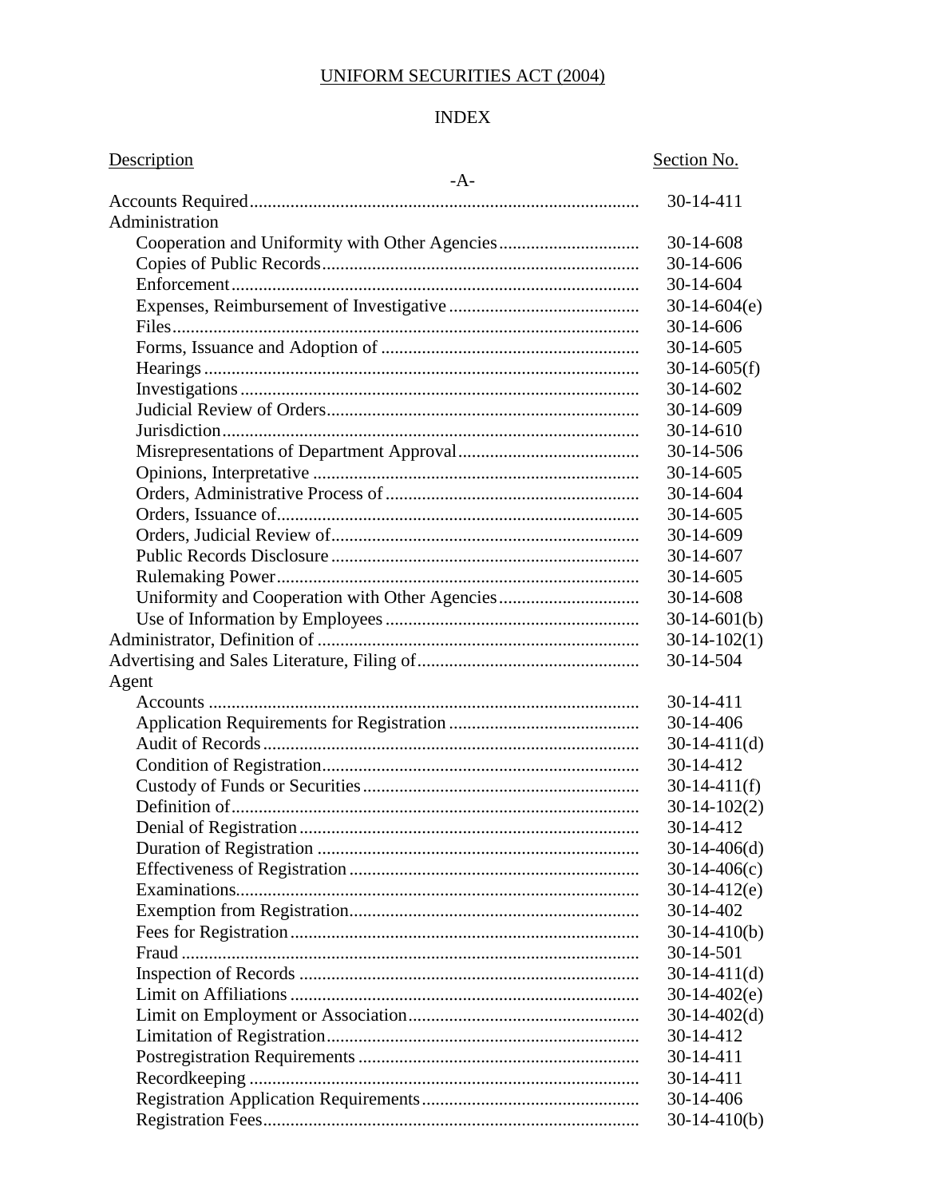# UNIFORM SECURITIES ACT (2004)

## INDEX

| Description | Section No. |
|---|---|
| **-A-** | |
| Accounts Required | 30-14-411 |
| Administration | |
| Cooperation and Uniformity with Other Agencies | 30-14-608 |
| Copies of Public Records | 30-14-606 |
| Enforcement | 30-14-604 |
| Expenses, Reimbursement of Investigative | 30-14-604(e) |
| Files | 30-14-606 |
| Forms, Issuance and Adoption of | 30-14-605 |
| Hearings | 30-14-605(f) |
| Investigations | 30-14-602 |
| Judicial Review of Orders | 30-14-609 |
| Jurisdiction | 30-14-610 |
| Misrepresentations of Department Approval | 30-14-506 |
| Opinions, Interpretative | 30-14-605 |
| Orders, Administrative Process of | 30-14-604 |
| Orders, Issuance of | 30-14-605 |
| Orders, Judicial Review of | 30-14-609 |
| Public Records Disclosure | 30-14-607 |
| Rulemaking Power | 30-14-605 |
| Uniformity and Cooperation with Other Agencies | 30-14-608 |
| Use of Information by Employees | 30-14-601(b) |
| Administrator, Definition of | 30-14-102(1) |
| Advertising and Sales Literature, Filing of | 30-14-504 |
| Agent | |
| Accounts | 30-14-411 |
| Application Requirements for Registration | 30-14-406 |
| Audit of Records | 30-14-411(d) |
| Condition of Registration | 30-14-412 |
| Custody of Funds or Securities | 30-14-411(f) |
| Definition of | 30-14-102(2) |
| Denial of Registration | 30-14-412 |
| Duration of Registration | 30-14-406(d) |
| Effectiveness of Registration | 30-14-406(c) |
| Examinations | 30-14-412(e) |
| Exemption from Registration | 30-14-402 |
| Fees for Registration | 30-14-410(b) |
| Fraud | 30-14-501 |
| Inspection of Records | 30-14-411(d) |
| Limit on Affiliations | 30-14-402(e) |
| Limit on Employment or Association | 30-14-402(d) |
| Limitation of Registration | 30-14-412 |
| Postregistration Requirements | 30-14-411 |
| Recordkeeping | 30-14-411 |
| Registration Application Requirements | 30-14-406 |
| Registration Fees | 30-14-410(b) |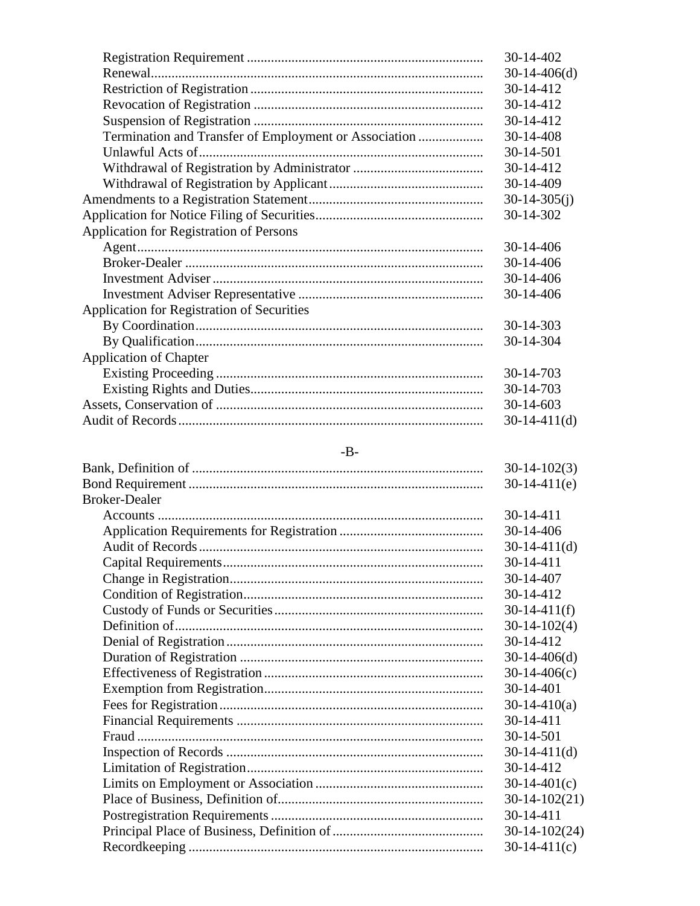| | |
|---|---|
| Registration Requirement | 30-14-402 |
| Renewal | 30-14-406(d) |
| Restriction of Registration | 30-14-412 |
| Revocation of Registration | 30-14-412 |
| Suspension of Registration | 30-14-412 |
| Termination and Transfer of Employment or Association | 30-14-408 |
| Unlawful Acts of | 30-14-501 |
| Withdrawal of Registration by Administrator | 30-14-412 |
| Withdrawal of Registration by Applicant | 30-14-409 |
| Amendments to a Registration Statement | 30-14-305(j) |
| Application for Notice Filing of Securities | 30-14-302 |
| Application for Registration of Persons | |
| Agent | 30-14-406 |
| Broker-Dealer | 30-14-406 |
| Investment Adviser | 30-14-406 |
| Investment Adviser Representative | 30-14-406 |
| Application for Registration of Securities | |
| By Coordination | 30-14-303 |
| By Qualification | 30-14-304 |
| Application of Chapter | |
| Existing Proceeding | 30-14-703 |
| Existing Rights and Duties | 30-14-703 |
| Assets, Conservation of | 30-14-603 |
| Audit of Records | 30-14-411(d) |

## -B-

| | |
|---|---|
| Bank, Definition of | 30-14-102(3) |
| Bond Requirement | 30-14-411(e) |
| Broker-Dealer | |
| Accounts | 30-14-411 |
| Application Requirements for Registration | 30-14-406 |
| Audit of Records | 30-14-411(d) |
| Capital Requirements | 30-14-411 |
| Change in Registration | 30-14-407 |
| Condition of Registration | 30-14-412 |
| Custody of Funds or Securities | 30-14-411(f) |
| Definition of | 30-14-102(4) |
| Denial of Registration | 30-14-412 |
| Duration of Registration | 30-14-406(d) |
| Effectiveness of Registration | 30-14-406(c) |
| Exemption from Registration | 30-14-401 |
| Fees for Registration | 30-14-410(a) |
| Financial Requirements | 30-14-411 |
| Fraud | 30-14-501 |
| Inspection of Records | 30-14-411(d) |
| Limitation of Registration | 30-14-412 |
| Limits on Employment or Association | 30-14-401(c) |
| Place of Business, Definition of | 30-14-102(21) |
| Postregistration Requirements | 30-14-411 |
| Principal Place of Business, Definition of | 30-14-102(24) |
| Recordkeeping | 30-14-411(c) |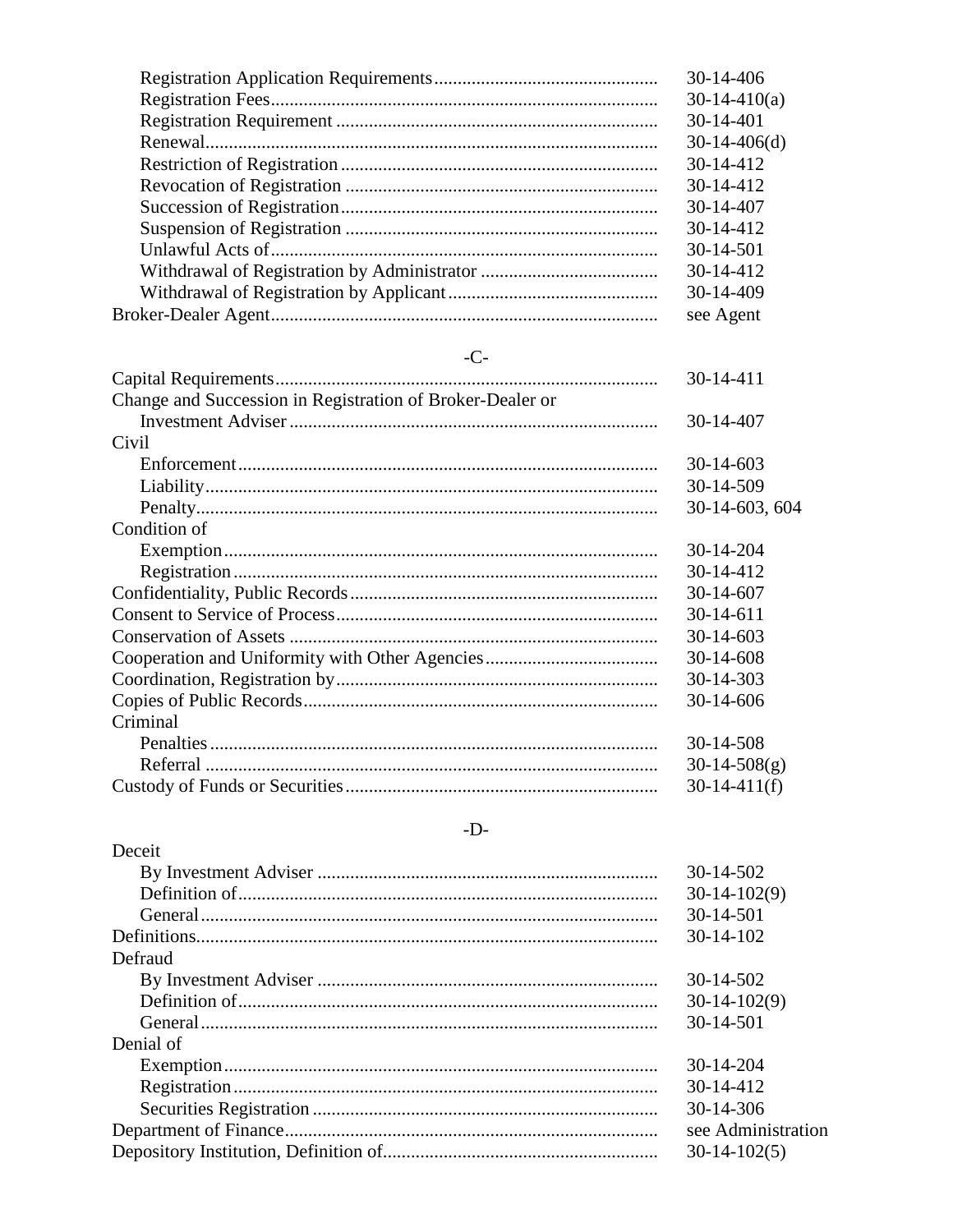| | |
|---|---|
| Registration Application Requirements | 30-14-406 |
| Registration Fees | 30-14-410(a) |
| Registration Requirement | 30-14-401 |
| Renewal | 30-14-406(d) |
| Restriction of Registration | 30-14-412 |
| Revocation of Registration | 30-14-412 |
| Succession of Registration | 30-14-407 |
| Suspension of Registration | 30-14-412 |
| Unlawful Acts of | 30-14-501 |
| Withdrawal of Registration by Administrator | 30-14-412 |
| Withdrawal of Registration by Applicant | 30-14-409 |
| Broker-Dealer Agent | see Agent |

-C-

| | |
|---|---|
| Capital Requirements | 30-14-411 |
| Change and Succession in Registration of Broker-Dealer or Investment Adviser | 30-14-407 |
| Civil | |
| Enforcement | 30-14-603 |
| Liability | 30-14-509 |
| Penalty | 30-14-603, 604 |
| Condition of | |
| Exemption | 30-14-204 |
| Registration | 30-14-412 |
| Confidentiality, Public Records | 30-14-607 |
| Consent to Service of Process | 30-14-611 |
| Conservation of Assets | 30-14-603 |
| Cooperation and Uniformity with Other Agencies | 30-14-608 |
| Coordination, Registration by | 30-14-303 |
| Copies of Public Records | 30-14-606 |
| Criminal | |
| Penalties | 30-14-508 |
| Referral | 30-14-508(g) |
| Custody of Funds or Securities | 30-14-411(f) |

-D-

| | |
|---|---|
| Deceit | |
| By Investment Adviser | 30-14-502 |
| Definition of | 30-14-102(9) |
| General | 30-14-501 |
| Definitions | 30-14-102 |
| Defraud | |
| By Investment Adviser | 30-14-502 |
| Definition of | 30-14-102(9) |
| General | 30-14-501 |
| Denial of | |
| Exemption | 30-14-204 |
| Registration | 30-14-412 |
| Securities Registration | 30-14-306 |
| Department of Finance | see Administration |
| Depository Institution, Definition of | 30-14-102(5) |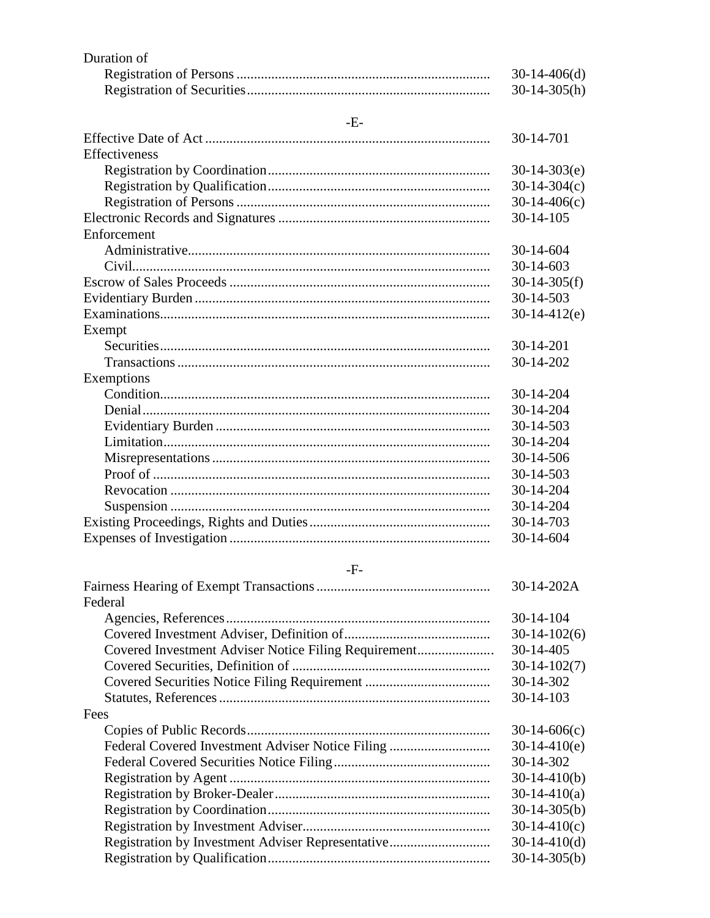Duration of

| | |
|---|---|
| Registration of Persons | 30-14-406(d) |
| Registration of Securities | 30-14-305(h) |

-E-

| | |
|---|---|
| Effective Date of Act | 30-14-701 |
| Effectiveness | |
| Registration by Coordination | 30-14-303(e) |
| Registration by Qualification | 30-14-304(c) |
| Registration of Persons | 30-14-406(c) |
| Electronic Records and Signatures | 30-14-105 |
| Enforcement | |
| Administrative | 30-14-604 |
| Civil | 30-14-603 |
| Escrow of Sales Proceeds | 30-14-305(f) |
| Evidentiary Burden | 30-14-503 |
| Examinations | 30-14-412(e) |
| Exempt | |
| Securities | 30-14-201 |
| Transactions | 30-14-202 |
| Exemptions | |
| Condition | 30-14-204 |
| Denial | 30-14-204 |
| Evidentiary Burden | 30-14-503 |
| Limitation | 30-14-204 |
| Misrepresentations | 30-14-506 |
| Proof of | 30-14-503 |
| Revocation | 30-14-204 |
| Suspension | 30-14-204 |
| Existing Proceedings, Rights and Duties | 30-14-703 |
| Expenses of Investigation | 30-14-604 |

-F-

| | |
|---|---|
| Fairness Hearing of Exempt Transactions | 30-14-202A |
| Federal | |
| Agencies, References | 30-14-104 |
| Covered Investment Adviser, Definition of | 30-14-102(6) |
| Covered Investment Adviser Notice Filing Requirement | 30-14-405 |
| Covered Securities, Definition of | 30-14-102(7) |
| Covered Securities Notice Filing Requirement | 30-14-302 |
| Statutes, References | 30-14-103 |
| Fees | |
| Copies of Public Records | 30-14-606(c) |
| Federal Covered Investment Adviser Notice Filing | 30-14-410(e) |
| Federal Covered Securities Notice Filing | 30-14-302 |
| Registration by Agent | 30-14-410(b) |
| Registration by Broker-Dealer | 30-14-410(a) |
| Registration by Coordination | 30-14-305(b) |
| Registration by Investment Adviser | 30-14-410(c) |
| Registration by Investment Adviser Representative | 30-14-410(d) |
| Registration by Qualification | 30-14-305(b) |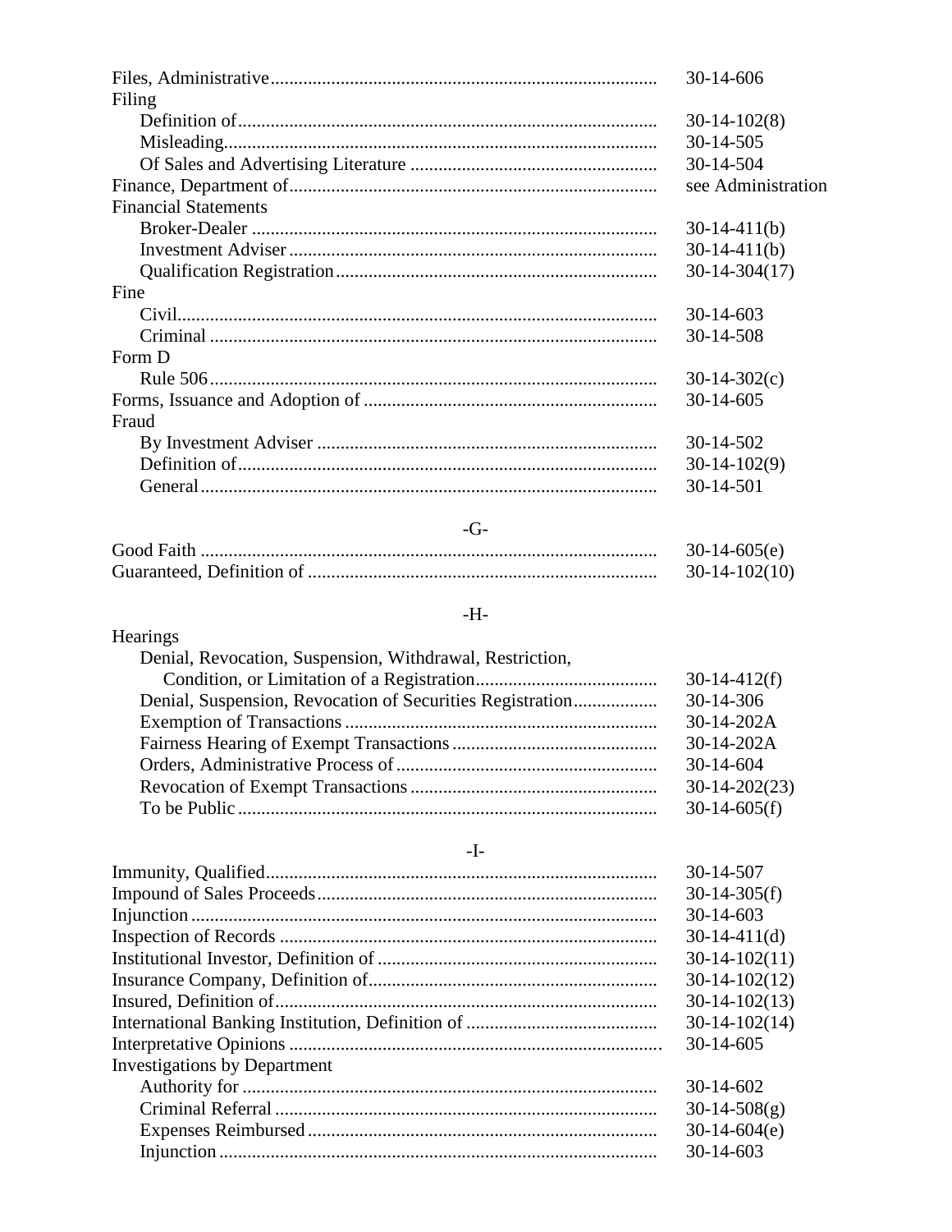Files, Administrative ............ 30-14-606

Filing

- Definition of ............ 30-14-102(8)
- Misleading ............ 30-14-505
- Of Sales and Advertising Literature ............ 30-14-504

Finance, Department of ............ see Administration

Financial Statements

- Broker-Dealer ............ 30-14-411(b)
- Investment Adviser ............ 30-14-411(b)
- Qualification Registration ............ 30-14-304(17)

Fine

- Civil ............ 30-14-603
- Criminal ............ 30-14-508

Form D

- Rule 506 ............ 30-14-302(c)

Forms, Issuance and Adoption of ............ 30-14-605

Fraud

- By Investment Adviser ............ 30-14-502
- Definition of ............ 30-14-102(9)
- General ............ 30-14-501

## -G-

Good Faith ............ 30-14-605(e)

Guaranteed, Definition of ............ 30-14-102(10)

## -H-

Hearings

- Denial, Revocation, Suspension, Withdrawal, Restriction, Condition, or Limitation of a Registration ............ 30-14-412(f)
- Denial, Suspension, Revocation of Securities Registration ............ 30-14-306
- Exemption of Transactions ............ 30-14-202A
- Fairness Hearing of Exempt Transactions ............ 30-14-202A
- Orders, Administrative Process of ............ 30-14-604
- Revocation of Exempt Transactions ............ 30-14-202(23)
- To be Public ............ 30-14-605(f)

## -I-

Immunity, Qualified ............ 30-14-507

Impound of Sales Proceeds ............ 30-14-305(f)

Injunction ............ 30-14-603

Inspection of Records ............ 30-14-411(d)

Institutional Investor, Definition of ............ 30-14-102(11)

Insurance Company, Definition of ............ 30-14-102(12)

Insured, Definition of ............ 30-14-102(13)

International Banking Institution, Definition of ............ 30-14-102(14)

Interpretative Opinions ............ 30-14-605

Investigations by Department

- Authority for ............ 30-14-602
- Criminal Referral ............ 30-14-508(g)
- Expenses Reimbursed ............ 30-14-604(e)
- Injunction ............ 30-14-603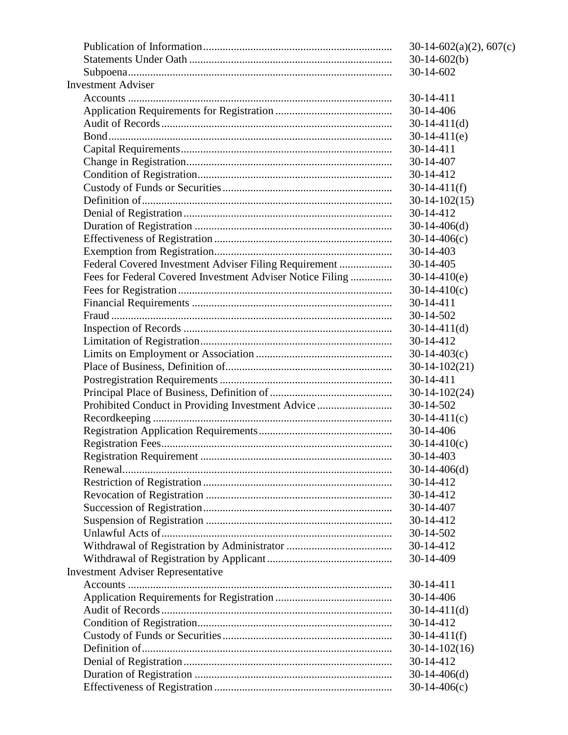| | |
|---|---|
| Publication of Information | 30-14-602(a)(2), 607(c) |
| Statements Under Oath | 30-14-602(b) |
| Subpoena | 30-14-602 |
| **Investment Adviser** | |
| Accounts | 30-14-411 |
| Application Requirements for Registration | 30-14-406 |
| Audit of Records | 30-14-411(d) |
| Bond | 30-14-411(e) |
| Capital Requirements | 30-14-411 |
| Change in Registration | 30-14-407 |
| Condition of Registration | 30-14-412 |
| Custody of Funds or Securities | 30-14-411(f) |
| Definition of | 30-14-102(15) |
| Denial of Registration | 30-14-412 |
| Duration of Registration | 30-14-406(d) |
| Effectiveness of Registration | 30-14-406(c) |
| Exemption from Registration | 30-14-403 |
| Federal Covered Investment Adviser Filing Requirement | 30-14-405 |
| Fees for Federal Covered Investment Adviser Notice Filing | 30-14-410(e) |
| Fees for Registration | 30-14-410(c) |
| Financial Requirements | 30-14-411 |
| Fraud | 30-14-502 |
| Inspection of Records | 30-14-411(d) |
| Limitation of Registration | 30-14-412 |
| Limits on Employment or Association | 30-14-403(c) |
| Place of Business, Definition of | 30-14-102(21) |
| Postregistration Requirements | 30-14-411 |
| Principal Place of Business, Definition of | 30-14-102(24) |
| Prohibited Conduct in Providing Investment Advice | 30-14-502 |
| Recordkeeping | 30-14-411(c) |
| Registration Application Requirements | 30-14-406 |
| Registration Fees | 30-14-410(c) |
| Registration Requirement | 30-14-403 |
| Renewal | 30-14-406(d) |
| Restriction of Registration | 30-14-412 |
| Revocation of Registration | 30-14-412 |
| Succession of Registration | 30-14-407 |
| Suspension of Registration | 30-14-412 |
| Unlawful Acts of | 30-14-502 |
| Withdrawal of Registration by Administrator | 30-14-412 |
| Withdrawal of Registration by Applicant | 30-14-409 |
| **Investment Adviser Representative** | |
| Accounts | 30-14-411 |
| Application Requirements for Registration | 30-14-406 |
| Audit of Records | 30-14-411(d) |
| Condition of Registration | 30-14-412 |
| Custody of Funds or Securities | 30-14-411(f) |
| Definition of | 30-14-102(16) |
| Denial of Registration | 30-14-412 |
| Duration of Registration | 30-14-406(d) |
| Effectiveness of Registration | 30-14-406(c) |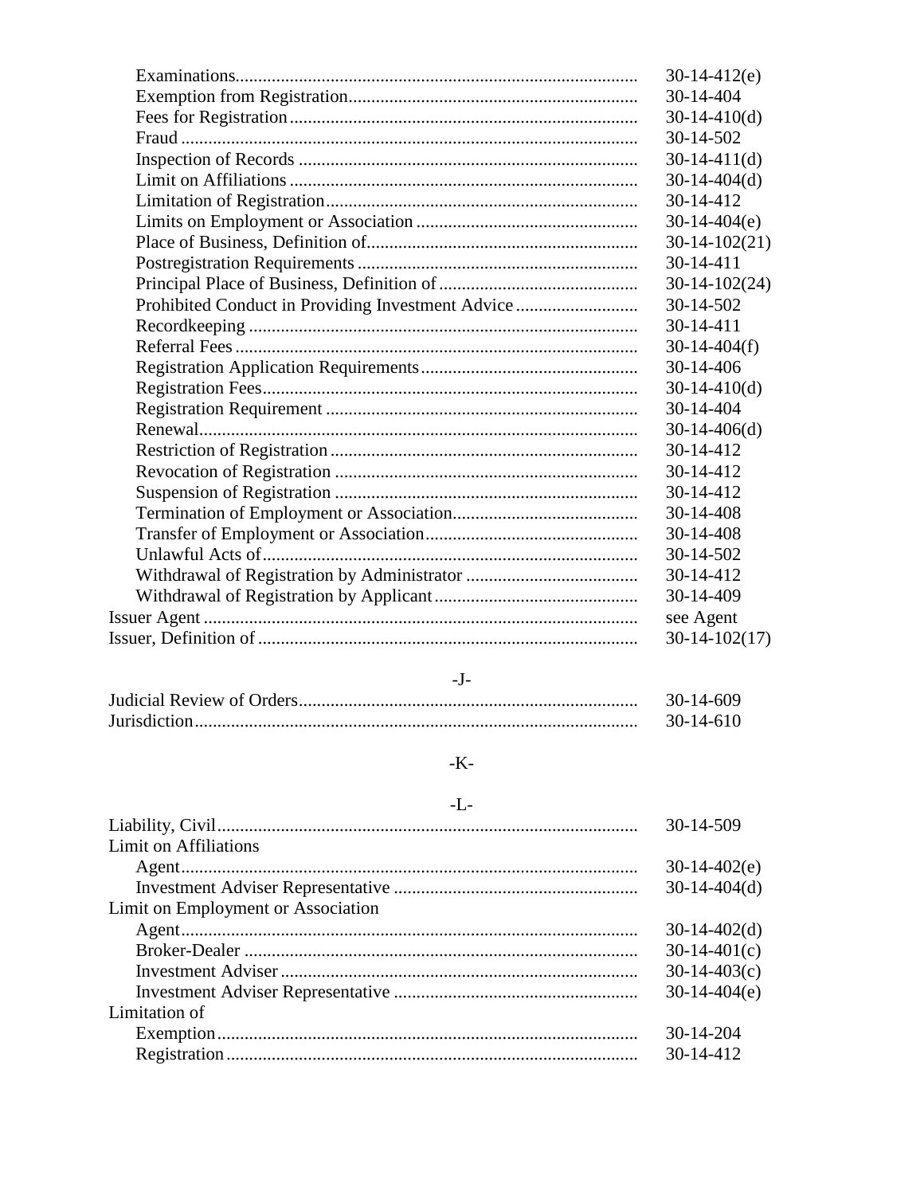| | |
|---|---|
| Examinations | 30-14-412(e) |
| Exemption from Registration | 30-14-404 |
| Fees for Registration | 30-14-410(d) |
| Fraud | 30-14-502 |
| Inspection of Records | 30-14-411(d) |
| Limit on Affiliations | 30-14-404(d) |
| Limitation of Registration | 30-14-412 |
| Limits on Employment or Association | 30-14-404(e) |
| Place of Business, Definition of | 30-14-102(21) |
| Postregistration Requirements | 30-14-411 |
| Principal Place of Business, Definition of | 30-14-102(24) |
| Prohibited Conduct in Providing Investment Advice | 30-14-502 |
| Recordkeeping | 30-14-411 |
| Referral Fees | 30-14-404(f) |
| Registration Application Requirements | 30-14-406 |
| Registration Fees | 30-14-410(d) |
| Registration Requirement | 30-14-404 |
| Renewal | 30-14-406(d) |
| Restriction of Registration | 30-14-412 |
| Revocation of Registration | 30-14-412 |
| Suspension of Registration | 30-14-412 |
| Termination of Employment or Association | 30-14-408 |
| Transfer of Employment or Association | 30-14-408 |
| Unlawful Acts of | 30-14-502 |
| Withdrawal of Registration by Administrator | 30-14-412 |
| Withdrawal of Registration by Applicant | 30-14-409 |
| Issuer Agent | see Agent |
| Issuer, Definition of | 30-14-102(17) |

-J-

| | |
|---|---|
| Judicial Review of Orders | 30-14-609 |
| Jurisdiction | 30-14-610 |

-K-

-L-

| | |
|---|---|
| Liability, Civil | 30-14-509 |
| Limit on Affiliations | |
| Agent | 30-14-402(e) |
| Investment Adviser Representative | 30-14-404(d) |
| Limit on Employment or Association | |
| Agent | 30-14-402(d) |
| Broker-Dealer | 30-14-401(c) |
| Investment Adviser | 30-14-403(c) |
| Investment Adviser Representative | 30-14-404(e) |
| Limitation of | |
| Exemption | 30-14-204 |
| Registration | 30-14-412 |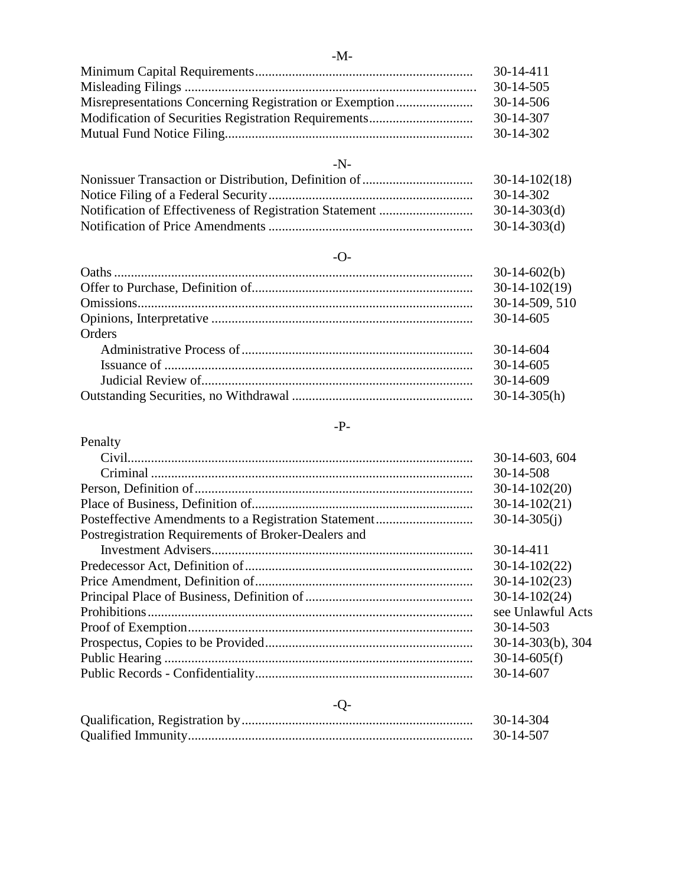-M-

| | |
|---|---|
| Minimum Capital Requirements | 30-14-411 |
| Misleading Filings | 30-14-505 |
| Misrepresentations Concerning Registration or Exemption | 30-14-506 |
| Modification of Securities Registration Requirements | 30-14-307 |
| Mutual Fund Notice Filing | 30-14-302 |

-N-

| | |
|---|---|
| Nonissuer Transaction or Distribution, Definition of | 30-14-102(18) |
| Notice Filing of a Federal Security | 30-14-302 |
| Notification of Effectiveness of Registration Statement | 30-14-303(d) |
| Notification of Price Amendments | 30-14-303(d) |

-O-

| | |
|---|---|
| Oaths | 30-14-602(b) |
| Offer to Purchase, Definition of | 30-14-102(19) |
| Omissions | 30-14-509, 510 |
| Opinions, Interpretative | 30-14-605 |
| Orders | |
| Administrative Process of | 30-14-604 |
| Issuance of | 30-14-605 |
| Judicial Review of | 30-14-609 |
| Outstanding Securities, no Withdrawal | 30-14-305(h) |

-P-

| | |
|---|---|
| Penalty | |
| Civil | 30-14-603, 604 |
| Criminal | 30-14-508 |
| Person, Definition of | 30-14-102(20) |
| Place of Business, Definition of | 30-14-102(21) |
| Posteffective Amendments to a Registration Statement | 30-14-305(j) |
| Postregistration Requirements of Broker-Dealers and Investment Advisers | 30-14-411 |
| Predecessor Act, Definition of | 30-14-102(22) |
| Price Amendment, Definition of | 30-14-102(23) |
| Principal Place of Business, Definition of | 30-14-102(24) |
| Prohibitions | see Unlawful Acts |
| Proof of Exemption | 30-14-503 |
| Prospectus, Copies to be Provided | 30-14-303(b), 304 |
| Public Hearing | 30-14-605(f) |
| Public Records - Confidentiality | 30-14-607 |

-Q-

| | |
|---|---|
| Qualification, Registration by | 30-14-304 |
| Qualified Immunity | 30-14-507 |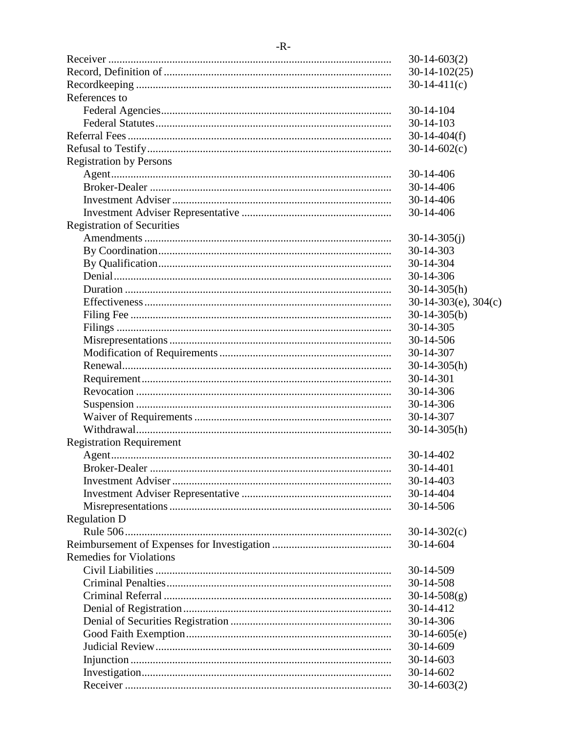## -R-

| | |
|---|---|
| Receiver | 30-14-603(2) |
| Record, Definition of | 30-14-102(25) |
| Recordkeeping | 30-14-411(c) |
| References to | |
| Federal Agencies | 30-14-104 |
| Federal Statutes | 30-14-103 |
| Referral Fees | 30-14-404(f) |
| Refusal to Testify | 30-14-602(c) |
| Registration by Persons | |
| Agent | 30-14-406 |
| Broker-Dealer | 30-14-406 |
| Investment Adviser | 30-14-406 |
| Investment Adviser Representative | 30-14-406 |
| Registration of Securities | |
| Amendments | 30-14-305(j) |
| By Coordination | 30-14-303 |
| By Qualification | 30-14-304 |
| Denial | 30-14-306 |
| Duration | 30-14-305(h) |
| Effectiveness | 30-14-303(e), 304(c) |
| Filing Fee | 30-14-305(b) |
| Filings | 30-14-305 |
| Misrepresentations | 30-14-506 |
| Modification of Requirements | 30-14-307 |
| Renewal | 30-14-305(h) |
| Requirement | 30-14-301 |
| Revocation | 30-14-306 |
| Suspension | 30-14-306 |
| Waiver of Requirements | 30-14-307 |
| Withdrawal | 30-14-305(h) |
| Registration Requirement | |
| Agent | 30-14-402 |
| Broker-Dealer | 30-14-401 |
| Investment Adviser | 30-14-403 |
| Investment Adviser Representative | 30-14-404 |
| Misrepresentations | 30-14-506 |
| Regulation D | |
| Rule 506 | 30-14-302(c) |
| Reimbursement of Expenses for Investigation | 30-14-604 |
| Remedies for Violations | |
| Civil Liabilities | 30-14-509 |
| Criminal Penalties | 30-14-508 |
| Criminal Referral | 30-14-508(g) |
| Denial of Registration | 30-14-412 |
| Denial of Securities Registration | 30-14-306 |
| Good Faith Exemption | 30-14-605(e) |
| Judicial Review | 30-14-609 |
| Injunction | 30-14-603 |
| Investigation | 30-14-602 |
| Receiver | 30-14-603(2) |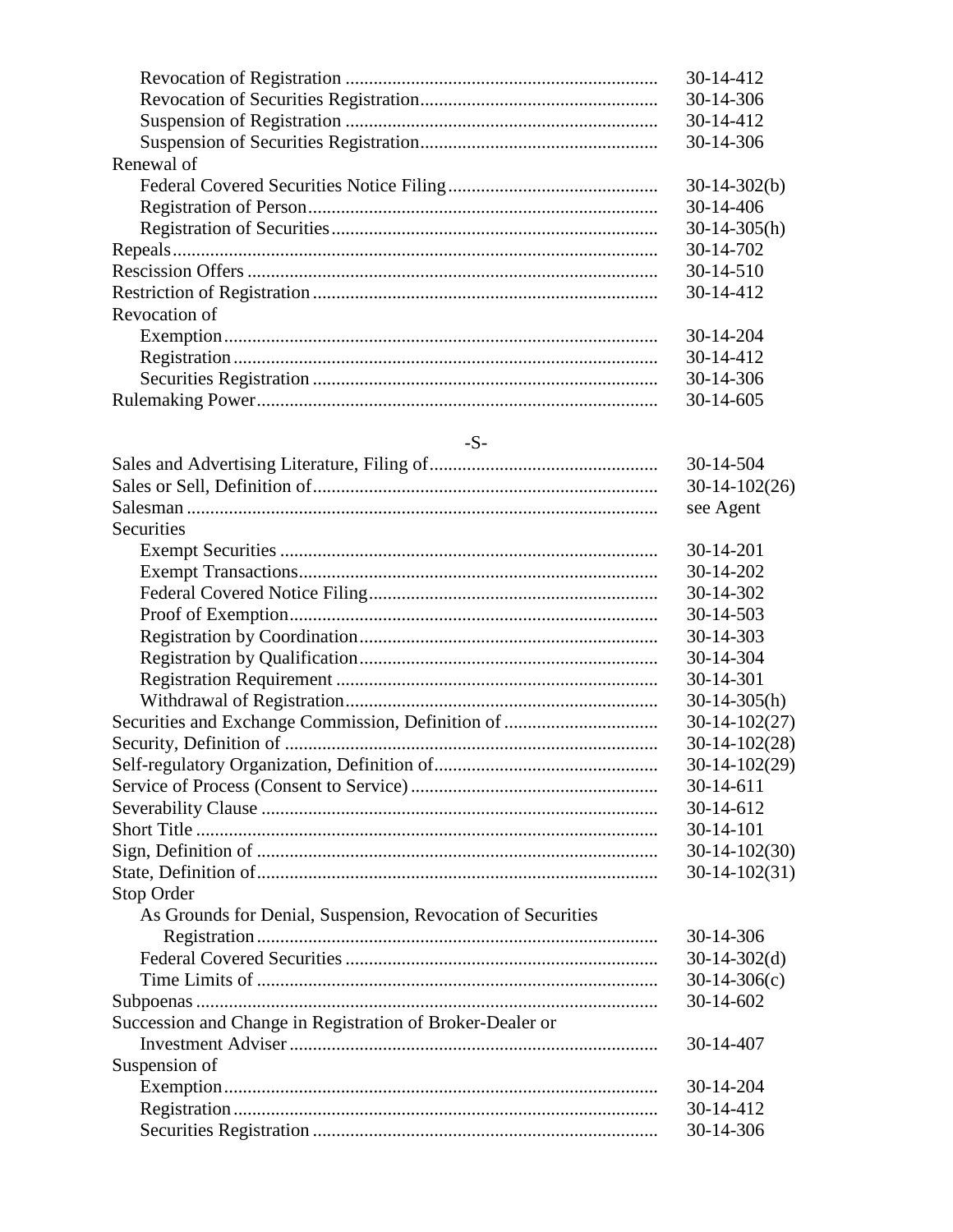| | |
|---|---|
| Revocation of Registration | 30-14-412 |
| Revocation of Securities Registration | 30-14-306 |
| Suspension of Registration | 30-14-412 |
| Suspension of Securities Registration | 30-14-306 |
| Renewal of | |
| Federal Covered Securities Notice Filing | 30-14-302(b) |
| Registration of Person | 30-14-406 |
| Registration of Securities | 30-14-305(h) |
| Repeals | 30-14-702 |
| Rescission Offers | 30-14-510 |
| Restriction of Registration | 30-14-412 |
| Revocation of | |
| Exemption | 30-14-204 |
| Registration | 30-14-412 |
| Securities Registration | 30-14-306 |
| Rulemaking Power | 30-14-605 |

-S-

| | |
|---|---|
| Sales and Advertising Literature, Filing of | 30-14-504 |
| Sales or Sell, Definition of | 30-14-102(26) |
| Salesman | see Agent |
| Securities | |
| Exempt Securities | 30-14-201 |
| Exempt Transactions | 30-14-202 |
| Federal Covered Notice Filing | 30-14-302 |
| Proof of Exemption | 30-14-503 |
| Registration by Coordination | 30-14-303 |
| Registration by Qualification | 30-14-304 |
| Registration Requirement | 30-14-301 |
| Withdrawal of Registration | 30-14-305(h) |
| Securities and Exchange Commission, Definition of | 30-14-102(27) |
| Security, Definition of | 30-14-102(28) |
| Self-regulatory Organization, Definition of | 30-14-102(29) |
| Service of Process (Consent to Service) | 30-14-611 |
| Severability Clause | 30-14-612 |
| Short Title | 30-14-101 |
| Sign, Definition of | 30-14-102(30) |
| State, Definition of | 30-14-102(31) |
| Stop Order | |
| As Grounds for Denial, Suspension, Revocation of Securities Registration | 30-14-306 |
| Federal Covered Securities | 30-14-302(d) |
| Time Limits of | 30-14-306(c) |
| Subpoenas | 30-14-602 |
| Succession and Change in Registration of Broker-Dealer or Investment Adviser | 30-14-407 |
| Suspension of | |
| Exemption | 30-14-204 |
| Registration | 30-14-412 |
| Securities Registration | 30-14-306 |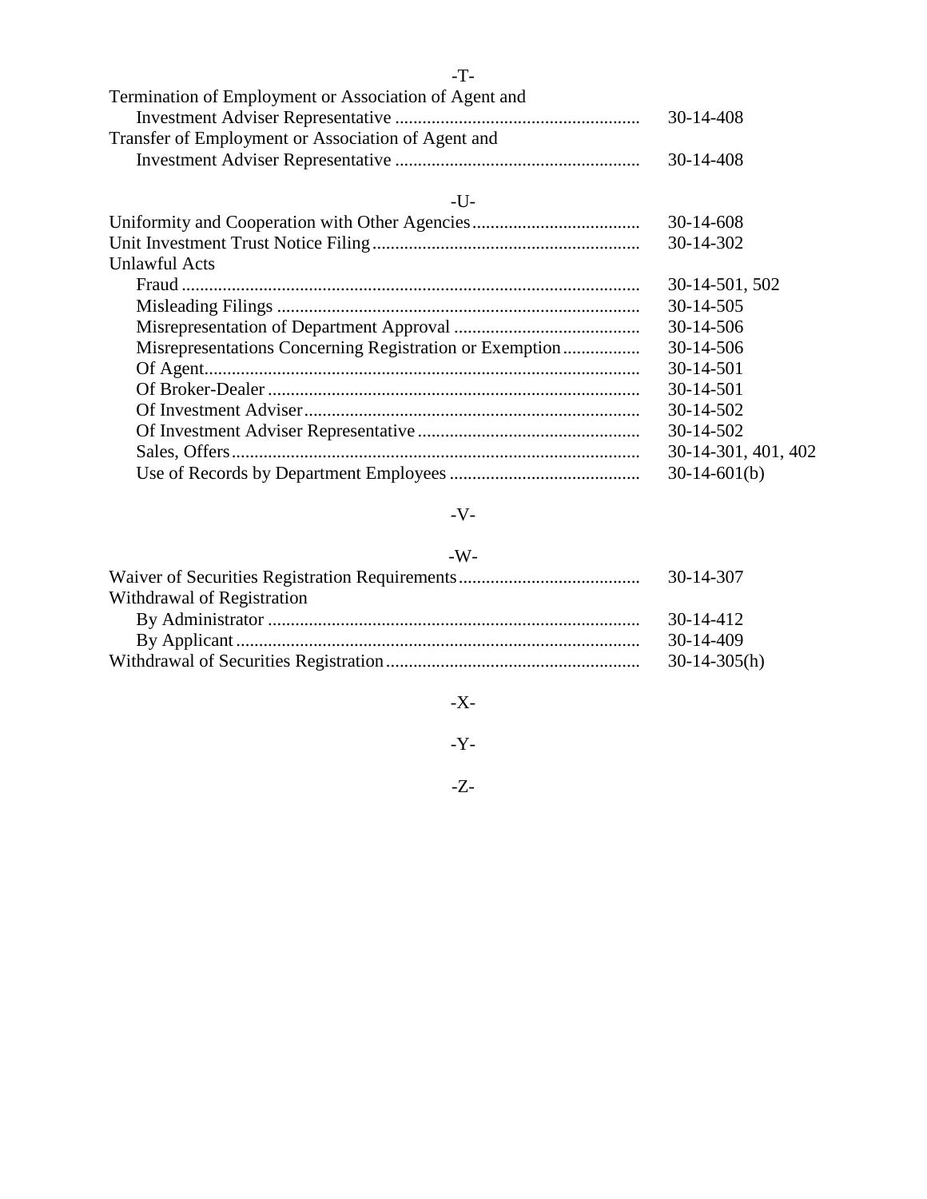-T-

| | |
|---|---|
| Termination of Employment or Association of Agent and Investment Adviser Representative | 30-14-408 |
| Transfer of Employment or Association of Agent and Investment Adviser Representative | 30-14-408 |

-U-

| | |
|---|---|
| Uniformity and Cooperation with Other Agencies | 30-14-608 |
| Unit Investment Trust Notice Filing | 30-14-302 |
| Unlawful Acts | |
| Fraud | 30-14-501, 502 |
| Misleading Filings | 30-14-505 |
| Misrepresentation of Department Approval | 30-14-506 |
| Misrepresentations Concerning Registration or Exemption | 30-14-506 |
| Of Agent | 30-14-501 |
| Of Broker-Dealer | 30-14-501 |
| Of Investment Adviser | 30-14-502 |
| Of Investment Adviser Representative | 30-14-502 |
| Sales, Offers | 30-14-301, 401, 402 |
| Use of Records by Department Employees | 30-14-601(b) |

-V-

-W-

| | |
|---|---|
| Waiver of Securities Registration Requirements | 30-14-307 |
| Withdrawal of Registration | |
| By Administrator | 30-14-412 |
| By Applicant | 30-14-409 |
| Withdrawal of Securities Registration | 30-14-305(h) |

-X-

-Y-

-Z-